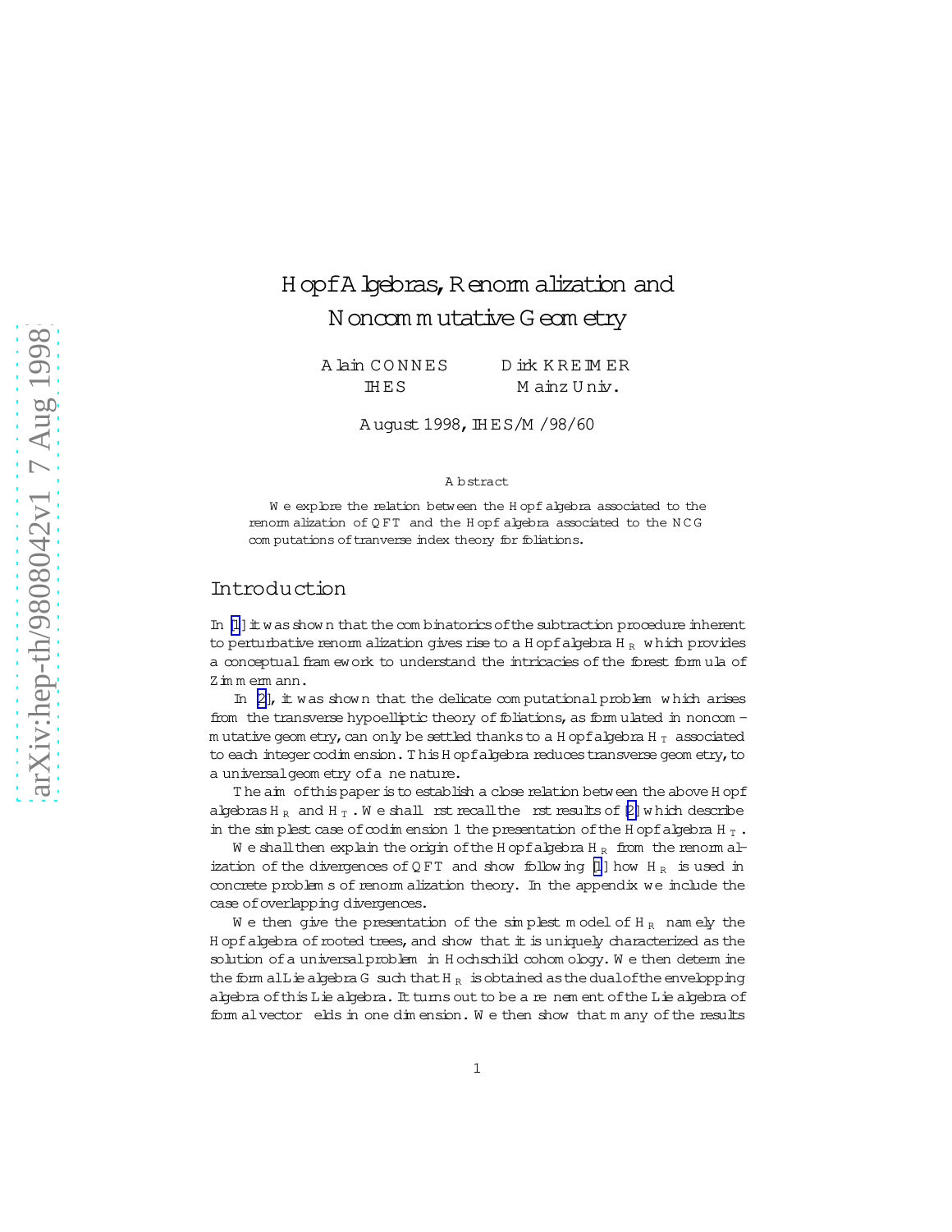# Hopf Algebras, Renormalization and Noncommutative Geometry

Alain CONNES  
IHES

Dirk KREIMER  
Mainz Univ.

August 1998, IHES/M/98/60

## Abstract

We explore the relation between the Hopf algebra associated to the renormalization of QFT and the Hopf algebra associated to the NCG computations of tranverse index theory for foliations.

## Introduction

In [1] it was shown that the combinatorics of the subtraction procedure inherent to perturbative renormalization gives rise to a Hopf algebra $\mathcal{H}_R$ which provides a conceptual framework to understand the intricacies of the forest formula of Zimmermann.

In [2], it was shown that the delicate computational problem which arises from the transverse hypoelliptic theory of foliations, as formulated in noncommutative geometry, can only be settled thanks to a Hopf algebra $\mathcal{H}_T$ associated to each integer codimension. This Hopf algebra reduces transverse geometry, to a universal geometry of affine nature.

The aim of this paper is to establish a close relation between the above Hopf algebras $\mathcal{H}_R$ and $\mathcal{H}_T$. We shall first recall the first results of [2] which describe in the simplest case of codimension 1 the presentation of the Hopf algebra $\mathcal{H}_T$.

We shall then explain the origin of the Hopf algebra $\mathcal{H}_R$ from the renormalization of the divergences of QFT and show following [1] how $\mathcal{H}_R$ is used in concrete problems of renormalization theory. In the appendix we include the case of overlapping divergences.

We then give the presentation of the simplest model of $\mathcal{H}_R$ namely the Hopf algebra of rooted trees, and show that it is uniquely characterized as the solution of a universal problem in Hochschild cohomology. We then determine the formal Lie algebra $\mathcal{G}$ such that $\mathcal{H}_R$ is obtained as the dual of the envelopping algebra of this Lie algebra. It turns out to be a refinement of the Lie algebra of formal vector fields in one dimension. We then show that many of the results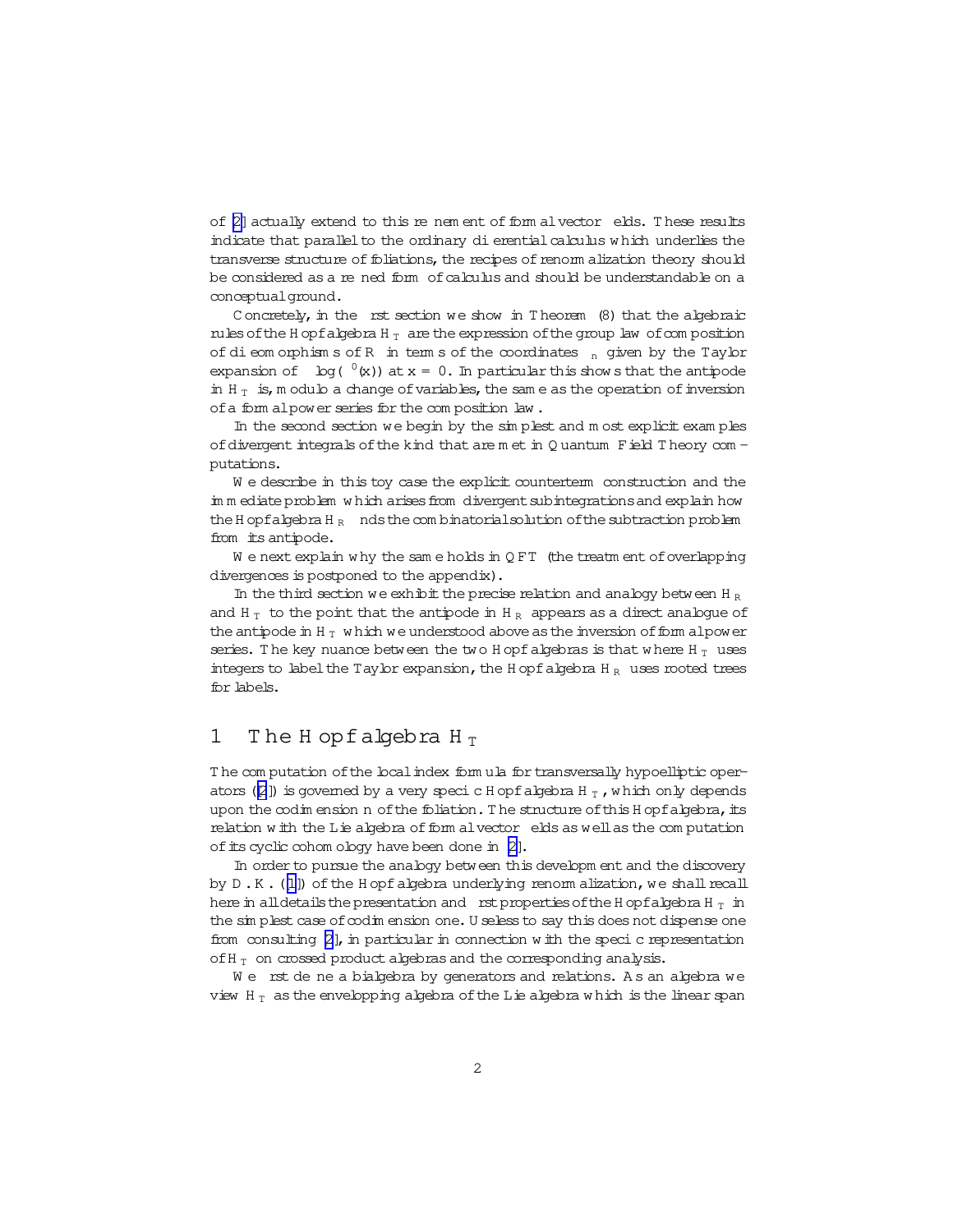of [2] actually extend to this refinement of formal vector fields. These results indicate that parallel to the ordinary differential calculus which underlies the transverse structure of foliations, the recipes of renormalization theory should be considered as a refined form of calculus and should be understandable on a conceptual ground.

Concretely, in the first section we show in Theorem (8) that the algebraic rules of the Hopf algebra $H_T$ are the expression of the group law of composition of diffeomorphisms of $\mathbb{R}$ in terms of the coordinates $\delta_n$ given by the Taylor expansion of $\log(\psi'(x))$ at $x = 0$. In particular this shows that the antipode in $H_T$ is, modulo a change of variables, the same as the operation of inversion of a formal power series for the composition law.

In the second section we begin by the simplest and most explicit examples of divergent integrals of the kind that are met in Quantum Field Theory computations.

We describe in this toy case the explicit counterterm construction and the immediate problem which arises from divergent subintegrations and explain how the Hopf algebra $H_R$ finds the combinatorial solution of the subtraction problem from its antipode.

We next explain why the same holds in QFT (the treatment of overlapping divergences is postponed to the appendix).

In the third section we exhibit the precise relation and analogy between $H_R$ and $H_T$ to the point that the antipode in $H_R$ appears as a direct analogue of the antipode in $H_T$ which we understood above as the inversion of formal power series. The key nuance between the two Hopf algebras is that where $H_T$ uses integers to label the Taylor expansion, the Hopf algebra $H_R$ uses rooted trees for labels.

## 1 The Hopf algebra $H_T$

The computation of the local index formula for transversally hypoelliptic operators ([2]) is governed by a very specific Hopf algebra $H_T$, which only depends upon the codimension $n$ of the foliation. The structure of this Hopf algebra, its relation with the Lie algebra of formal vector fields as well as the computation of its cyclic cohomology have been done in [2].

In order to pursue the analogy between this development and the discovery by D.K. ([1]) of the Hopf algebra underlying renormalization, we shall recall here in all details the presentation and first properties of the Hopf algebra $H_T$ in the simplest case of codimension one. Useless to say this does not dispense one from consulting [2], in particular in connection with the specific representation of $H_T$ on crossed product algebras and the corresponding analysis.

We first define a bialgebra by generators and relations. As an algebra we view $H_T$ as the envelopping algebra of the Lie algebra which is the linear span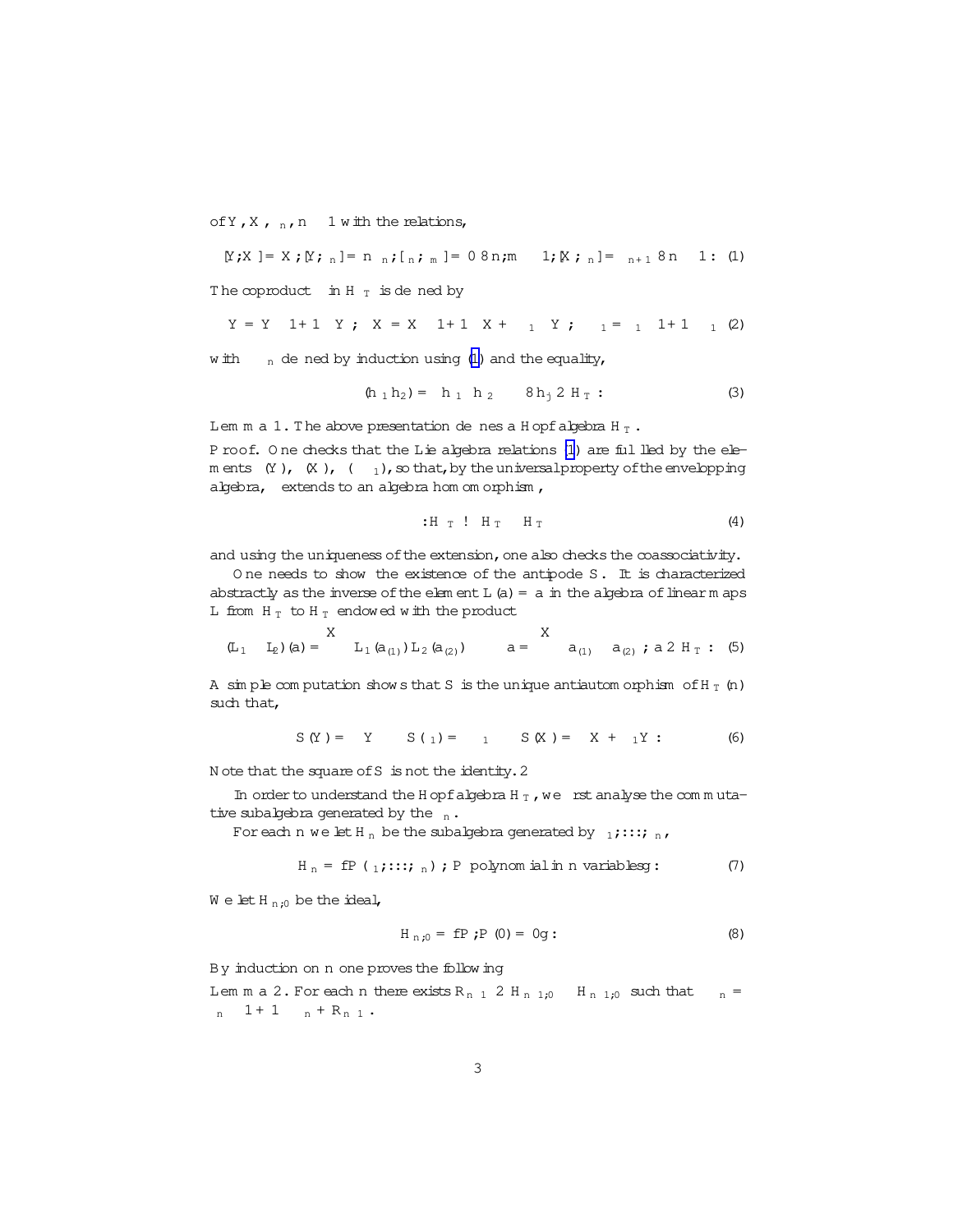of $Y$, $X$, $\delta_n$, $n \geq 1$ with the relations,

$$[Y, X] = X, \; [Y, \delta_n] = n\,\delta_n, \; [\delta_n, \delta_m] = 0 \;\; \forall n, m \geq 1, \; [X, \delta_n] = \delta_{n+1} \;\; \forall n \geq 1. \quad (1)$$

The coproduct $\Delta$ in $\mathcal{H}_T$ is defined by

$$\Delta Y = Y \otimes 1 + 1 \otimes Y, \;\; \Delta X = X \otimes 1 + 1 \otimes X + \delta_1 \otimes Y, \;\; \Delta \delta_1 = \delta_1 \otimes 1 + 1 \otimes \delta_1 \quad (2)$$

with $\delta_n$ defined by induction using (1) and the equality,

$$\Delta(h_1 h_2) = \Delta h_1 \, \Delta h_2 \qquad \forall h_j \in \mathcal{H}_T. \quad (3)$$

**Lemma 1.** *The above presentation defines a Hopf algebra $\mathcal{H}_T$.*

*Proof.* One checks that the Lie algebra relations (1) are fulfilled by the elements $\Delta(Y)$, $\Delta(X)$, $\Delta(\delta_1)$, so that, by the universal property of the envelopping algebra, $\Delta$ extends to an algebra homomorphism,

$$\Delta : \mathcal{H}_T \to \mathcal{H}_T \otimes \mathcal{H}_T \quad (4)$$

and using the uniqueness of the extension, one also checks the coassociativity.

One needs to show the existence of the antipode $S$. It is characterized abstractly as the inverse of the element $L(a) = a$ in the algebra of linear maps $L$ from $\mathcal{H}_T$ to $\mathcal{H}_T$ endowed with the product

$$(L_1 * L_2)(a) = \sum L_1(a_{(1)}) \, L_2(a_{(2)}) \qquad \Delta a = \sum a_{(1)} \otimes a_{(2)}, \; a \in \mathcal{H}_T. \quad (5)$$

A simple computation shows that $S$ is the unique antiautomorphism of $\mathcal{H}_T(n)$ such that,

$$S(Y) = -Y \qquad S(\delta_1) = -\delta_1 \qquad S(X) = -X + \delta_1 Y. \quad (6)$$

Note that the square of $S$ is not the identity. $\Box$

In order to understand the Hopf algebra $\mathcal{H}_T$, we first analyse the commutative subalgebra generated by the $\delta_n$.

For each $n$ we let $\mathcal{H}_n$ be the subalgebra generated by $\delta_1, \ldots, \delta_n$,

$$\mathcal{H}_n = \{P(\delta_1, \ldots, \delta_n) \, ; \, P \text{ polynomial in } n \text{ variables}\}. \quad (7)$$

We let $\mathcal{H}_{n,0}$ be the ideal,

$$\mathcal{H}_{n,0} = \{P \, ; \, P(0) = 0\}. \quad (8)$$

By induction on $n$ one proves the following

**Lemma 2.** *For each $n$ there exists $R_{n-1} \in \mathcal{H}_{n-1,0} \otimes \mathcal{H}_{n-1,0}$ such that $\Delta \delta_n = \delta_n \otimes 1 + 1 \otimes \delta_n + R_{n-1}$.*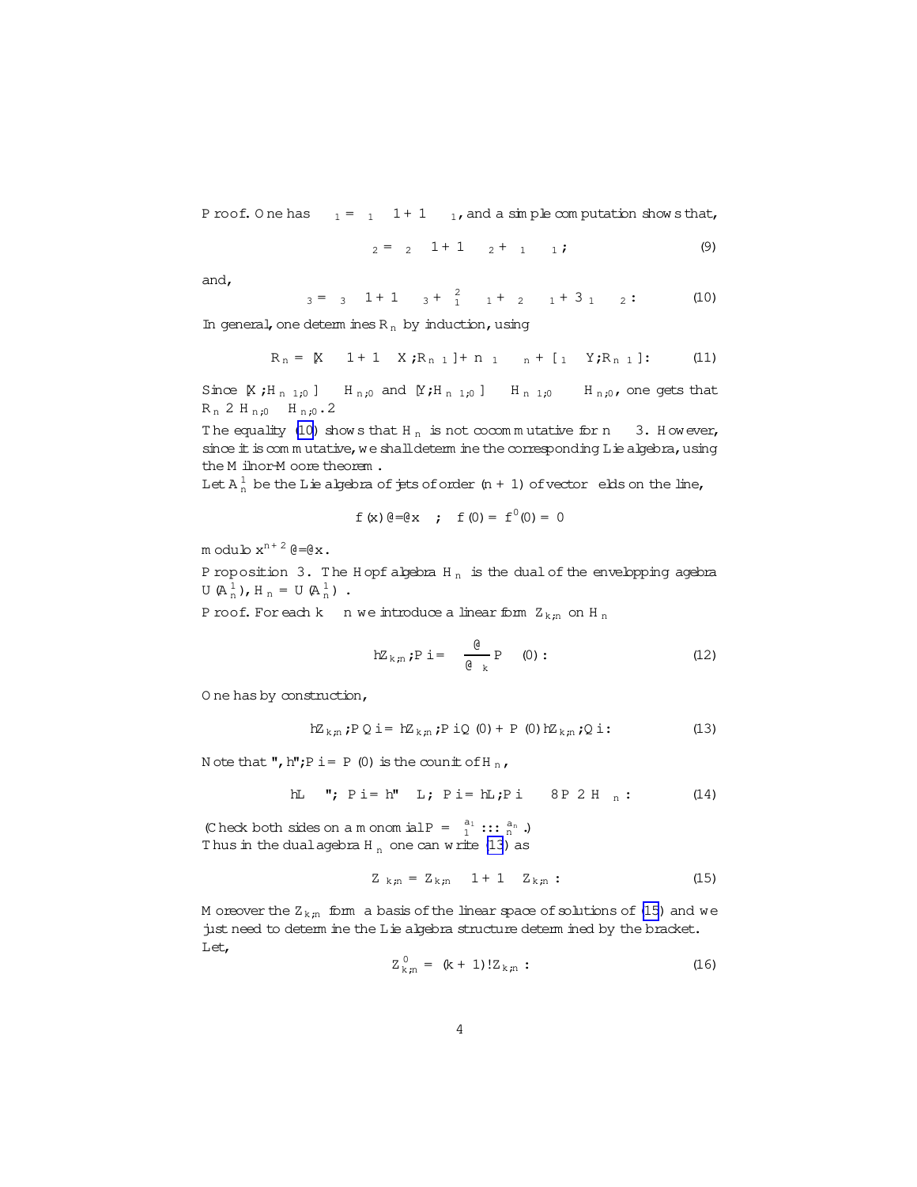Proof. One has $\Delta\delta_1 = \delta_1 \otimes 1 + 1 \otimes \delta_1$, and a simple computation shows that,

$$\Delta\delta_2 = \delta_2 \otimes 1 + 1 \otimes \delta_2 + \delta_1 \otimes \delta_1 ; \tag{9}$$

and,

$$\Delta\delta_3 = \delta_3 \otimes 1 + 1 \otimes \delta_3 + \delta_1^2 \otimes \delta_1 + \delta_2 \otimes \delta_1 + 3\,\delta_1 \otimes \delta_2 . \tag{10}$$

In general, one determines $R_n$ by induction, using

$$R_n = [X \otimes 1 + 1 \otimes X, R_{n-1}] + n\,\delta_1 \otimes \delta_n + [\delta_1 \otimes Y, R_{n-1}] . \tag{11}$$

Since $[X, H_{n-1,0}] \subset H_{n,0}$ and $[Y, H_{n-1,0}] \subset H_{n-1,0} \subset H_{n,0}$, one gets that $R_n \in H_{n,0} \otimes H_{n,0}$. $\square$

The equality (10) shows that $H_n$ is not cocommutative for $n \geq 3$. However, since it is commutative, we shall determine the corresponding Lie algebra, using the Milnor-Moore theorem.

Let $A_n^1$ be the Lie algebra of jets of order $(n+1)$ of vector fields on the line,

$$f(x)\,\partial/\partial x \quad ; \quad f(0) = f'(0) = 0$$

modulo $x^{n+2}\,\partial/\partial x$.

Proposition 3. The Hopf algebra $H_n$ is the dual of the envelopping agebra $U(A_n^1)$, $H_n = U(A_n^1)^*$.

Proof. For each $k \leq n$ we introduce a linear form $Z_{k,n}$ on $H_n$

$$\langle Z_{k,n}, P\rangle = \left(\frac{\partial}{\partial \delta_k} P\right)(0) . \tag{12}$$

One has by construction,

$$\langle Z_{k,n}, PQ\rangle = \langle Z_{k,n}, P\rangle Q(0) + P(0)\langle Z_{k,n}, Q\rangle . \tag{13}$$

Note that $\varepsilon$, $\langle \varepsilon, P\rangle = P(0)$ is the counit of $H_n$,

$$\langle L \otimes \varepsilon, \Delta P\rangle = \langle \varepsilon \otimes L, \Delta P\rangle = \langle L, P\rangle \quad \forall P \in H_n . \tag{14}$$

(Check both sides on a monomial $P = \delta_1^{a_1} \ldots \delta_n^{a_n}$.)

Thus in the dual algebra $H_n^*$ one can write (13) as

$$\Delta Z_{k,n} = Z_{k,n} \otimes 1 + 1 \otimes Z_{k,n} . \tag{15}$$

Moreover the $Z_{k,n}$ form a basis of the linear space of solutions of (15) and we just need to determine the Lie algebra structure determined by the bracket.

Let,

$$Z'_{k,n} = (k+1)!\, Z_{k,n} . \tag{16}$$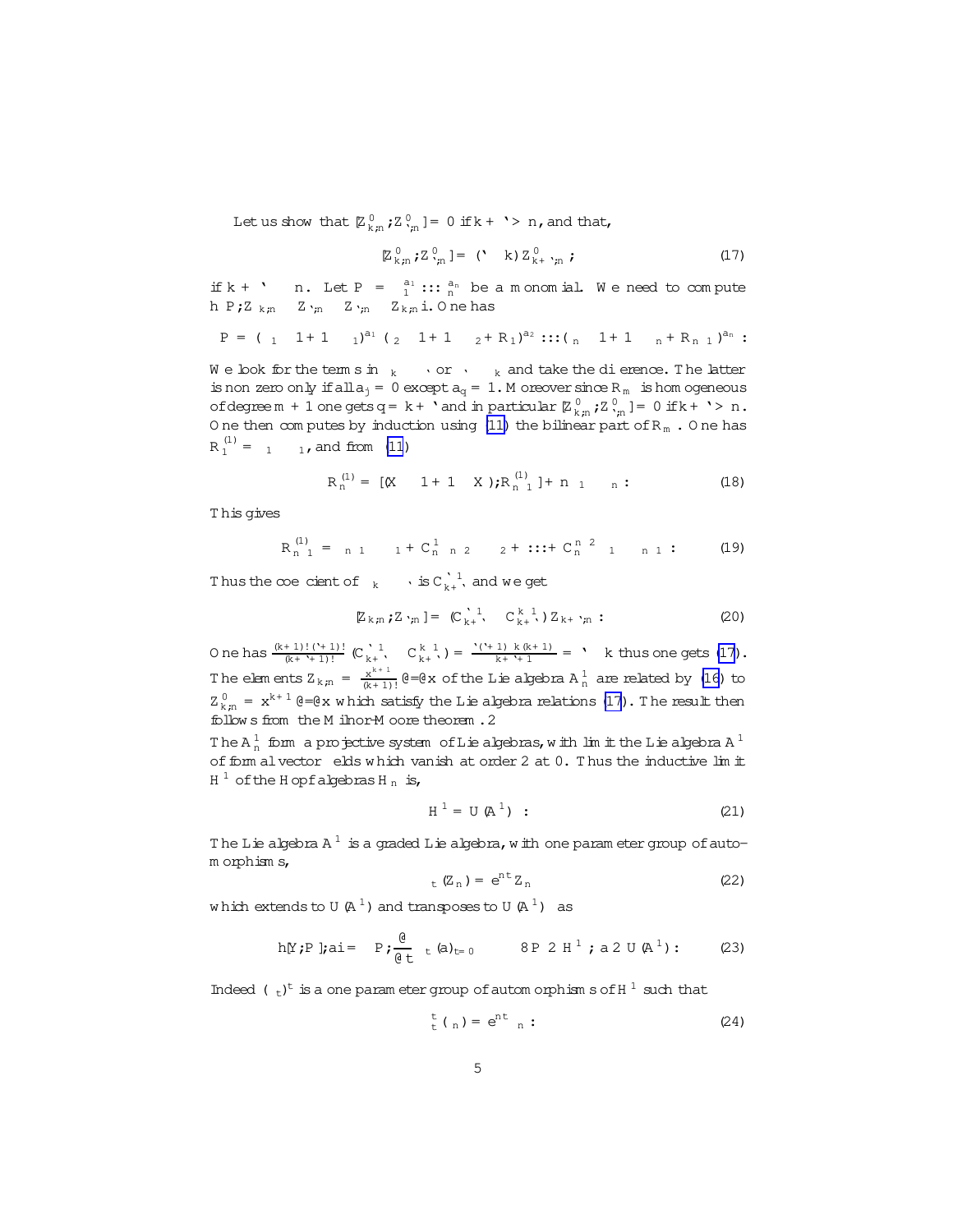Let us show that $[Z^0_{k,n}, Z^0_{\ell,n}] = 0$ if $k+\ell > n$, and that,

$$[Z^0_{k,n}, Z^0_{\ell,n}] = (\ell - k)\, Z^0_{k+\ell,n}\,, \tag{17}$$

if $k+\ell \leq n$. Let $P = \delta_1^{a_1} \cdots \delta_n^{a_n}$ be a monomial. We need to compute $\langle P, Z_{k,n}\, Z_{\ell,n} - Z_{\ell,n}\, Z_{k,n}\rangle$. One has

$$\Delta P = (\delta_1 \otimes 1 + 1 \otimes \delta_1)^{a_1} (\delta_2 \otimes 1 + 1 \otimes \delta_2 + R_1)^{a_2} \cdots (\delta_n \otimes 1 + 1 \otimes \delta_n + R_{n-1})^{a_n}\,.$$

We look for the terms in $\delta_k \otimes \delta_\ell$ or $\delta_\ell \otimes \delta_k$ and take the difference. The latter is non zero only if all $a_j = 0$ except $a_q = 1$. Moreover since $R_m$ is homogeneous of degree $m+1$ one gets $q = k+\ell$ and in particular $[Z^0_{k,n}, Z^0_{\ell,n}] = 0$ if $k+\ell > n$. One then computes by induction using (11) the bilinear part of $R_m$. One has $R^{(1)}_1 = \delta_1 \otimes \delta_1$, and from (11)

$$R^{(1)}_n = [(X \otimes 1 + 1 \otimes X), R^{(1)}_{n-1}] + \delta_n \otimes \delta_1 + \delta_1 \otimes \delta_n\,. \tag{18}$$

This gives

$$R^{(1)}_{n-1} = \delta_{n-1} \otimes \delta_1 + C^1_n\, \delta_{n-2} \otimes \delta_2 + \cdots + C^{n-2}_n\, \delta_1 \otimes \delta_{n-1}\,. \tag{19}$$

Thus the coefficient of $\delta_k \otimes \delta_\ell$ is $C^{\ell-1}_{k+\ell}$ and we get

$$[Z_{k,n}, Z_{\ell,n}] = (C^{\ell-1}_{k+\ell} - C^{k-1}_{k+\ell})\, Z_{k+\ell,n}\,. \tag{20}$$

One has $\frac{(k+1)!\,(\ell+1)!}{(k+\ell+1)!}\,(C^{\ell-1}_{k+\ell} - C^{k-1}_{k+\ell}) = \frac{\ell(\ell+1) - k(k+1)}{k+\ell+1} = \ell - k$ thus one gets (17). The elements $Z_{k,n} = \frac{x^{k+1}}{(k+1)!}\,\partial/\partial x$ of the Lie algebra $A^1_n$ are related by (16) to $Z^0_{k,n} = x^{k+1}\,\partial/\partial x$ which satisfy the Lie algebra relations (17). The result then follows from the Milnor-Moore theorem. $\Box$

The $A^1_n$ form a projective system of Lie algebras, with limit the Lie algebra $A^1$ of formal vector fields which vanish at order 2 at 0. Thus the inductive limit $\mathcal{H}^1$ of the Hopf algebras $\mathcal{H}_n$ is,

$$\mathcal{H}^1 = \mathcal{U}(A^1)^* \,. \tag{21}$$

The Lie algebra $A^1$ is a graded Lie algebra, with one parameter group of automorphisms,

$$\alpha_t(Z_n) = e^{nt}\, Z_n \tag{22}$$

which extends to $\mathcal{U}(A^1)$ and transposes to $\mathcal{U}(A^1)^*$ as

$$\langle [Y, P], a\rangle = \left\langle P, \frac{\partial}{\partial t}\, \alpha_t(a)_{t=0}\right\rangle \qquad \forall P \in \mathcal{H}^1\,,\ a \in \mathcal{U}(A^1)\,. \tag{23}$$

Indeed $(\alpha_t)^t$ is a one parameter group of automorphisms of $\mathcal{H}^1$ such that

$$\alpha^t_t(\delta_n) = e^{nt}\, \delta_n\,. \tag{24}$$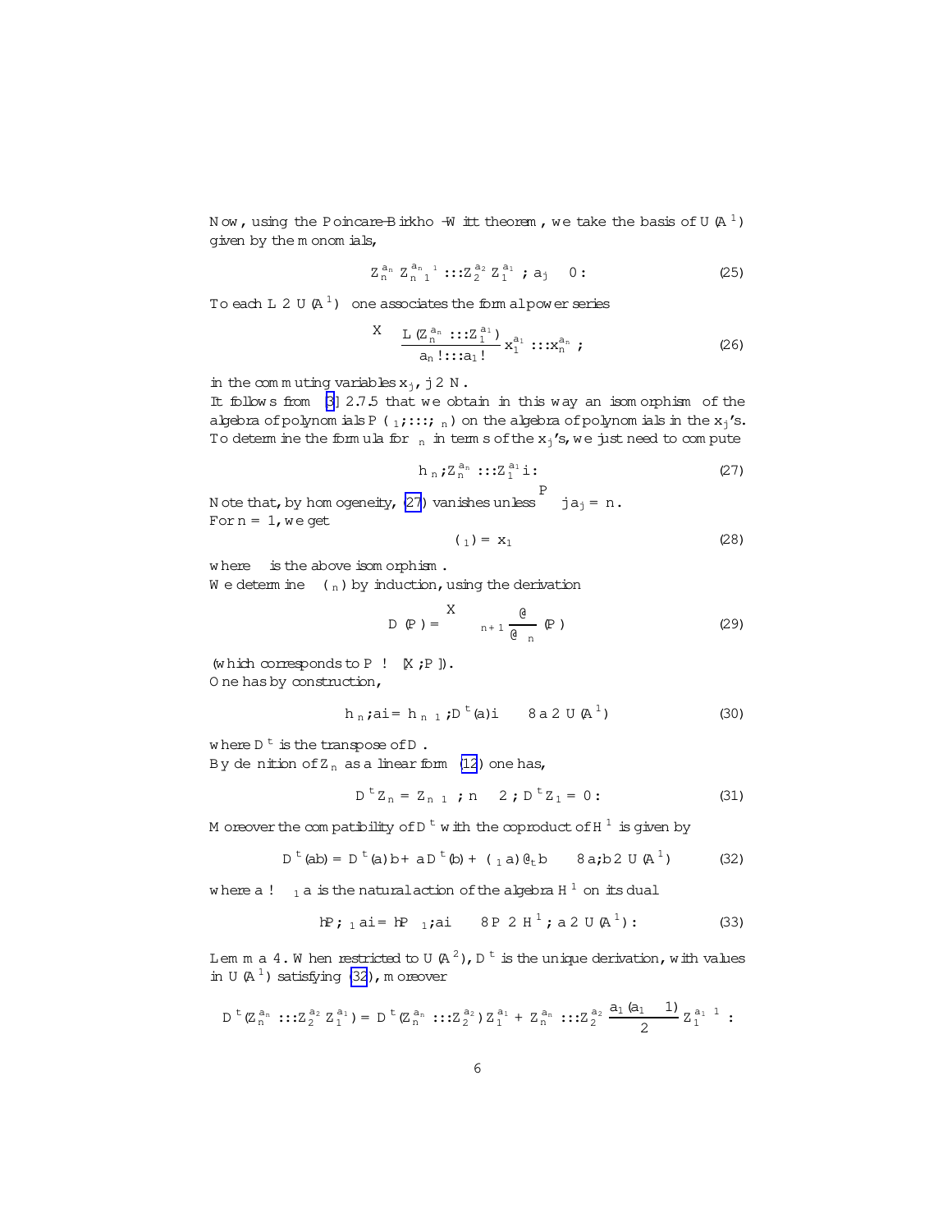Now, using the Poincaré-Birkhoff-Witt theorem, we take the basis of $U(\mathcal{A}^1)$ given by the monomials,

$$Z_n^{a_n} Z_{n-1}^{a_{n-1}} \ldots Z_2^{a_2} Z_1^{a_1}\ ;\ a_j \geq 0 : \tag{25}$$

To each $L \in U(\mathcal{A}^1)$ one associates the formal power series

$$\sum \frac{L(Z_n^{a_n} \ldots Z_1^{a_1})}{a_n! \ldots a_1!}\, x_1^{a_1} \ldots x_n^{a_n}\ ; \tag{26}$$

in the commuting variables $x_j$, $j \in \mathbb{N}$.

It follows from [3] 2.7.5 that we obtain in this way an isomorphism of the algebra of polynomials $P(\delta_1; \ldots; \delta_n)$ on the algebra of polynomials in the $x_j$'s. To determine the formula for $\delta_n$ in terms of the $x_j$'s, we just need to compute

$$\langle \delta_n ; Z_n^{a_n} \ldots Z_1^{a_1} \rangle : \tag{27}$$

Note that, by homogeneity, (27) vanishes unless $\sum j a_j = n$.

For $n = 1$, we get

$$\rho(\delta_1) = x_1 \tag{28}$$

where $\rho$ is the above isomorphism.

We determine $\rho(\delta_n)$ by induction, using the derivation

$$D(P) = \sum \delta_{n+1} \frac{\partial}{\partial \delta_n}(P) \tag{29}$$

(which corresponds to $P \to [X; P]$).

One has by construction,

$$\langle \delta_n ; a \rangle = \langle \delta_{n-1} ; D^t(a) \rangle \quad \forall a \in U(\mathcal{A}^1) \tag{30}$$

where $D^t$ is the transpose of $D$.

By definition of $Z_n$ as a linear form (12) one has,

$$D^t Z_n = Z_{n-1}\ ;\ n \geq 2\ ;\ D^t Z_1 = 0 : \tag{31}$$

Moreover the compatibility of $D^t$ with the coproduct of $\mathcal{H}^1$ is given by

$$D^t(ab) = D^t(a)\, b + a\, D^t(b) + (\delta_1 a)\, \partial_t b \quad \forall a, b \in U(\mathcal{A}^1) \tag{32}$$

where $a \to \delta_1 a$ is the natural action of the algebra $\mathcal{H}^1$ on its dual

$$\langle P ; \delta_1 a \rangle = \langle P \delta_1 ; a \rangle \quad \forall P \in \mathcal{H}^1 ;\ a \in U(\mathcal{A}^1) : \tag{33}$$

**Lemma 4.** When restricted to $U(\mathcal{A}^2)$, $D^t$ is the unique derivation, with values in $U(\mathcal{A}^1)$ satisfying (32), moreover

$$D^t(Z_n^{a_n} \ldots Z_2^{a_2} Z_1^{a_1}) = D^t(Z_n^{a_n} \ldots Z_2^{a_2})\, Z_1^{a_1} + Z_n^{a_n} \ldots Z_2^{a_2}\, \frac{a_1(a_1-1)}{2}\, Z_1^{a_1-1} :$$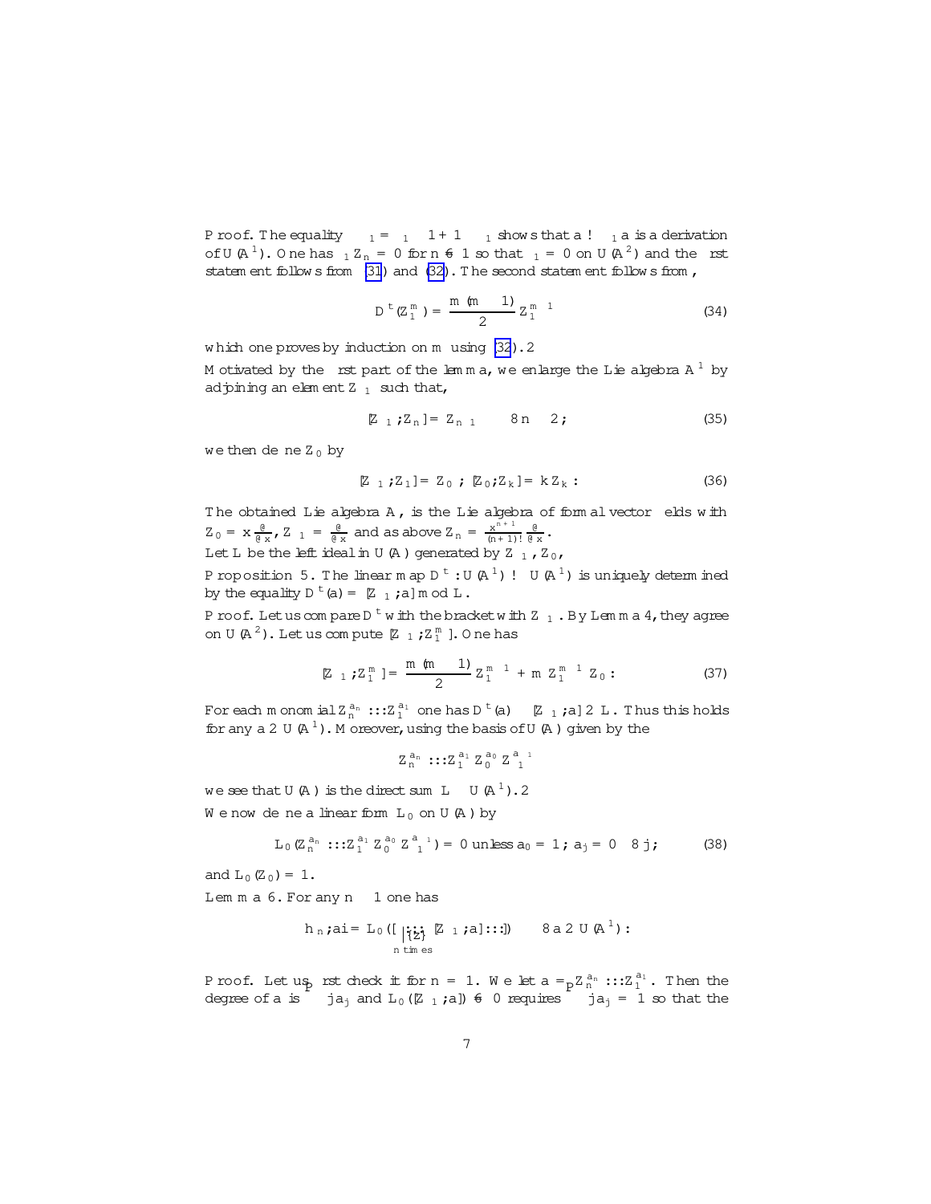Proof. The equality $\Delta_1 = \delta_1 \otimes 1 + 1 \otimes \delta_1$ shows that $a \to \delta_1 a$ is a derivation of $U(A^1)$. One has $\delta_1 Z_n = 0$ for $n \neq 1$ so that $\delta_1 = 0$ on $U(A^2)$ and the first statement follows from (31) and (32). The second statement follows from,

$$D^t(Z_1^m) = \frac{m(m-1)}{2} Z_1^{m-1} \tag{34}$$

which one proves by induction on $m$ using (32). $\square$

Motivated by the first part of the lemma, we enlarge the Lie algebra $A^1$ by adjoining an element $Z_{-1}$ such that,

$$[Z_{-1}, Z_n] = Z_{n-1} \quad \forall n \geq 2; \tag{35}$$

we then define $Z_0$ by

$$[Z_{-1}, Z_1] = Z_0 \; ; \; [Z_0, Z_k] = k Z_k \, . \tag{36}$$

The obtained Lie algebra $A$, is the Lie algebra of formal vector fields with $Z_0 = x\frac{\partial}{\partial x}$, $Z_{-1} = \frac{\partial}{\partial x}$ and as above $Z_n = \frac{x^{n+1}}{(n+1)!}\frac{\partial}{\partial x}$.

Let $L$ be the left ideal in $U(A)$ generated by $Z_{-1}, Z_0$,

**Proposition 5.** The linear map $D^t : U(A^1) \to U(A^1)$ is uniquely determined by the equality $D^t(a) = [Z_{-1}, a] \bmod L$.

Proof. Let us compare $D^t$ with the bracket with $Z_{-1}$. By Lemma 4, they agree on $U(A^2)$. Let us compute $[Z_{-1}, Z_1^m]$. One has

$$[Z_{-1}, Z_1^m] = \frac{m(m-1)}{2} Z_1^{m-1} + m\, Z_1^{m-1} Z_0 \, . \tag{37}$$

For each monomial $Z_n^{a_n} \ldots Z_1^{a_1}$ one has $D^t(a) - [Z_{-1}, a] \in L$. Thus this holds for any $a \in U(A^1)$. Moreover, using the basis of $U(A)$ given by the

$$Z_n^{a_n} \ldots Z_1^{a_1} Z_0^{a_0} Z_{-1}^{a_{-1}}$$

we see that $U(A)$ is the direct sum $L \oplus U(A^1)$. $\square$

We now define a linear form $L_0$ on $U(A)$ by

$$L_0(Z_n^{a_n} \ldots Z_1^{a_1} Z_0^{a_0} Z_{-1}^{a_{-1}}) = 0 \text{ unless } a_0 = 1, \; a_j = 0 \quad \forall j; \tag{38}$$

and $L_0(Z_0) = 1$.

**Lemma 6.** For any $n \geq 1$ one has

$$\langle \gamma_n, a \rangle = L_0([\underbrace{\ldots}_{n \text{ times}} [Z_{-1}, a] \ldots]) \quad \forall a \in U(A^1) \, .$$

Proof. Let us first check it for $n = 1$. We let $a = Z_n^{a_n} \ldots Z_1^{a_1}$. Then the degree of $a$ is $\sum j a_j$ and $L_0([Z_{-1}, a]) \neq 0$ requires $\sum j a_j = 1$ so that the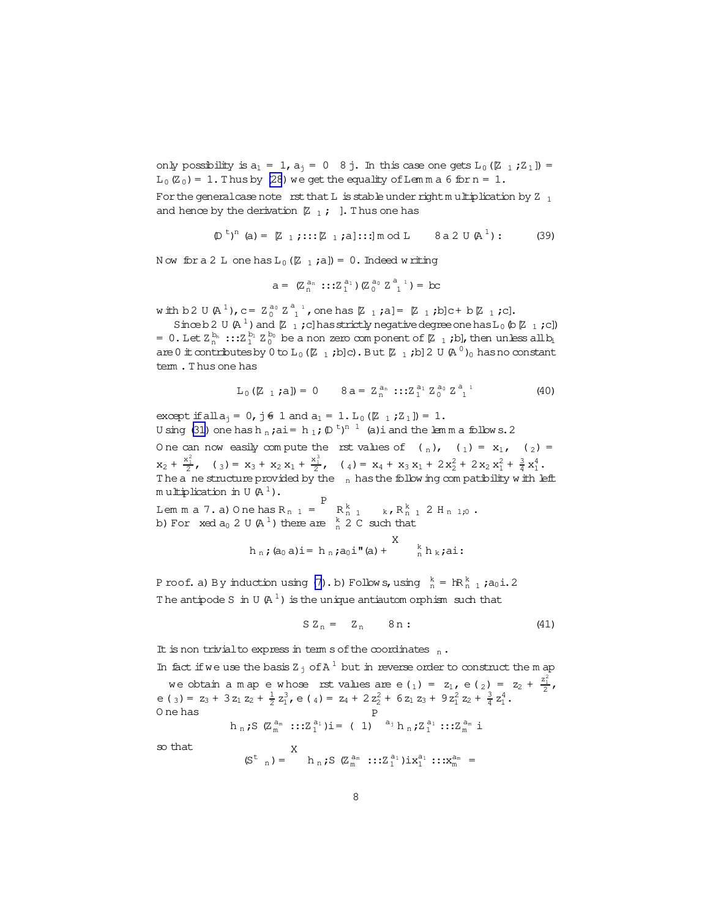only possibility is $a_1 = 1$, $a_j = 0 \;\; \forall j$. In this case one gets $L_0([Z_{-1}, Z_1]) = L_0(Z_0) = 1$. Thus by (28) we get the equality of Lemma 6 for $n = 1$.

For the general case note first that $L$ is stable under right multiplication by $Z_{-1}$ and hence by the derivation $[Z_{-1}, \cdot\,]$. Thus one has

$$(D^t)^n(a) = [Z_{-1}, \ldots [Z_{-1}, a] \ldots] \bmod L \qquad \forall a \in U(A^1) : \tag{39}$$

Now for $a \in L$ one has $L_0([Z_{-1}, a]) = 0$. Indeed writing

$$a = (Z_n^{a_n} \ldots Z_1^{a_1})(Z_0^{a_0} Z_{-1}^{a_{-1}}) = bc$$

with $b \in U(A^1)$, $c = Z_0^{a_0} Z_{-1}^{a_{-1}}$, one has $[Z_{-1}, a] = [Z_{-1}, b]c + b[Z_{-1}, c]$.

Since $b \in U(A^1)$ and $[Z_{-1}, c]$ has strictly negative degree one has $L_0(b[Z_{-1}, c]) = 0$. Let $Z_n^{b_n} \ldots Z_1^{b_1} Z_0^{b_0}$ be a non zero component of $[Z_{-1}, b]$, then unless all $b_i$ are 0 it contributes by 0 to $L_0([Z_{-1}, b]c)$. But $[Z_{-1}, b] \in U(A^0)_0$ has no constant term. Thus one has

$$L_0([Z_{-1}, a]) = 0 \qquad \forall a = Z_n^{a_n} \ldots Z_1^{a_1} Z_0^{a_0} Z_{-1}^{a_{-1}} \tag{40}$$

except if all $a_j = 0$, $j \neq 1$ and $a_1 = 1$. $L_0([Z_{-1}, Z_1]) = 1$.

Using (31) one has $\langle \gamma_n, a \rangle = \langle \gamma_1, (D^t)^{n-1}(a) \rangle$ and the lemma follows. $\Box$

One can now easily compute the first values of $\gamma(\gamma_n)$, $\gamma(\gamma_1) = x_1$, $\gamma(\gamma_2) = x_2 + \frac{x_1^2}{2}$, $\gamma(\gamma_3) = x_3 + x_2 x_1 + \frac{x_1^3}{2}$, $\gamma(\gamma_4) = x_4 + x_3 x_1 + 2x_2^2 + 2x_2 x_1^2 + \frac{3}{4} x_1^4$.

The affine structure provided by the $\gamma_n$ has the following compatibility with left multiplication in $U(A^1)$.

**Lemma 7.** a) One has $R_{n-1} = \sum R_{n-1}^k \gamma_k$, $R_{n-1}^k \in H_{n-1,0}$.

b) For fixed $a_0 \in U(A^1)$ there are $\lambda_n^k \in \mathbb{C}$ such that

$$\langle \gamma_n, (a_0 a) \rangle = \langle \gamma_n, a_0 \rangle \varepsilon(a) + \sum \lambda_n^k \langle \gamma_k, a \rangle :$$

*Proof.* a) By induction using (7). b) Follows, using $\lambda_n^k = \langle R_{n-1}^k, a_0 \rangle$. $\Box$

The antipode $S$ in $U(A^1)$ is the unique antiautomorphism such that

$$S Z_n = -Z_n \qquad \forall n : \tag{41}$$

It is non trivial to express in terms of the coordinates $\gamma_n$.

In fact if we use the basis $Z_j$ of $A^1$ but in reverse order to construct the map $\gamma$ we obtain a map $e$ whose first values are $e(\gamma_1) = z_1$, $e(\gamma_2) = z_2 + \frac{z_1^2}{2}$, $e(\gamma_3) = z_3 + 3z_1 z_2 + \frac{1}{2} z_1^3$, $e(\gamma_4) = z_4 + 2z_2^2 + 6z_1 z_3 + 9z_1^2 z_2 + \frac{3}{4} z_1^4$.

One has

$$\langle \gamma_n, S(Z_m^{a_m} \ldots Z_1^{a_1}) \rangle = (-1)^{\sum a_j} \langle \gamma_n, Z_1^{a_1} \ldots Z_m^{a_m} \rangle$$

so that

$$\gamma(S^t \gamma_n) = \sum \langle \gamma_n, S(Z_m^{a_m} \ldots Z_1^{a_1}) \rangle x_1^{a_1} \ldots x_m^{a_m} =$$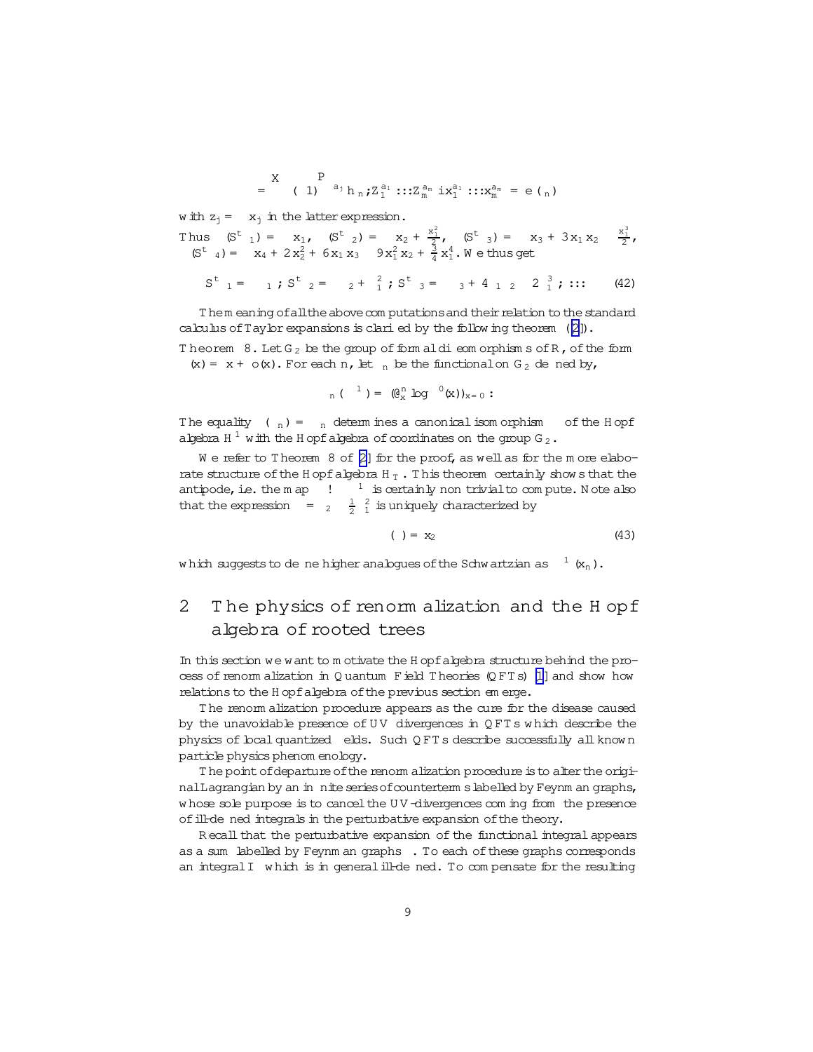$$= \sum (-1)^{\sum a_j} \langle h_n, Z_1^{a_1} \cdots Z_m^{a_m} \rangle x_1^{a_1} \cdots x_m^{a_m} = e(\delta_n)$$

with $z_j = -x_j$ in the latter expression.

Thus $\psi(S^t \delta_1) = -x_1$, $\psi(S^t \delta_2) = -x_2 + \frac{x_1^2}{2}$, $\psi(S^t \delta_3) = -x_3 + 3x_1 x_2 - \frac{x_1^3}{2}$, $\psi(S^t \delta_4) = -x_4 + 2x_2^2 + 6x_1 x_3 - 9x_1^2 x_2 + \frac{3}{4}x_1^4$. We thus get

$$S^t \delta_1 = -\delta_1 ; \; S^t \delta_2 = -\delta_2 + \delta_1^2 ; \; S^t \delta_3 = -\delta_3 + 4\delta_1 \delta_2 - 2\delta_1^3 ; \; \ldots \tag{42}$$

The meaning of all the above computations and their relation to the standard calculus of Taylor expansions is clarified by the following theorem ([2]).

**Theorem 8.** Let $G_2$ be the group of formal diffeomorphisms of $\mathbb{R}$, of the form $\psi(x) = x + o(x)$. For each $n$, let $\delta_n$ be the functional on $G_2$ defined by,

$$\delta_n(\psi^{-1}) = (\partial_x^n \log \psi'(x))_{x=0} \, .$$

The equality $\psi(\delta_n) = \delta_n$ determines a canonical isomorphism $\psi$ of the Hopf algebra $H^1$ with the Hopf algebra of coordinates on the group $G_2$.

We refer to Theorem 8 of [2] for the proof, as well as for the more elaborate structure of the Hopf algebra $H_T$. This theorem certainly shows that the antipode, i.e. the map $\psi \to \psi^{-1}$ is certainly non trivial to compute. Note also that the expression $\sigma = \delta_2 - \frac{1}{2}\delta_1^2$ is uniquely characterized by

$$\psi(\sigma) = x_2 \tag{43}$$

which suggests to define higher analogues of the Schwartzian as $\psi^{-1}(x_n)$.

## 2 The physics of renormalization and the Hopf algebra of rooted trees

In this section we want to motivate the Hopf algebra structure behind the process of renormalization in Quantum Field Theories (QFTs) [1] and show how relations to the Hopf algebra of the previous section emerge.

The renormalization procedure appears as the cure for the disease caused by the unavoidable presence of UV divergences in QFTs which describe the physics of local quantized fields. Such QFTs describe successfully all known particle physics phenomenology.

The point of departure of the renormalization procedure is to alter the original Lagrangian by an infinite series of counterterms labelled by Feynman graphs, whose sole purpose is to cancel the UV-divergences coming from the presence of ill-defined integrals in the perturbative expansion of the theory.

Recall that the perturbative expansion of the functional integral appears as a sum labelled by Feynman graphs $\Gamma$. To each of these graphs corresponds an integral $I_\Gamma$ which is in general ill-defined. To compensate for the resulting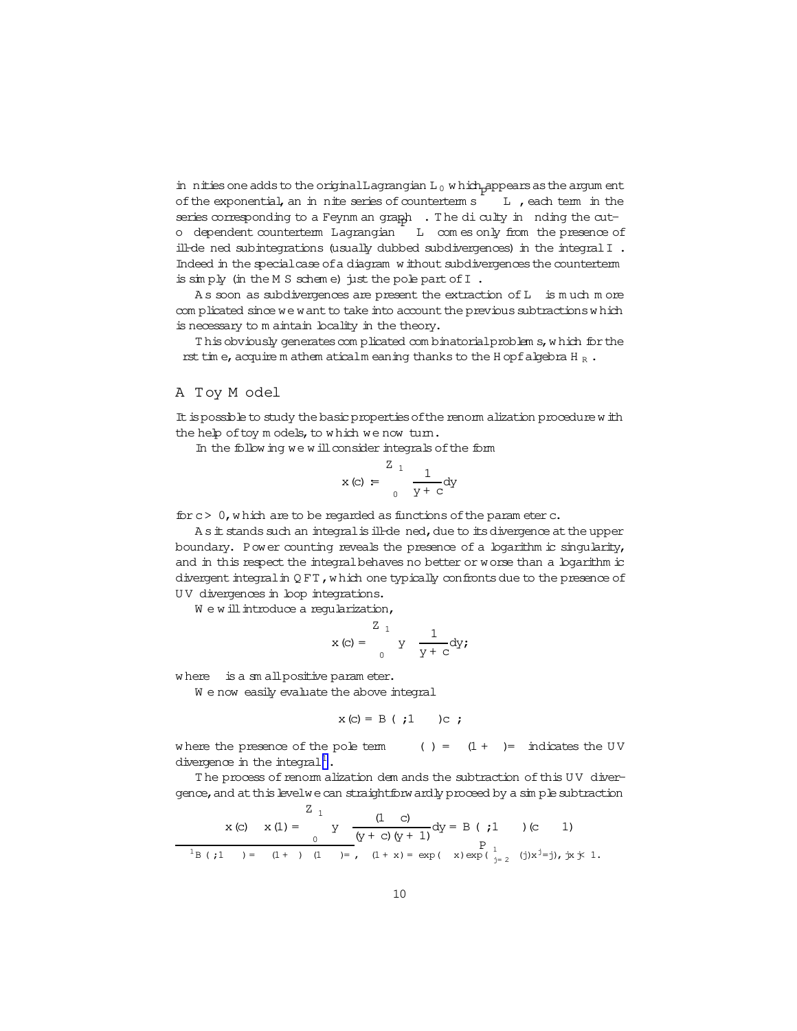infinities one adds to the original Lagrangian $L_0$ which appears as the argument of the exponential, an infinite series of counterterms $\sum_\Gamma \Delta L_\Gamma$, each term in the series corresponding to a Feynman graph $\Gamma$. The difficulty in finding the cut-off dependent counterterm Lagrangian $\Delta L_\Gamma$ comes only from the presence of ill-defined subintegrations (usually dubbed subdivergences) in the integral $I_\Gamma$. Indeed in the special case of a diagram without subdivergences the counterterm is simply (in the MS scheme) just the pole part of $I_\Gamma$.

As soon as subdivergences are present the extraction of $\Delta L_\Gamma$ is much more complicated since we want to take into account the previous subtractions which is necessary to maintain locality in the theory.

This obviously generates complicated combinatorial problems, which for the first time, acquire mathematical meaning thanks to the Hopf algebra $H_R$.

## A Toy Model

It is possible to study the basic properties of the renormalization procedure with the help of toy models, to which we now turn.

In the following we will consider integrals of the form

$$x(c) := \int_0^\infty \frac{1}{y+c}\,dy$$

for $c > 0$, which are to be regarded as functions of the parameter $c$.

As it stands such an integral is ill-defined, due to its divergence at the upper boundary. Power counting reveals the presence of a logarithmic singularity, and in this respect the integral behaves no better or worse than a logarithmic divergent integral in QFT, which one typically confronts due to the presence of UV divergences in loop integrations.

We will introduce a regularization,

$$x(c) = \int_0^\infty y^{-\epsilon} \frac{1}{y+c}\,dy;$$

where $\epsilon$ is a small positive parameter.

We now easily evaluate the above integral

$$x(c) = B(\epsilon; 1-\epsilon)c^{-\epsilon};$$

where the presence of the pole term $\Gamma(\epsilon) = \Gamma(1+\epsilon)/\epsilon$ indicates the UV divergence in the integral[1].

The process of renormalization demands the subtraction of this UV divergence, and at this level we can straightforwardly proceed by a simple subtraction

$$x(c) - x(1) = \int_0^\infty y^{-\epsilon} \frac{(1-c)}{(y+c)(y+1)}\,dy = B(\epsilon; 1-\epsilon)(c^{-\epsilon} - 1)$$

[1] $B(\epsilon; 1-\epsilon) = \Gamma(1+\epsilon)\Gamma(1-\epsilon)/\epsilon$, $\Gamma(1+x) = \exp(-\gamma x)\exp\left(\sum_{j=2}^\infty \zeta(j)x^j/j\right)$, $|x| < 1$.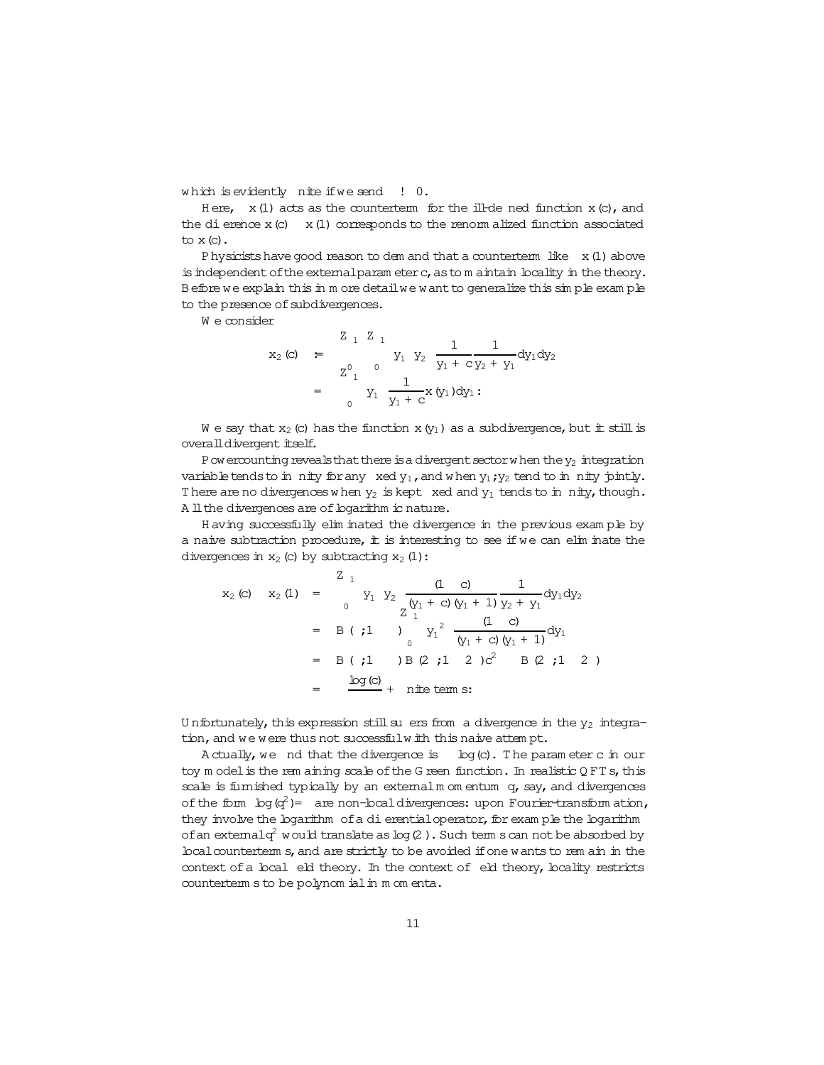which is evidently finite if we send $\epsilon \to 0$.

Here, $x(1)$ acts as the counterterm for the ill-defined function $x(c)$, and the difference $x(c) - x(1)$ corresponds to the renormalized function associated to $x(c)$.

Physicists have good reason to demand that a counterterm like $x(1)$ above is independent of the external parameter $c$, as to maintain locality in the theory. Before we explain this in more detail we want to generalize this simple example to the presence of subdivergences.

We consider

$$
\begin{aligned}
x_2(c) &:= \int_0^\infty \int_0^\infty y_1^{-\epsilon} y_2^{-\epsilon} \frac{1}{y_1 + c} \frac{1}{y_2 + y_1} dy_1 dy_2 \\
&= \int_0^\infty y_1^{-\epsilon} \frac{1}{y_1 + c} x(y_1) dy_1 .
\end{aligned}
$$

We say that $x_2(c)$ has the function $x(y_1)$ as a subdivergence, but it still is overall divergent itself.

Powercounting reveals that there is a divergent sector when the $y_2$ integration variable tends to infinity for any fixed $y_1$, and when $y_1, y_2$ tend to infinity jointly. There are no divergences when $y_2$ is kept fixed and $y_1$ tends to infinity, though. All the divergences are of logarithmic nature.

Having successfully eliminated the divergence in the previous example by a naive subtraction procedure, it is interesting to see if we can eliminate the divergences in $x_2(c)$ by subtracting $x_2(1)$:

$$
\begin{aligned}
x_2(c) - x_2(1) &= \int_0^\infty y_1^{-\epsilon} y_2^{-\epsilon} \frac{(1-c)}{(y_1+c)(y_1+1)} \frac{1}{y_2 + y_1} dy_1 dy_2 \\
&= B(\epsilon; 1-\epsilon) \int_0^\infty y_1^{-2\epsilon} \frac{(1-c)}{(y_1+c)(y_1+1)} dy_1 \\
&= B(\epsilon; 1-\epsilon)\left[B(2\epsilon; 1-2\epsilon)c^{-2\epsilon} - B(2\epsilon; 1-2\epsilon)\right] \\
&= -\frac{\log(c)}{\epsilon} + \text{finite terms}.
\end{aligned}
$$

Unfortunately, this expression still suffers from a divergence in the $y_2$ integration, and we were thus not successful with this naive attempt.

Actually, we find that the divergence is $\sim \log(c)$. The parameter $c$ in our toy model is the remaining scale of the Green function. In realistic QFTs, this scale is furnished typically by an external momentum $q$, say, and divergences of the form $\log(q^2)/\epsilon$ are non-local divergences: upon Fourier-transformation, they involve the logarithm of a differential operator, for example the logarithm of an external $q^2$ would translate as $\log(\partial^2)$. Such terms can not be absorbed by local counterterms, and are strictly to be avoided if one wants to remain in the context of a local field theory. In the context of field theory, locality restricts counterterms to be polynomial in momenta.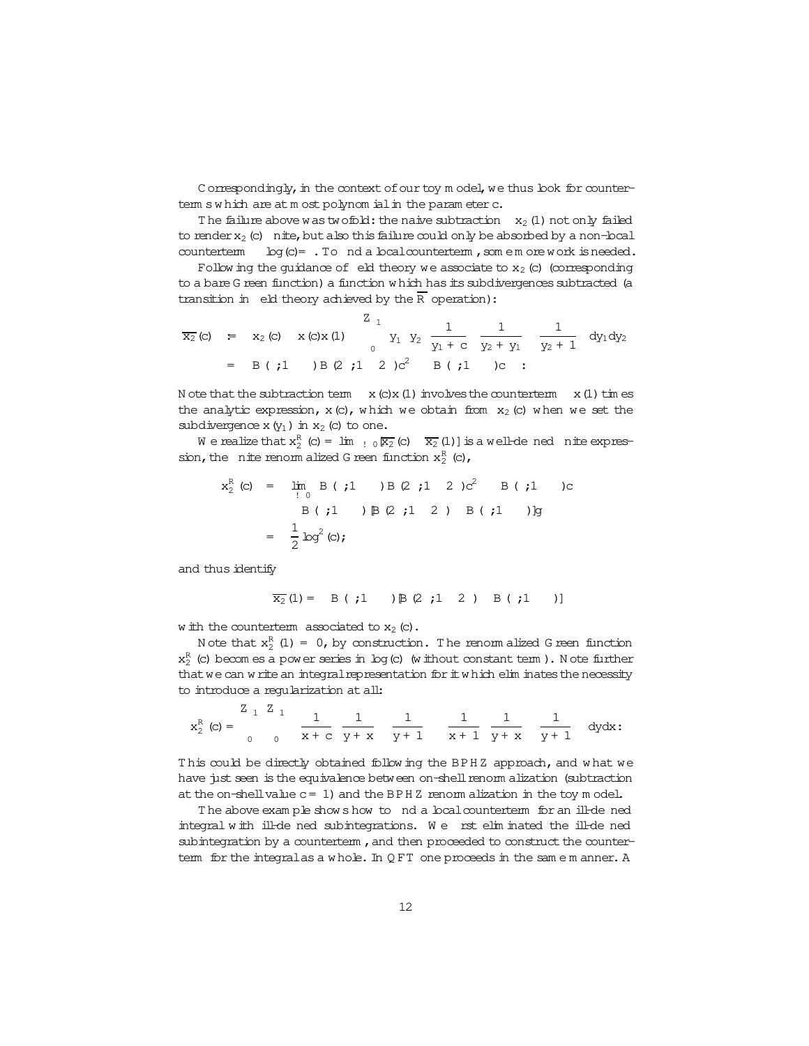Correspondingly, in the context of our toy model, we thus look for counterterms which are at most polynomial in the parameter $c$.

The failure above was twofold: the naive subtraction $-x_2(1)$ not only failed to render $x_2(c)$ finite, but also this failure could only be absorbed by a non-local counterterm $\sim \log(c)/\epsilon$. To find a local counterterm, some more work is needed.

Following the guidance of field theory we associate to $x_2(c)$ (corresponding to a bare Green function) a function which has its subdivergences subtracted (a transition in field theory achieved by the $\overline{R}$ operation):

$$
\begin{aligned}
\overline{x_2}(c) &:= x_2(c) - x(c)x(1) \int_0^\infty y_1^{-\epsilon} y_2^{-\epsilon} \frac{1}{y_1+c}\left[\frac{1}{y_2+y_1} - \frac{1}{y_2+1}\right] dy_1 dy_2 \\
&= B(\epsilon;1-\epsilon)B(2\epsilon;1-2\epsilon)c^{-2\epsilon} - B(\epsilon;1-\epsilon)c^{-\epsilon}\,.
\end{aligned}
$$

Note that the subtraction term $-x(c)x(1)$ involves the counterterm $-x(1)$ times the analytic expression, $x(c)$, which we obtain from $x_2(c)$ when we set the subdivergence $x(y_1)$ in $x_2(c)$ to one.

We realize that $x_2^R(c) = \lim_{\epsilon\to 0}[\overline{x_2}(c) - \overline{x_2}(1)]$ is a well-defined finite expression, the finite renormalized Green function $x_2^R(c)$,

$$
\begin{aligned}
x_2^R(c) &= \lim_{\epsilon\to 0} B(\epsilon;1-\epsilon)B(2\epsilon;1-2\epsilon)c^{-2\epsilon} - B(\epsilon;1-\epsilon)c^{-\epsilon} \\
&\quad - B(\epsilon;1-\epsilon)\{B(2\epsilon;1-2\epsilon) - B(\epsilon;1-\epsilon)\} \\
&= \frac{1}{2}\log^2(c);
\end{aligned}
$$

and thus identify

$$
-\overline{x_2}(1) = -B(\epsilon;1-\epsilon)[B(2\epsilon;1-2\epsilon) - B(\epsilon;1-\epsilon)]
$$

with the counterterm associated to $x_2(c)$.

Note that $x_2^R(1) = 0$, by construction. The renormalized Green function $x_2^R(c)$ becomes a power series in $\log(c)$ (without constant term). Note further that we can write an integral representation for it which eliminates the necessity to introduce a regularization at all:

$$
x_2^R(c) = \int_0^\infty\int_0^\infty \left\{\frac{1}{x+c}\left[\frac{1}{y+x} - \frac{1}{y+1}\right] - \frac{1}{x+1}\left[\frac{1}{y+x} - \frac{1}{y+1}\right]\right\} dy\,dx\,.
$$

This could be directly obtained following the BPHZ approach, and what we have just seen is the equivalence between on-shell renormalization (subtraction at the on-shell value $c = 1$) and the BPHZ renormalization in the toy model.

The above example shows how to find a local counterterm for an ill-defined integral with ill-defined subintegrations. We first eliminated the ill-defined subintegration by a counterterm, and then proceeded to construct the counterterm for the integral as a whole. In QFT one proceeds in the same manner. A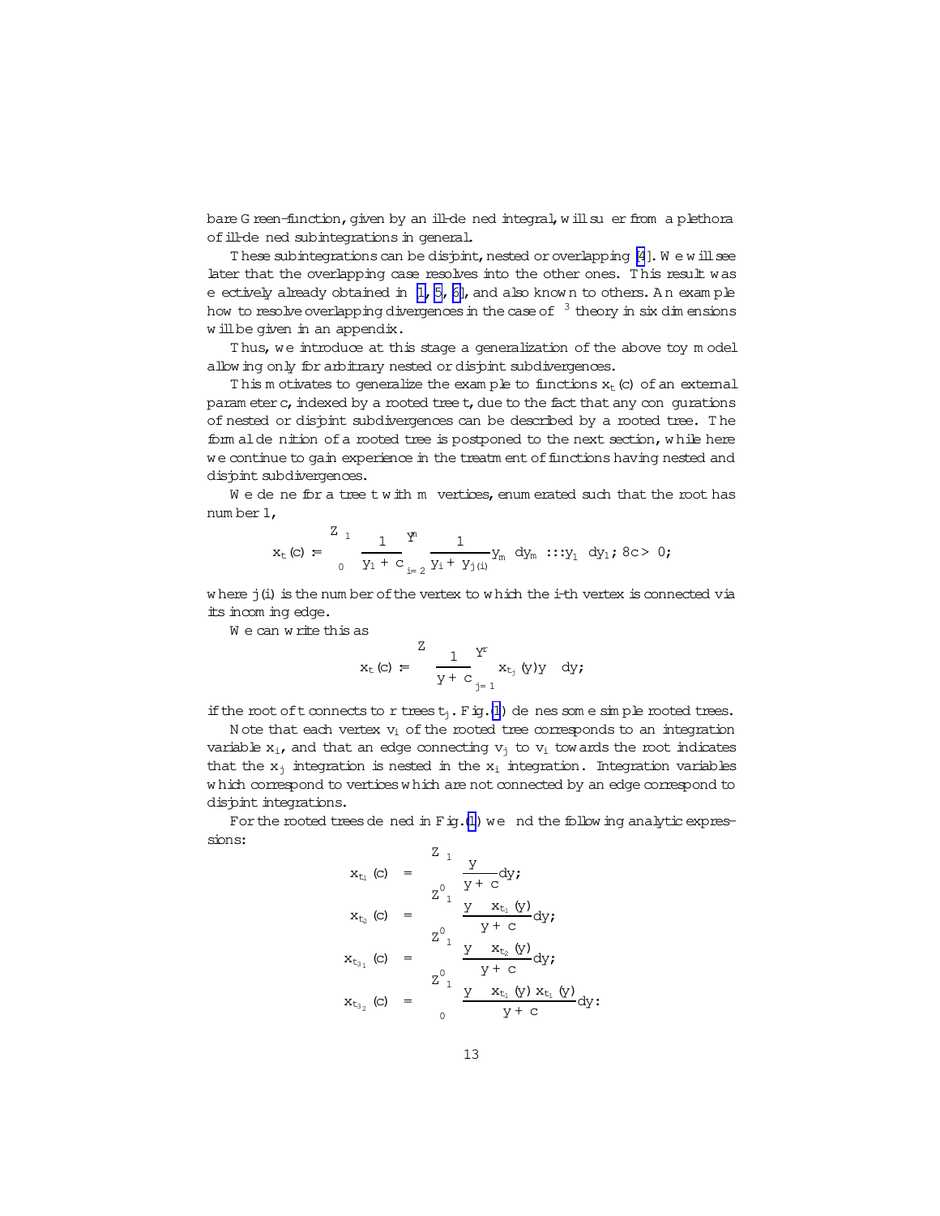bare Green-function, given by an ill-defined integral, will suffer from a plethora of ill-defined subintegrations in general.

These subintegrations can be disjoint, nested or overlapping [4]. We will see later that the overlapping case resolves into the other ones. This result was effectively already obtained in [1, 5, 6], and also known to others. An example how to resolve overlapping divergences in the case of $\phi^3$ theory in six dimensions will be given in an appendix.

Thus, we introduce at this stage a generalization of the above toy model allowing only for arbitrary nested or disjoint subdivergences.

This motivates to generalize the example to functions $x_t(c)$ of an external parameter $c$, indexed by a rooted tree $t$, due to the fact that any configurations of nested or disjoint subdivergences can be described by a rooted tree. The formal definition of a rooted tree is postponed to the next section, while here we continue to gain experience in the treatment of functions having nested and disjoint subdivergences.

We define for a tree $t$ with $m$ vertices, enumerated such that the root has number 1,

$$x_t(c) := \int_0^\infty \frac{1}{y_1 + c} \prod_{i=2}^{m} \frac{1}{y_i + y_{j(i)}} y_m^{-\epsilon} dy_m \ldots y_1^{-\epsilon} dy_1;\ \forall c > 0;$$

where $j(i)$ is the number of the vertex to which the $i$-th vertex is connected via its incoming edge.

We can write this as

$$x_t(c) := \int \frac{1}{y + c} \prod_{j=1}^{r} x_{t_j}(y) y^{-\epsilon} dy;$$

if the root of $t$ connects to $r$ trees $t_j$. Fig.(1) defines some simple rooted trees.

Note that each vertex $v_i$ of the rooted tree corresponds to an integration variable $x_i$, and that an edge connecting $v_j$ to $v_i$ towards the root indicates that the $x_j$ integration is nested in the $x_i$ integration. Integration variables which correspond to vertices which are not connected by an edge correspond to disjoint integrations.

For the rooted trees defined in Fig.(1) we find the following analytic expressions:

$$\begin{aligned}
x_{t_1}(c) &= \int_0^\infty \frac{y^{-\epsilon}}{y + c} dy; \\
x_{t_2}(c) &= \int_0^\infty \frac{y^{-\epsilon} x_{t_1}(y)}{y + c} dy; \\
x_{t_{3_1}}(c) &= \int_0^\infty \frac{y^{-\epsilon} x_{t_2}(y)}{y + c} dy; \\
x_{t_{3_2}}(c) &= \int_0^\infty \frac{y^{-\epsilon} x_{t_1}(y)\, x_{t_1}(y)}{y + c} dy.
\end{aligned}$$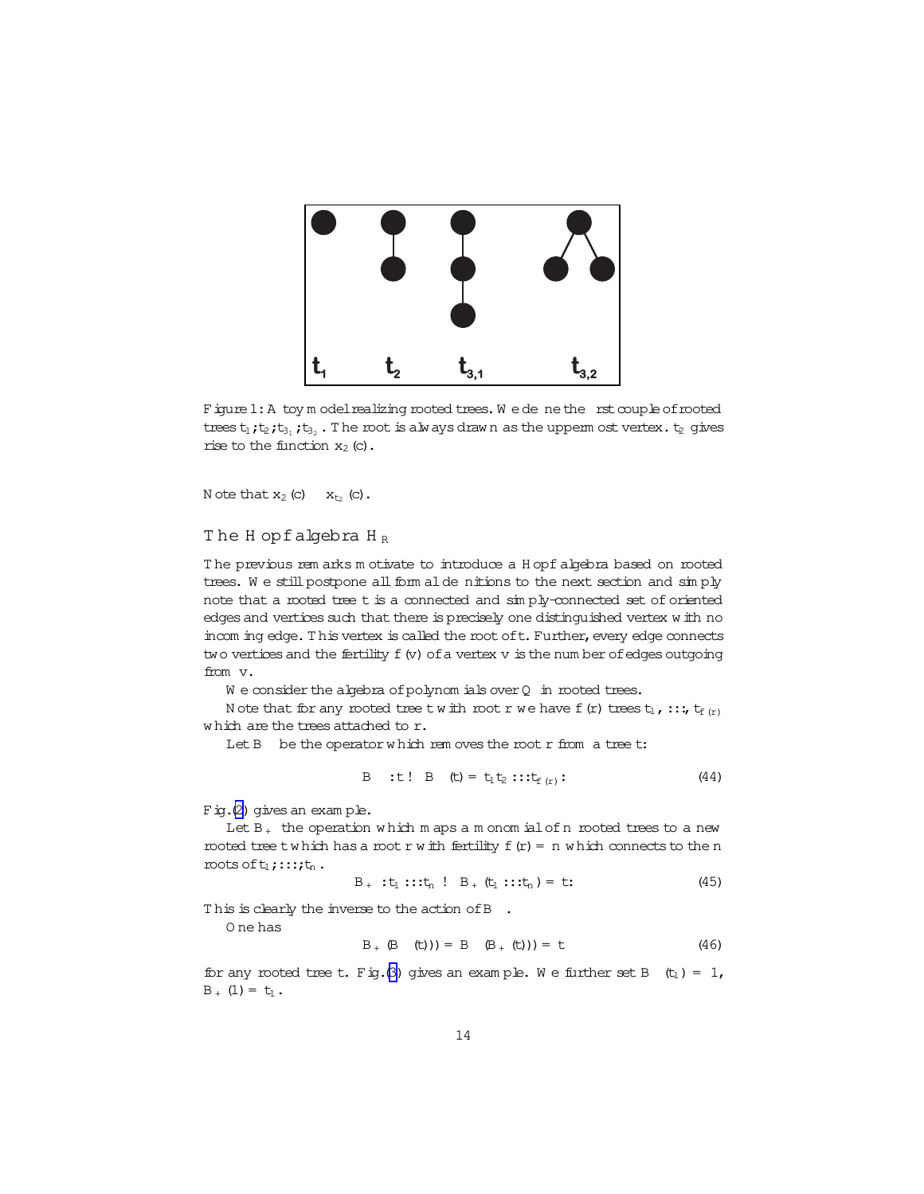Figure 1: A toy model realizing rooted trees. We define the first couple of rooted trees $t_1; t_2; t_{3_1}; t_{3_2}$. The root is always drawn as the uppermost vertex. $t_2$ gives rise to the function $x_2(c)$.

Note that $x_2(c) \equiv x_{t_2}(c)$.

### The Hopf algebra $H_R$

The previous remarks motivate to introduce a Hopf algebra based on rooted trees. We still postpone all formal definitions to the next section and simply note that a rooted tree $t$ is a connected and simply-connected set of oriented edges and vertices such that there is precisely one distinguished vertex with no incoming edge. This vertex is called the root of $t$. Further, every edge connects two vertices and the fertility $f(v)$ of a vertex $v$ is the number of edges outgoing from $v$.

We consider the algebra of polynomials over $Q$ in rooted trees.

Note that for any rooted tree $t$ with root $r$ we have $f(r)$ trees $t_1, \ldots, t_{f(r)}$ which are the trees attached to $r$.

Let $B_-$ be the operator which removes the root $r$ from a tree $t$:

$$B_- : t \to B_-(t) = t_1 t_2 \ldots t_{f(r)}. \tag{44}$$

Fig.(2) gives an example.

Let $B_+$ the operation which maps a monomial of $n$ rooted trees to a new rooted tree $t$ which has a root $r$ with fertility $f(r) = n$ which connects to the $n$ roots of $t_1; \ldots; t_n$.

$$B_+ : t_1 \ldots t_n \to B_+(t_1 \ldots t_n) = t. \tag{45}$$

This is clearly the inverse to the action of $B_-$.

One has

$$B_+(B_-(t)) = B_-(B_+(t)) = t \tag{46}$$

for any rooted tree $t$. Fig.(3) gives an example. We further set $B_-(t_1) = 1$, $B_+(1) = t_1$.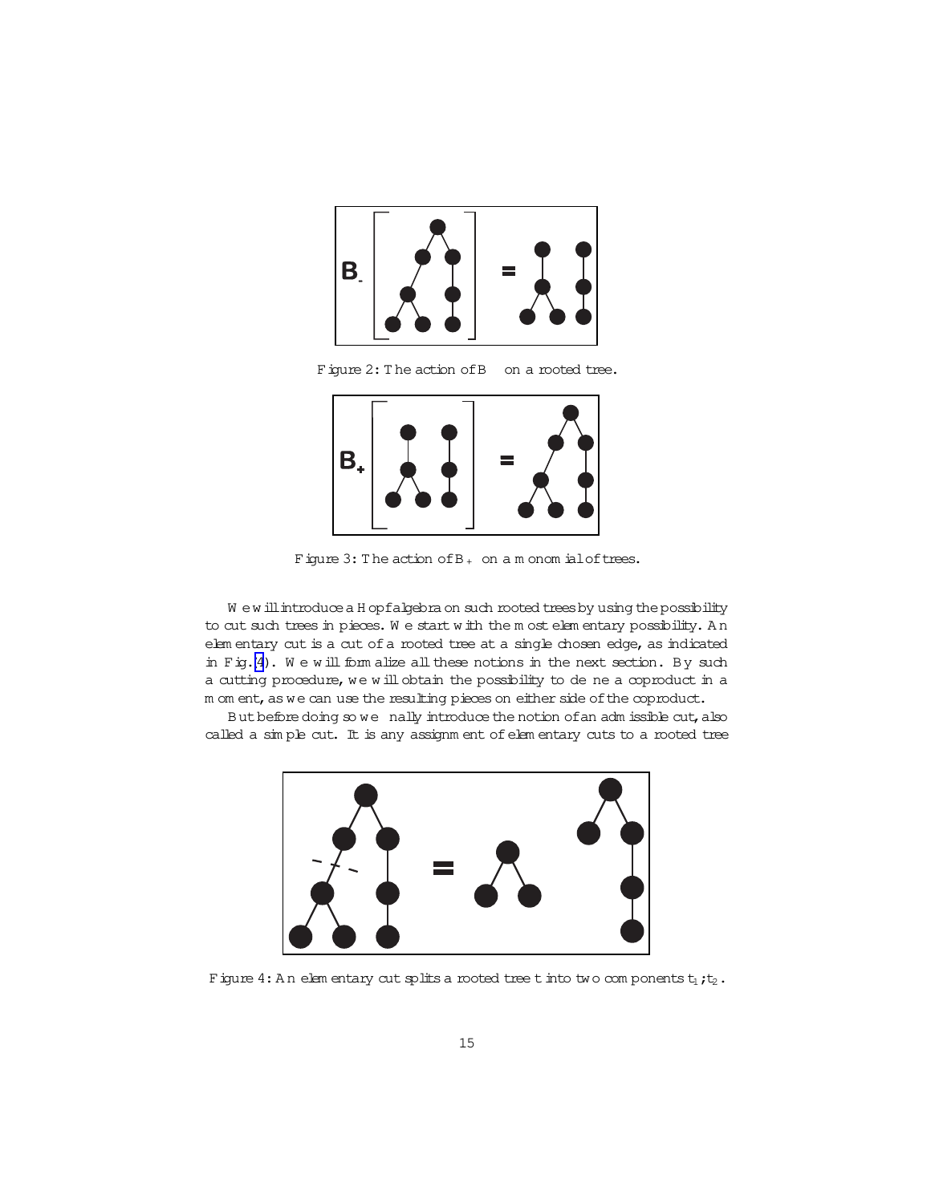Figure 2: The action of $B_-$ on a rooted tree.

Figure 3: The action of $B_+$ on a monomial of trees.

We will introduce a Hopf algebra on such rooted trees by using the possibility to cut such trees in pieces. We start with the most elementary possibility. An elementary cut is a cut of a rooted tree at a single chosen edge, as indicated in Fig.(4). We will formalize all these notions in the next section. By such a cutting procedure, we will obtain the possibility to define a coproduct in a moment, as we can use the resulting pieces on either side of the coproduct.

But before doing so we finally introduce the notion of an admissible cut, also called a simple cut. It is any assignment of elementary cuts to a rooted tree

Figure 4: An elementary cut splits a rooted tree $t$ into two components $t_1; t_2$.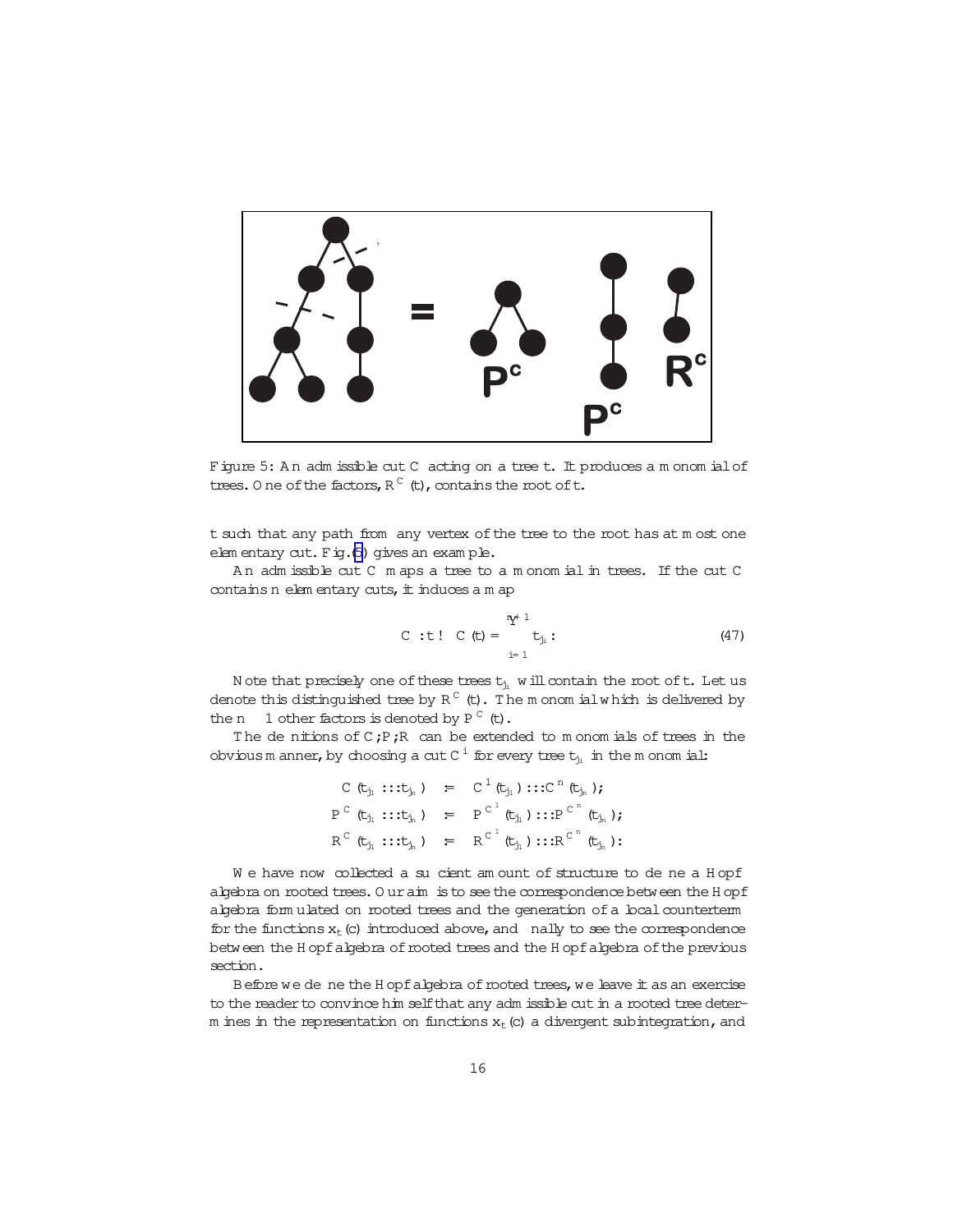Figure 5: An admissible cut $C$ acting on a tree $t$. It produces a monomial of trees. One of the factors, $R^C(t)$, contains the root of $t$.

$t$ such that any path from any vertex of the tree to the root has at most one elementary cut. Fig.(5) gives an example.

An admissible cut $C$ maps a tree to a monomial in trees. If the cut $C$ contains $n$ elementary cuts, it induces a map

$$C: t \to C(t) = \prod_{i=1}^{n+1} t_{j_i}. \tag{47}$$

Note that precisely one of these trees $t_{j_i}$ will contain the root of $t$. Let us denote this distinguished tree by $R^C(t)$. The monomial which is delivered by the $n-1$ other factors is denoted by $P^C(t)$.

The definitions of $C, P, R$ can be extended to monomials of trees in the obvious manner, by choosing a cut $C^i$ for every tree $t_{j_i}$ in the monomial:

$$\begin{aligned}
C(t_{j_1} \ldots t_{j_n}) &:= C^1(t_{j_1}) \ldots C^n(t_{j_n}); \\
P^C(t_{j_1} \ldots t_{j_n}) &:= P^{C^1}(t_{j_1}) \ldots P^{C^n}(t_{j_n}); \\
R^C(t_{j_1} \ldots t_{j_n}) &:= R^{C^1}(t_{j_1}) \ldots R^{C^n}(t_{j_n}).
\end{aligned}$$

We have now collected a sufficient amount of structure to define a Hopf algebra on rooted trees. Our aim is to see the correspondence between the Hopf algebra formulated on rooted trees and the generation of a local counterterm for the functions $x_t(c)$ introduced above, and finally to see the correspondence between the Hopf algebra of rooted trees and the Hopf algebra of the previous section.

Before we define the Hopf algebra of rooted trees, we leave it as an exercise to the reader to convince himself that any admissible cut in a rooted tree determines in the representation on functions $x_t(c)$ a divergent subintegration, and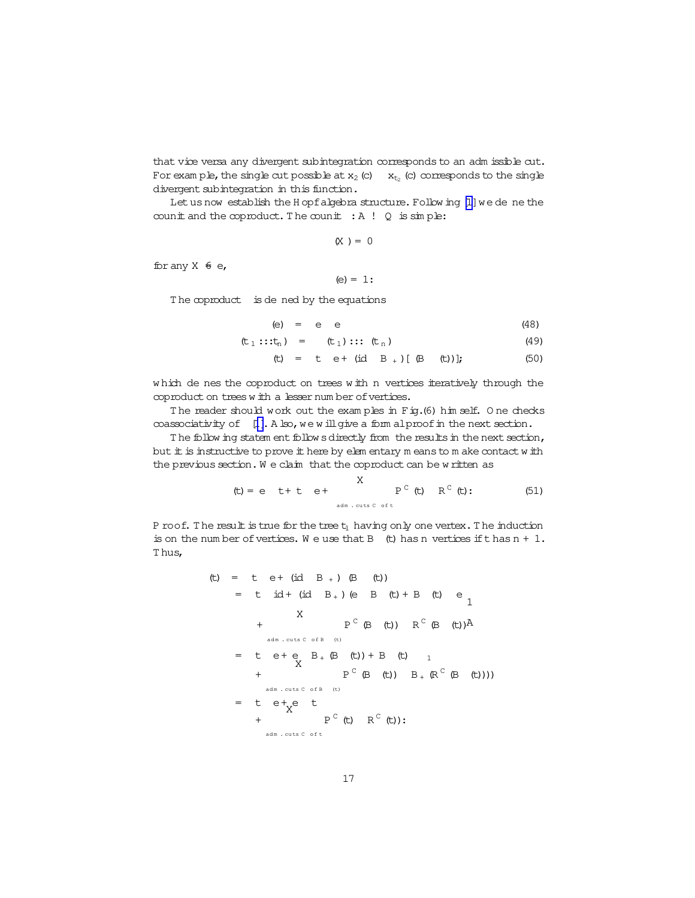that vice versa any divergent subintegration corresponds to an admissible cut. For example, the single cut possible at $x_2(c) \sim x_{t_2}(c)$ corresponds to the single divergent subintegration in this function.

Let us now establish the Hopf algebra structure. Following [1] we define the counit and the coproduct. The counit $\bar{e}: A \to Q$ is simple:

$$\bar{e}(X) = 0$$

for any $X \neq e$,

$$\bar{e}(e) = 1.$$

The coproduct $\Delta$ is defined by the equations

$$\Delta(e) = e \otimes e \tag{48}$$

$$\Delta(t_1 \ldots t_n) = \Delta(t_1) \ldots \Delta(t_n) \tag{49}$$

$$\Delta(t) = t \otimes e + (id \otimes B_+)[\Delta(B_-(t))], \tag{50}$$

which defines the coproduct on trees with $n$ vertices iteratively through the coproduct on trees with a lesser number of vertices.

The reader should work out the examples in Fig.(6) himself. One checks coassociativity of $\Delta$ [1]. Also, we will give a formal proof in the next section.

The following statement follows directly from the results in the next section, but it is instructive to prove it here by elementary means to make contact with the previous section. We claim that the coproduct can be written as

$$\Delta(t) = e \otimes t + t \otimes e + \sum_{\text{adm. cuts } C \text{ of } t} P^C(t) \otimes R^C(t). \tag{51}$$

Proof. The result is true for the tree $t_1$ having only one vertex. The induction is on the number of vertices. We use that $B_-(t)$ has $n$ vertices if $t$ has $n+1$. Thus,

$$\begin{aligned}
\Delta(t) &= t \otimes e + (id \otimes B_+)\,\Delta(B_-(t)) \\
&= t \otimes id + (id \otimes B_+)\Big(e \otimes B_-(t) + B_-(t) \otimes e \\
&\quad + \sum_{\text{adm. cuts } C \text{ of } B_-(t)} P^C(B_-(t)) \otimes R^C(B_-(t))\Big) \\
&= t \otimes e + e \otimes B_+(B_-(t)) + B_-(t) \otimes t_1 \\
&\quad + \sum_{\text{adm. cuts } C \text{ of } B_-(t)} P^C(B_-(t)) \otimes B_+(R^C(B_-(t)))) \\
&= t \otimes e + e \otimes t \\
&\quad + \sum_{\text{adm. cuts } C \text{ of } t} P^C(t) \otimes R^C(t)).
\end{aligned}$$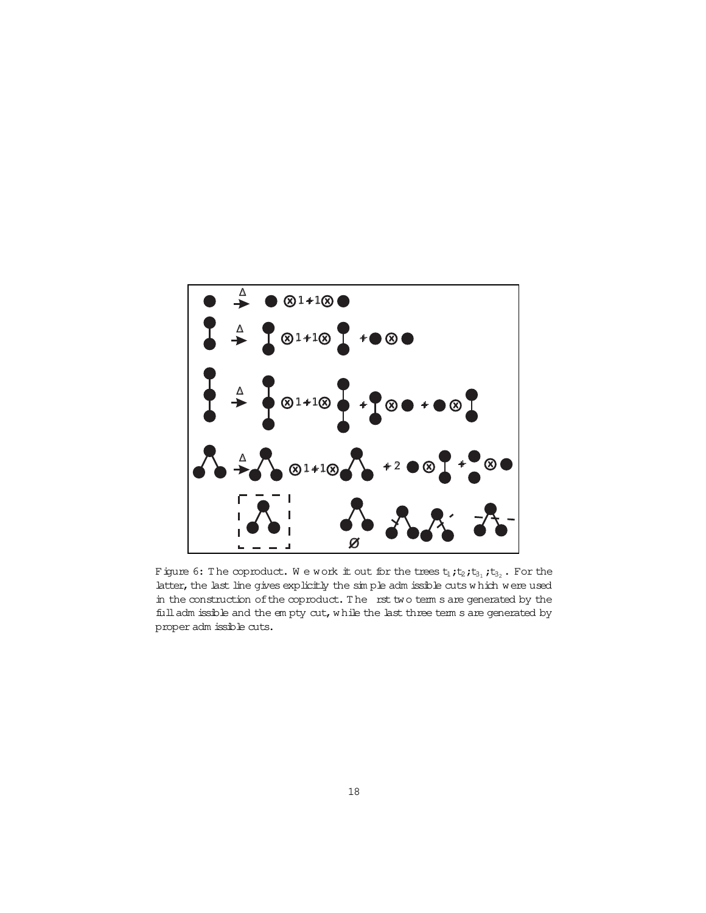Figure 6: The coproduct. We work it out for the trees $t_1; t_2; t_{3_1}; t_{3_2}$. For the latter, the last line gives explicitly the simple admissible cuts which were used in the construction of the coproduct. The first two terms are generated by the full admissible and the empty cut, while the last three terms are generated by proper admissible cuts.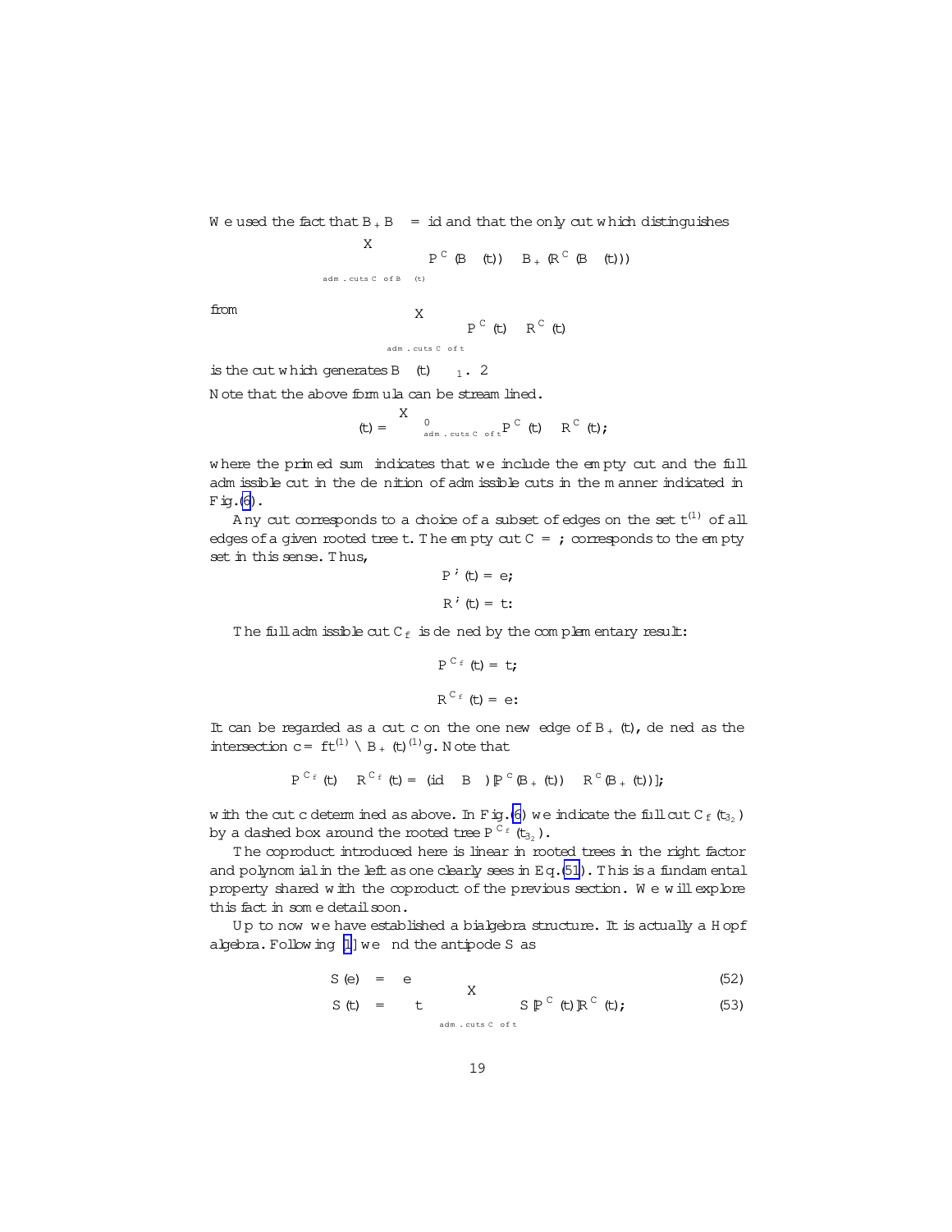We used the fact that $B_+ B_- = \mathrm{id}$ and that the only cut which distinguishes

$$\sum_{\text{adm. cuts } C \text{ of } B_-(t)} P^C(B_-(t)) \otimes B_+(R^C(B_-(t)))$$

from

$$\sum_{\text{adm. cuts } C \text{ of } t} P^C(t) \otimes R^C(t)$$

is the cut which generates $B_-(t) \otimes 1$. $\Box$

Note that the above formula can be streamlined.

$$\Delta(t) = \sum'_{\text{adm. cuts } C \text{ of } t} P^C(t) \otimes R^C(t),$$

where the primed sum indicates that we include the empty cut and the full admissible cut in the definition of admissible cuts in the manner indicated in Fig.(6).

Any cut corresponds to a choice of a subset of edges on the set $t^{(1)}$ of all edges of a given rooted tree $t$. The empty cut $C = \emptyset$ corresponds to the empty set in this sense. Thus,

$$P^{\emptyset}(t) = e,$$

$$R^{\emptyset}(t) = t.$$

The full admissible cut $C_f$ is defined by the complementary result:

$$P^{C_f}(t) = t,$$

$$R^{C_f}(t) = e.$$

It can be regarded as a cut $c$ on the one new edge of $B_+(t)$, defined as the intersection $c = \{t^{(1)} \cap B_+(t)^{(1)}\}$. Note that

$$P^{C_f}(t) \otimes R^{C_f}(t) = (\mathrm{id} \otimes B_-)[P^c(B_+(t)) \otimes R^c(B_+(t))],$$

with the cut $c$ determined as above. In Fig.(6) we indicate the full cut $C_f(t_{3_2})$ by a dashed box around the rooted tree $P^{C_f}(t_{3_2})$.

The coproduct introduced here is linear in rooted trees in the right factor and polynomial in the left as one clearly sees in Eq.(51). This is a fundamental property shared with the coproduct of the previous section. We will explore this fact in some detail soon.

Up to now we have established a bialgebra structure. It is actually a Hopf algebra. Following [1] we find the antipode $S$ as

$$S(e) = e \tag{52}$$

$$S(t) = -t - \sum_{\text{adm. cuts } C \text{ of } t} S[P^C(t)]R^C(t), \tag{53}$$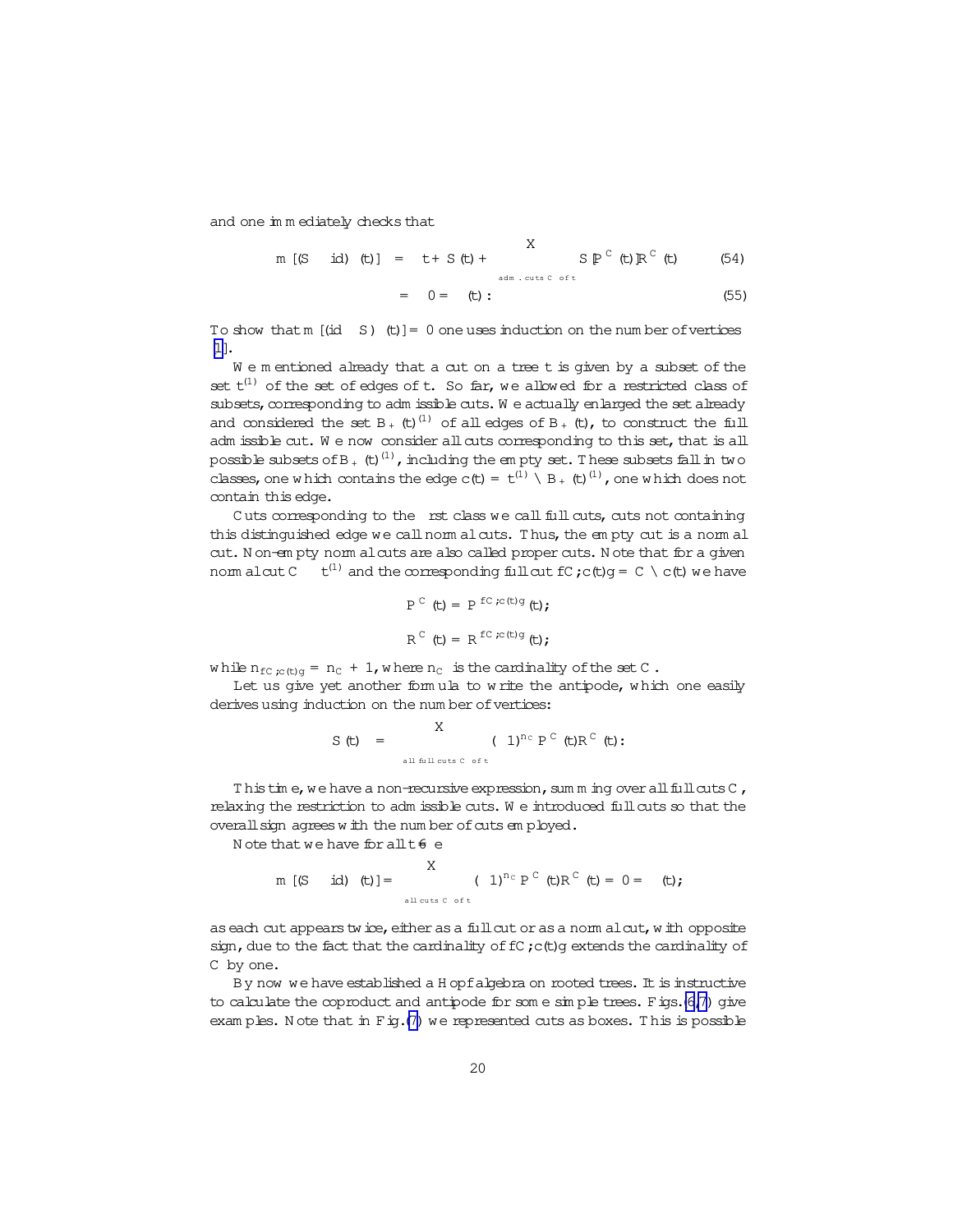and one immediately checks that

$$m[(S \otimes \mathrm{id})\Delta(t)] = t + S(t) + \sum_{\text{adm. cuts } C \text{ of } t} S[P^C(t)]R^C(t) \tag{54}$$

$$= 0 = \bar{e}(t). \tag{55}$$

To show that $m[(\mathrm{id} \otimes S)\Delta(t)] = 0$ one uses induction on the number of vertices [1].

We mentioned already that a cut on a tree $t$ is given by a subset of the set $t^{(1)}$ of the set of edges of $t$. So far, we allowed for a restricted class of subsets, corresponding to admissible cuts. We actually enlarged the set already and considered the set $B_+(t)^{(1)}$ of all edges of $B_+(t)$, to construct the full admissible cut. We now consider all cuts corresponding to this set, that is all possible subsets of $B_+(t)^{(1)}$, including the empty set. These subsets fall in two classes, one which contains the edge $c(t) = t^{(1)} \setminus B_+(t)^{(1)}$, one which does not contain this edge.

Cuts corresponding to the first class we call full cuts, cuts not containing this distinguished edge we call normal cuts. Thus, the empty cut is a normal cut. Non-empty normal cuts are also called proper cuts. Note that for a given normal cut $C \subseteq t^{(1)}$ and the corresponding full cut $\{C, c(t)\} = C \cup c(t)$ we have

$$P^C(t) = P^{\{C, c(t)\}}(t),$$

$$R^C(t) = R^{\{C, c(t)\}}(t),$$

while $n_{\{C, c(t)\}} = n_C + 1$, where $n_C$ is the cardinality of the set $C$.

Let us give yet another formula to write the antipode, which one easily derives using induction on the number of vertices:

$$S(t) = -\sum_{\text{all full cuts } C \text{ of } t} (-1)^{n_C} P^C(t) R^C(t).$$

This time, we have a non-recursive expression, summing over all full cuts $C$, relaxing the restriction to admissible cuts. We introduced full cuts so that the overall sign agrees with the number of cuts employed.

Note that we have for all $t \neq e$

$$m[(S \otimes \mathrm{id})\Delta(t)] = \sum_{\text{all cuts } C \text{ of } t} (-1)^{n_C} P^C(t) R^C(t) = 0 = \bar{e}(t),$$

as each cut appears twice, either as a full cut or as a normal cut, with opposite sign, due to the fact that the cardinality of $\{C, c(t)\}$ extends the cardinality of $C$ by one.

By now we have established a Hopf algebra on rooted trees. It is instructive to calculate the coproduct and antipode for some simple trees. Figs.(6,7) give examples. Note that in Fig.(7) we represented cuts as boxes. This is possible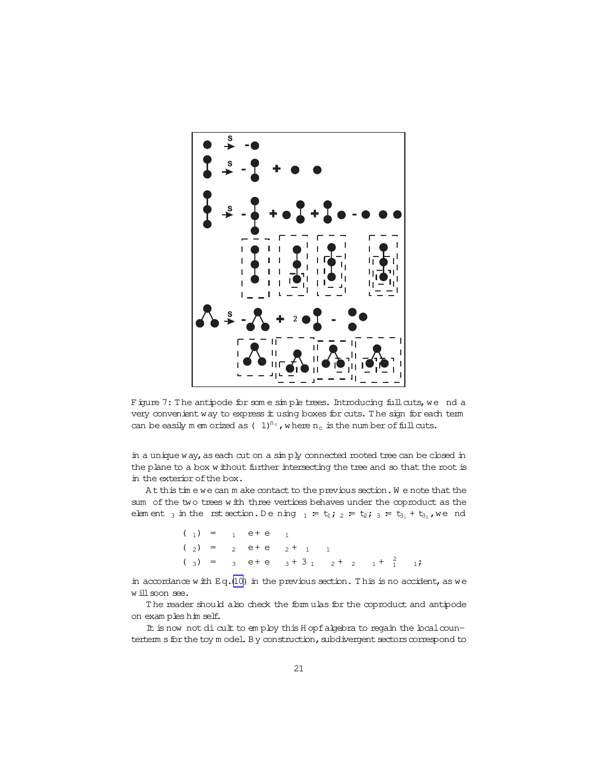Figure 7: The antipode for some simple trees. Introducing full cuts, we find a very convenient way to express it using boxes for cuts. The sign for each term can be easily memorized as $(-1)^{n_c}$, where $n_c$ is the number of full cuts.

in a unique way, as each cut on a simply connected rooted tree can be closed in the plane to a box without further intersecting the tree and so that the root is in the exterior of the box.

At this time we can make contact to the previous section. We note that the sum of the two trees with three vertices behaves under the coproduct as the element $\delta_3$ in the first section. Defining $\delta_1 := t_1;\ \delta_2 := t_2;\ \delta_3 := t_{3_1} + t_{3_2}$, we find

$$
\begin{aligned}
\Delta(\delta_1) &= \delta_1 \otimes e + e \otimes \delta_1 \\
\Delta(\delta_2) &= \delta_2 \otimes e + e \otimes \delta_2 + \delta_1 \otimes \delta_1 \\
\Delta(\delta_3) &= \delta_3 \otimes e + e \otimes \delta_3 + 3\,\delta_1 \otimes \delta_2 + \delta_2 \otimes \delta_1 + \delta_1^2 \otimes \delta_1;
\end{aligned}
$$

in accordance with Eq.(10) in the previous section. This is no accident, as we will soon see.

The reader should also check the formulas for the coproduct and antipode on examples himself.

It is now not difficult to employ this Hopf algebra to regain the local counterterms for the toy model. By construction, subdivergent sectors correspond to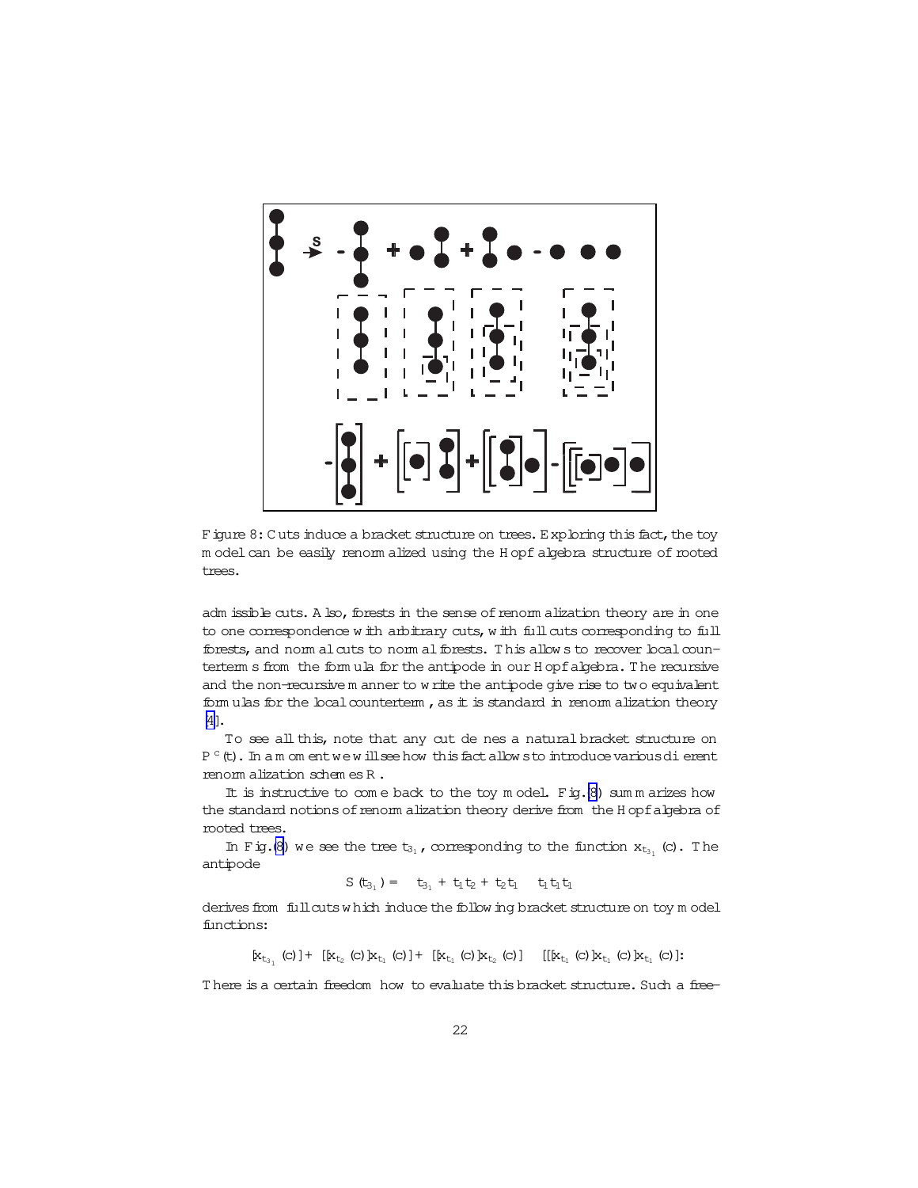Figure 8: Cuts induce a bracket structure on trees. Exploring this fact, the toy model can be easily renormalized using the Hopf algebra structure of rooted trees.

admissible cuts. Also, forests in the sense of renormalization theory are in one to one correspondence with arbitrary cuts, with full cuts corresponding to full forests, and normal cuts to normal forests. This allows to recover local counterterms from the formula for the antipode in our Hopf algebra. The recursive and the non-recursive manner to write the antipode give rise to two equivalent formulas for the local counterterm, as it is standard in renormalization theory [4].

To see all this, note that any cut defines a natural bracket structure on $P^c(t)$. In a moment we will see how this fact allows to introduce various different renormalization schemes $R$.

It is instructive to come back to the toy model. Fig.(8) summarizes how the standard notions of renormalization theory derive from the Hopf algebra of rooted trees.

In Fig.(8) we see the tree $t_{3_1}$, corresponding to the function $x_{t_{3_1}}(c)$. The antipode

$$S(t_{3_1}) = -t_{3_1} + t_1 t_2 + t_2 t_1 - t_1 t_1 t_1$$

derives from full cuts which induce the following bracket structure on toy model functions:

$$-[x_{t_{3_1}}(c)] + [[x_{t_2}(c)]x_{t_1}(c)] + [[x_{t_1}(c)]x_{t_2}(c)] - [[[x_{t_1}(c)]x_{t_1}(c)]x_{t_1}(c)]:$$

There is a certain freedom how to evaluate this bracket structure. Such a free-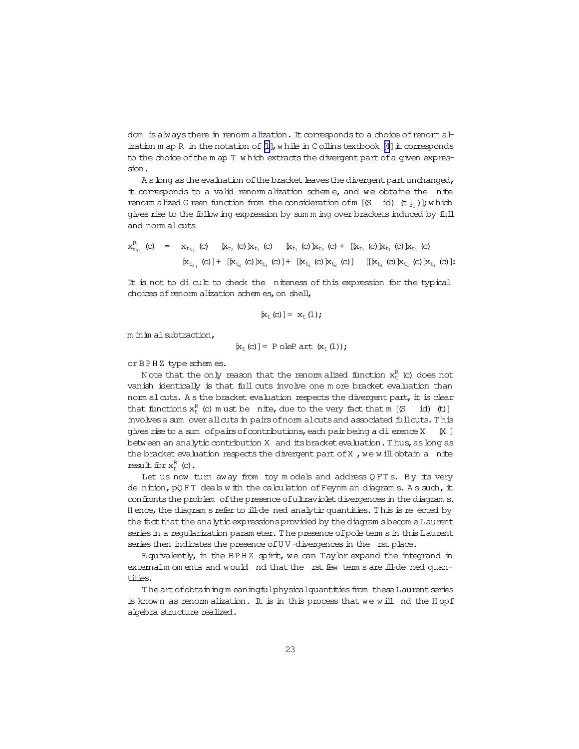dom is always there in renormalization. It corresponds to a choice of renormalization map R in the notation of [1], while in Collins textbook [4] it corresponds to the choice of the map T which extracts the divergent part of a given expression.

As long as the evaluation of the bracket leaves the divergent part unchanged, it corresponds to a valid renormalization scheme, and we obtaine the finite renormalized Green function from the consideration of $m[(S \otimes \mathrm{id})\Delta(t_{3_1})]$; which gives rise to the following expression by summing over brackets induced by full and normal cuts

$$\begin{aligned} x^R_{t_{3_1}}(c) &= x_{t_{3_1}}(c) - [x_{t_2}(c)]x_{t_1}(c) - [x_{t_1}(c)]x_{t_2}(c) + [[x_{t_1}(c)]x_{t_1}(c)]x_{t_1}(c) \\ &\quad - [x_{t_{3_1}}(c)] + [[x_{t_2}(c)]x_{t_1}(c)] + [[x_{t_1}(c)]x_{t_2}(c)] - [[[x_{t_1}(c)]x_{t_1}(c)]x_{t_1}(c)]. \end{aligned}$$

It is not to difficult to check the finiteness of this expression for the typical choices of renormalization schemes, on shell,

$$[x_t(c)] = x_t(1);$$

minimal subtraction,

$$[x_t(c)] = \mathrm{PolePart}(x_t(1));$$

or BPHZ type schemes.

Note that the only reason that the renormalized function $x^R_t(c)$ does not vanish identically is that full cuts involve one more bracket evaluation than normal cuts. As the bracket evaluation respects the divergent part, it is clear that functions $x^R_t(c)$ must be finite, due to the very fact that $m[(S \otimes \mathrm{id})\Delta(t)]$ involves a sum over all cuts in pairs of normal cuts and associated full cuts. This gives rise to a sum of pairs of contributions, each pair being a difference $X - [X]$ between an analytic contribution $X$ and its bracket evaluation. Thus, as long as the bracket evaluation respects the divergent part of $X$, we will obtain a finite result for $x^R_t(c)$.

Let us now turn away from toy models and address QFTs. By its very definition, pQFT deals with the calculation of Feynman diagrams. As such, it confronts the problem of the presence of ultraviolet divergences in the diagrams. Hence, the diagrams refer to ill-defined analytic quantities. This is reflected by the fact that the analytic expressions provided by the diagrams become Laurent series in a regularization parameter. The presence of pole terms in this Laurent series then indicates the presence of UV-divergences in the first place.

Equivalently, in the BPHZ spirit, we can Taylor expand the integrand in external momenta and would find that the first few terms are ill-defined quantities.

The art of obtaining meaningful physical quantities from these Laurent series is known as renormalization. It is in this process that we will find the Hopf algebra structure realized.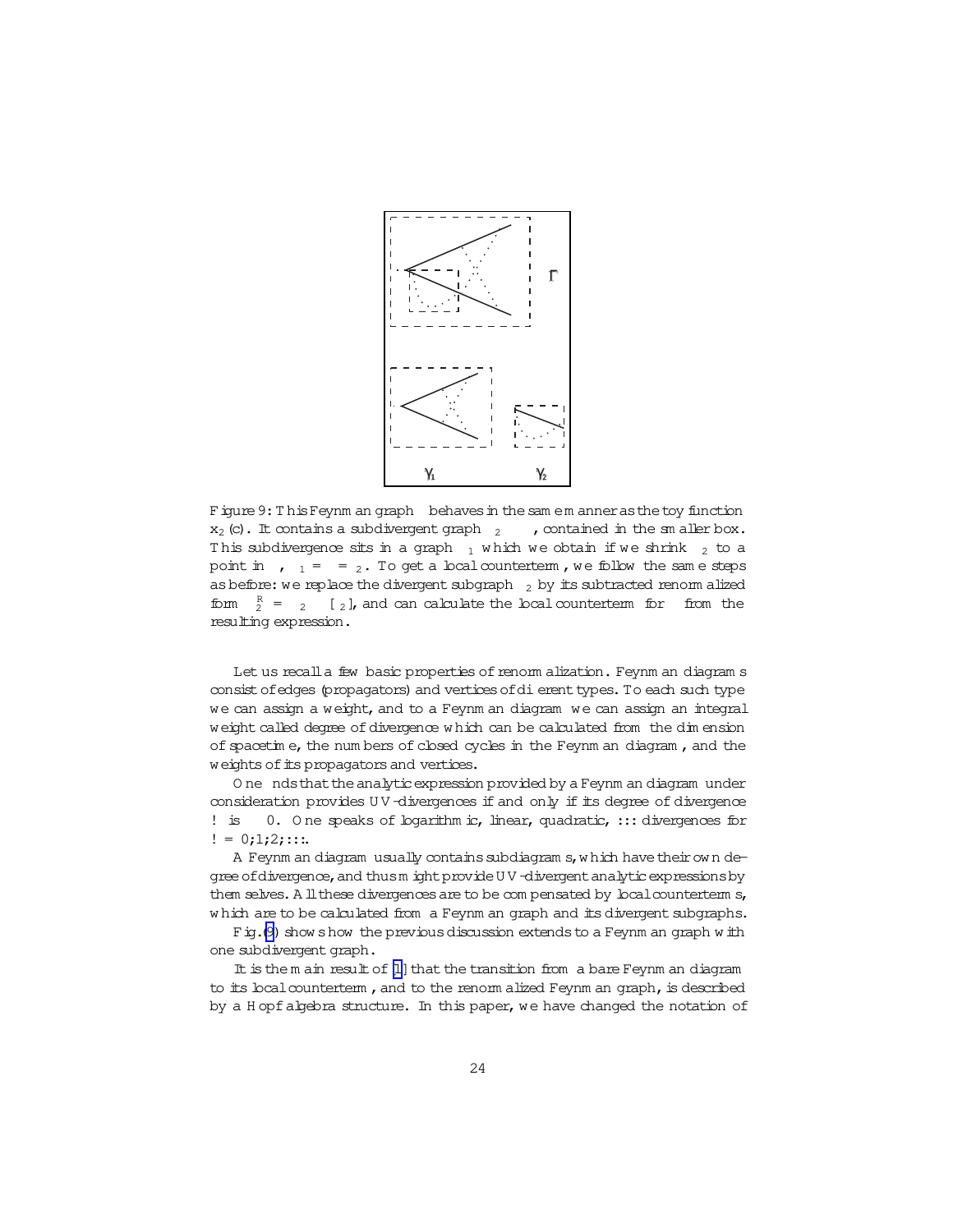Figure 9: This Feynman graph $\Gamma$ behaves in the same manner as the toy function $x_2(c)$. It contains a subdivergent graph $\gamma_2 \subset \Gamma$, contained in the smaller box. This subdivergence sits in a graph $\gamma_1$ which we obtain if we shrink $\gamma_2$ to a point in $\Gamma$, $\gamma_1 = \Gamma/\gamma_2$. To get a local counterterm, we follow the same steps as before: we replace the divergent subgraph $\gamma_2$ by its subtracted renormalized form $\gamma_2^R = \gamma_2 - \langle\gamma_2\rangle$, and can calculate the local counterterm for $\Gamma$ from the resulting expression.

Let us recall a few basic properties of renormalization. Feynman diagrams consist of edges (propagators) and vertices of different types. To each such type we can assign a weight, and to a Feynman diagram we can assign an integral weight called degree of divergence which can be calculated from the dimension of spacetime, the numbers of closed cycles in the Feynman diagram, and the weights of its propagators and vertices.

One finds that the analytic expression provided by a Feynman diagram under consideration provides UV-divergences if and only if its degree of divergence $\omega$ is $\geq 0$. One speaks of logarithmic, linear, quadratic, $\ldots$ divergences for $\omega = 0, 1, 2, \ldots$.

A Feynman diagram usually contains subdiagrams, which have their own degree of divergence, and thus might provide UV-divergent analytic expressions by themselves. All these divergences are to be compensated by local counterterms, which are to be calculated from a Feynman graph and its divergent subgraphs.

Fig.(9) shows how the previous discussion extends to a Feynman graph with one subdivergent graph.

It is the main result of [1] that the transition from a bare Feynman diagram to its local counterterm, and to the renormalized Feynman graph, is described by a Hopf algebra structure. In this paper, we have changed the notation of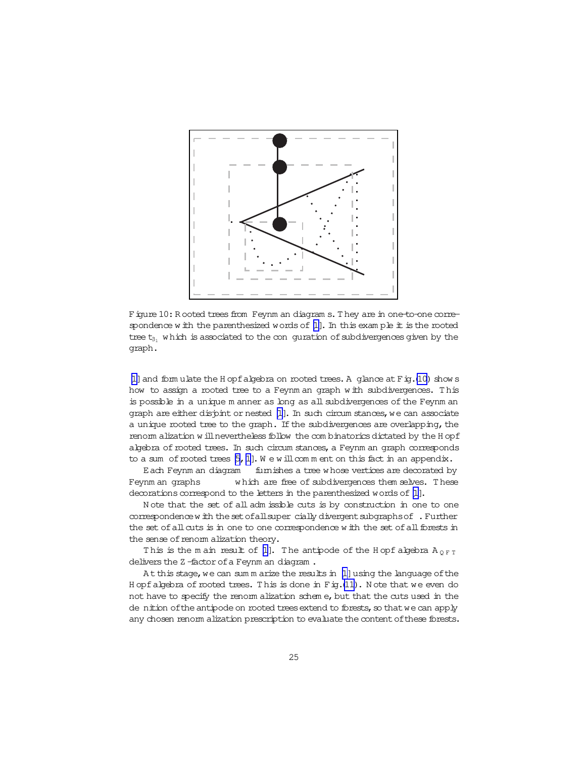Figure 10: Rooted trees from Feynman diagrams. They are in one-to-one correspondence with the parenthesized words of [1]. In this example it is the rooted tree $t_{3_1}$ which is associated to the configuration of subdivergences given by the graph.

[1] and formulate the Hopf algebra on rooted trees. A glance at Fig.(10) shows how to assign a rooted tree to a Feynman graph with subdivergences. This is possible in a unique manner as long as all subdivergences of the Feynman graph are either disjoint or nested [1]. In such circumstances, we can associate a unique rooted tree to the graph. If the subdivergences are overlapping, the renormalization will nevertheless follow the combinatorics dictated by the Hopf algebra of rooted trees. In such circumstances, a Feynman graph corresponds to a sum of rooted trees [5, 1]. We will comment on this fact in an appendix.

Each Feynman diagram $\Gamma$ furnishes a tree whose vertices are decorated by Feynman graphs $\gamma_i \subset \Gamma$ which are free of subdivergences themselves. These decorations correspond to the letters in the parenthesized words of [1].

Note that the set of all admissible cuts is by construction in one to one correspondence with the set of all superficially divergent subgraphs of $\Gamma$. Further the set of all cuts is in one to one correspondence with the set of all forests in the sense of renormalization theory.

This is the main result of [1]. The antipode of the Hopf algebra $A_{QFT}$ delivers the $Z$-factor of a Feynman diagram $\Gamma$.

At this stage, we can summarize the results in [1] using the language of the Hopf algebra of rooted trees. This is done in Fig.(11). Note that we even do not have to specify the renormalization scheme, but that the cuts used in the definition of the antipode on rooted trees extend to forests, so that we can apply any chosen renormalization prescription to evaluate the content of these forests.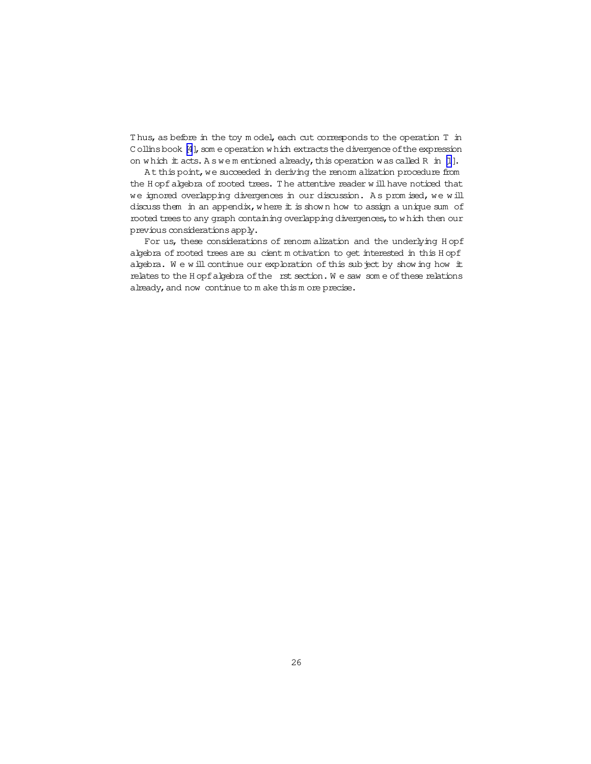Thus, as before in the toy model, each cut corresponds to the operation T in Collins book [4], some operation which extracts the divergence of the expression on which it acts. As we mentioned already, this operation was called R in [1].

At this point, we succeeded in deriving the renormalization procedure from the Hopf algebra of rooted trees. The attentive reader will have noticed that we ignored overlapping divergences in our discussion. As promised, we will discuss them in an appendix, where it is shown how to assign a unique sum of rooted trees to any graph containing overlapping divergences, to which then our previous considerations apply.

For us, these considerations of renormalization and the underlying Hopf algebra of rooted trees are sufficient motivation to get interested in this Hopf algebra. We will continue our exploration of this subject by showing how it relates to the Hopf algebra of the first section. We saw some of these relations already, and now continue to make this more precise.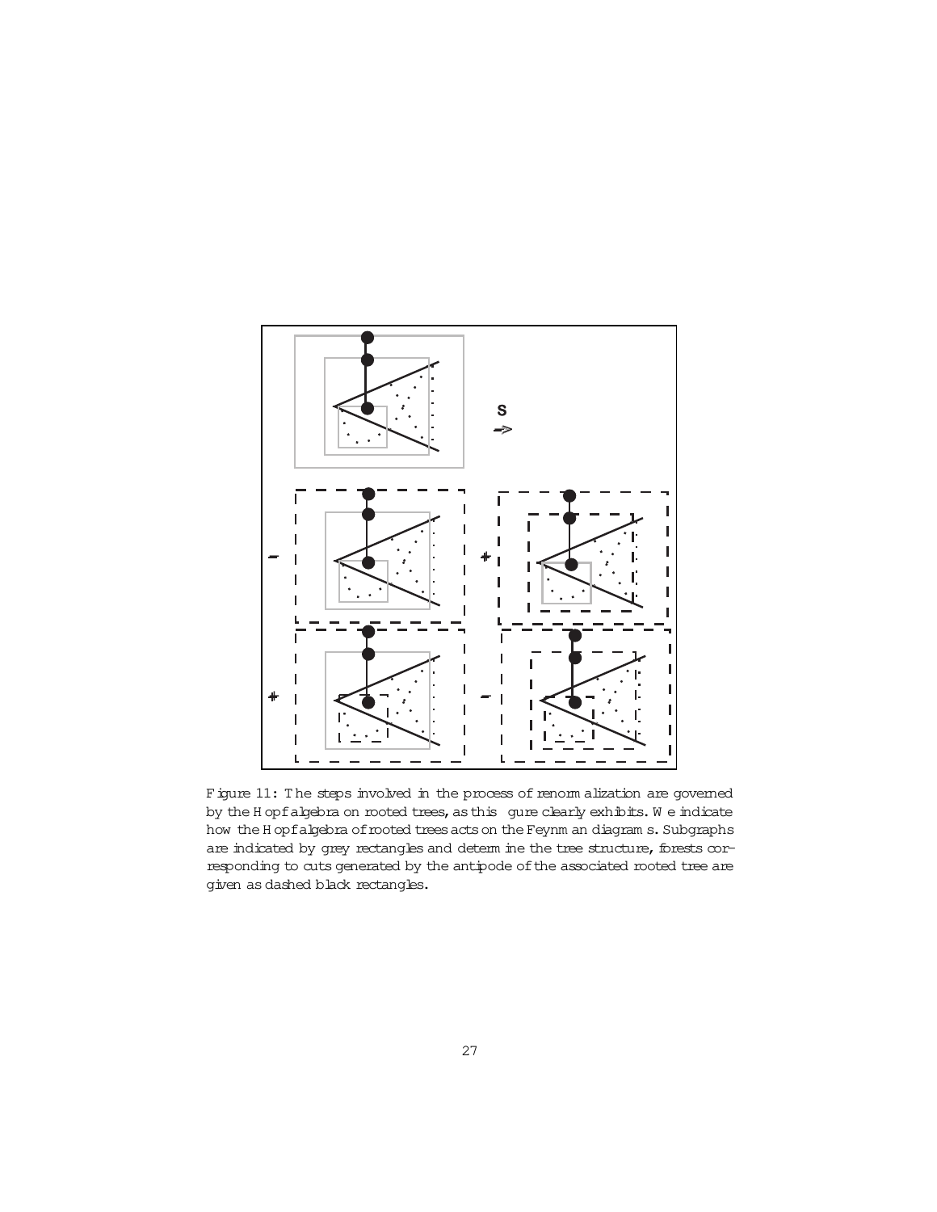Figure 11: The steps involved in the process of renormalization are governed by the Hopf algebra on rooted trees, as this figure clearly exhibits. We indicate how the Hopf algebra of rooted trees acts on the Feynman diagrams. Subgraphs are indicated by grey rectangles and determine the tree structure, forests corresponding to cuts generated by the antipode of the associated rooted tree are given as dashed black rectangles.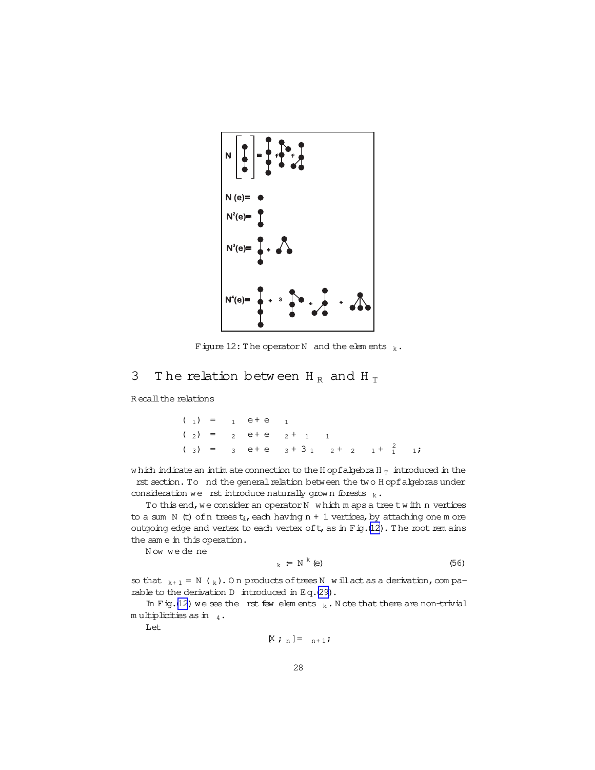Figure 12: The operator N and the elements $\delta_k$.

## 3 The relation between $H_R$ and $H_T$

Recall the relations

$$
\begin{aligned}
\Delta(\delta_1) &= \delta_1 \otimes e + e \otimes \delta_1 \\
\Delta(\delta_2) &= \delta_2 \otimes e + e \otimes \delta_2 + \delta_1 \otimes \delta_1 \\
\Delta(\delta_3) &= \delta_3 \otimes e + e \otimes \delta_3 + 3\delta_1 \otimes \delta_2 + \delta_2 \otimes \delta_1 + \delta_1^2 \otimes \delta_1;
\end{aligned}
$$

which indicate an intimate connection to the Hopf algebra $H_T$ introduced in the first section. To find the general relation between the two Hopf algebras under consideration we first introduce naturally grown forests $\delta_k$.

To this end, we consider an operator N which maps a tree t with n vertices to a sum N (t) of n trees $t_i$, each having $n + 1$ vertices, by attaching one more outgoing edge and vertex to each vertex of t, as in Fig.(12). The root remains the same in this operation.

Now we define

$$
\delta_k := N^k(e) \tag{56}
$$

so that $\delta_{k+1} = N(\delta_k)$. On products of trees N will act as a derivation, comparable to the derivation D introduced in Eq.(29).

In Fig.(12) we see the first few elements $\delta_k$. Note that there are non-trivial multiplicities as in $\delta_4$.

Let

$$
[X, \delta_n] = \delta_{n+1};
$$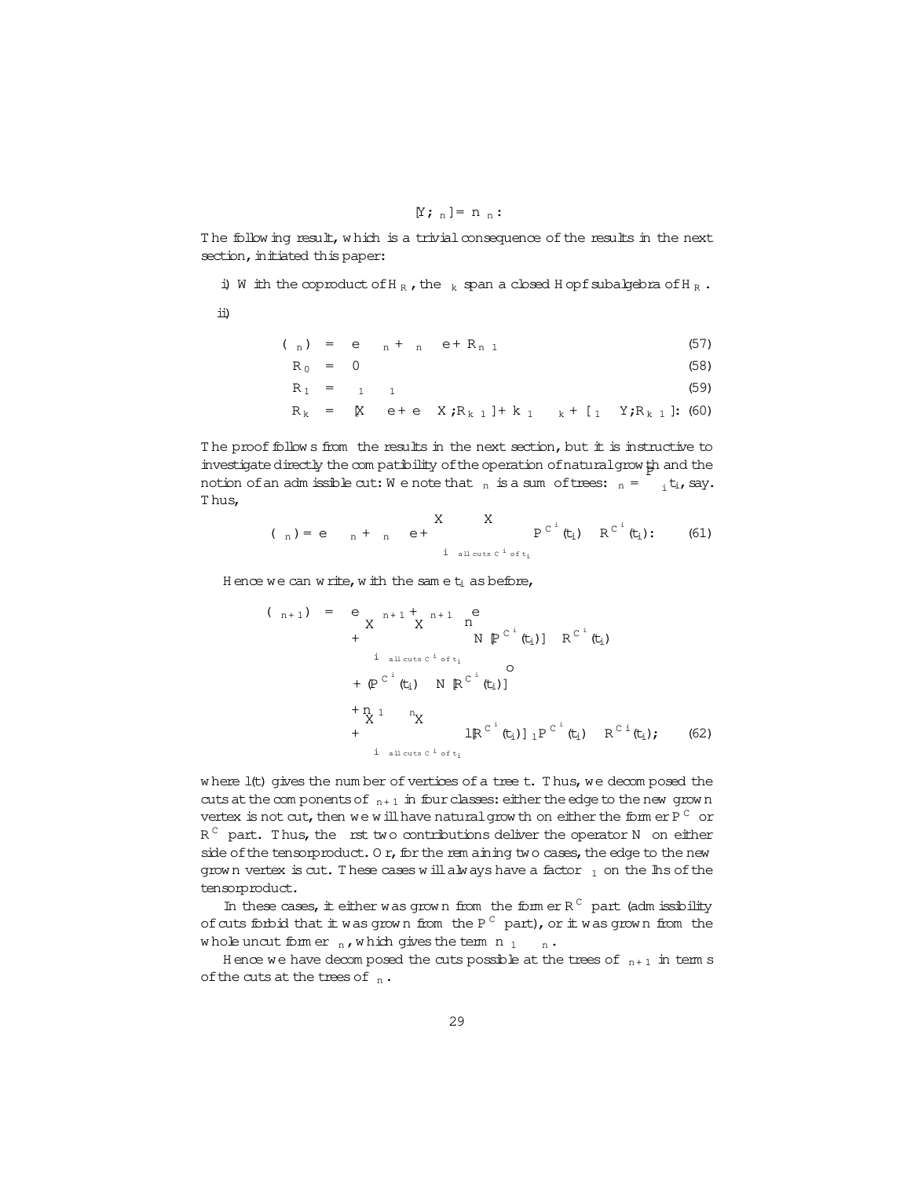$$[Y;\delta_n] = n\,\delta_n:$$

The following result, which is a trivial consequence of the results in the next section, initiated this paper:

i) With the coproduct of $H_R$, the $\delta_k$ span a closed Hopf subalgebra of $H_R$.

ii)

$$\Delta(\delta_n) = e\otimes\delta_n + \delta_n\otimes e + R_{n-1} \tag{57}$$

$$R_0 = 0 \tag{58}$$

$$R_1 = \delta_1\otimes\delta_1 \tag{59}$$

$$R_k = [X\otimes e + e\otimes X; R_{k-1}] + k\,\delta_1\otimes\delta_k + [\delta_1\otimes Y; R_{k-1}]: \tag{60}$$

The proof follows from the results in the next section, but it is instructive to investigate directly the compatibility of the operation of natural growth and the notion of an admissible cut: We note that $\delta_n$ is a sum of trees: $\delta_n = \sum_i t_i$, say. Thus,

$$\Delta(\delta_n) = e\otimes\delta_n + \delta_n\otimes e + \sum_i \sum_{\text{all cuts } C^i \text{ of } t_i} P^{C^i}(t_i)\otimes R^{C^i}(t_i): \tag{61}$$

Hence we can write, with the same $t_i$ as before,

$$\begin{aligned}
\Delta(\delta_{n+1}) = {} & e\otimes\delta_{n+1} + \delta_{n+1}\otimes e \\
& + \sum_i \sum_{\text{all cuts } C^i \text{ of } t_i} \Big\{ N[P^{C^i}(t_i)]\otimes R^{C^i}(t_i) \\
& + P^{C^i}(t_i)\otimes N[R^{C^i}(t_i)] \Big\} \\
& + n\,\delta_1\otimes\delta_n \\
& + \sum_i \sum_{\text{all cuts } C^i \text{ of } t_i} l[R^{C^i}(t_i)]\,\delta_1 P^{C^i}(t_i)\otimes R^{C^i}(t_i);
\end{aligned} \tag{62}$$

where $l(t)$ gives the number of vertices of a tree $t$. Thus, we decomposed the cuts at the components of $\delta_{n+1}$ in four classes: either the edge to the new grown vertex is not cut, then we will have natural growth on either the former $P^C$ or $R^C$ part. Thus, the first two contributions deliver the operator $N$ on either side of the tensorproduct. Or, for the remaining two cases, the edge to the new grown vertex is cut. These cases will always have a factor $\delta_1$ on the lhs of the tensorproduct.

In these cases, it either was grown from the former $R^C$ part (admissibility of cuts forbid that it was grown from the $P^C$ part), or it was grown from the whole uncut former $\delta_n$, which gives the term $n\,\delta_1\otimes\delta_n$.

Hence we have decomposed the cuts possible at the trees of $\delta_{n+1}$ in terms of the cuts at the trees of $\delta_n$.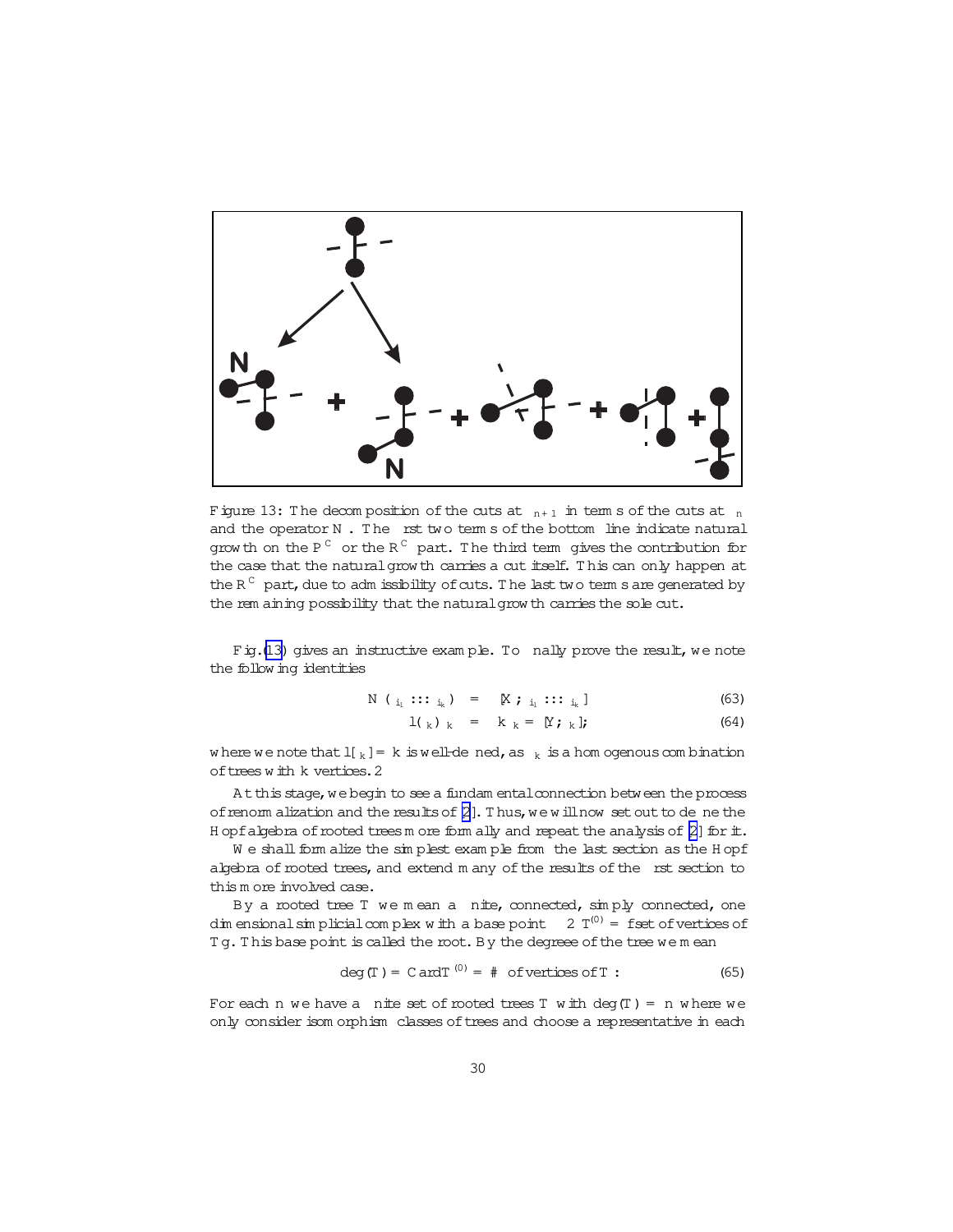Figure 13: The decomposition of the cuts at $\Gamma_{n+1}$ in terms of the cuts at $\Gamma_n$ and the operator $N$. The first two terms of the bottom line indicate natural growth on the $P^C$ or the $R^C$ part. The third term gives the contribution for the case that the natural growth carries a cut itself. This can only happen at the $R^C$ part, due to admissibility of cuts. The last two terms are generated by the remaining possibility that the natural growth carries the sole cut.

Fig.(13) gives an instructive example. To finally prove the result, we note the following identities

$$N(\delta_{i_1} \ldots \delta_{i_k}) = [X, \delta_{i_1} \ldots \delta_{i_k}] \tag{63}$$

$$l(\delta_k)\,\delta_k = k\,\delta_k = [Y, \delta_k], \tag{64}$$

where we note that $l[\delta_k] = k$ is well-defined, as $\delta_k$ is a homogenous combination of trees with $k$ vertices. $\Box$

At this stage, we begin to see a fundamental connection between the process of renormalization and the results of [2]. Thus, we will now set out to define the Hopf algebra of rooted trees more formally and repeat the analysis of [2] for it.

We shall formalize the simplest example from the last section as the Hopf algebra of rooted trees, and extend many of the results of the first section to this more involved case.

By a rooted tree $T$ we mean a finite, connected, simply connected, one dimensional simplicial complex with a base point $* \in T^{(0)} = \{$set of vertices of $T\}$. This base point is called the root. By the degreee of the tree we mean

$$\deg(T) = \mathrm{Card}\,T^{(0)} = \#\ \text{of vertices of}\ T\,. \tag{65}$$

For each $n$ we have a finite set of rooted trees $T$ with $\deg(T) = n$ where we only consider isomorphism classes of trees and choose a representative in each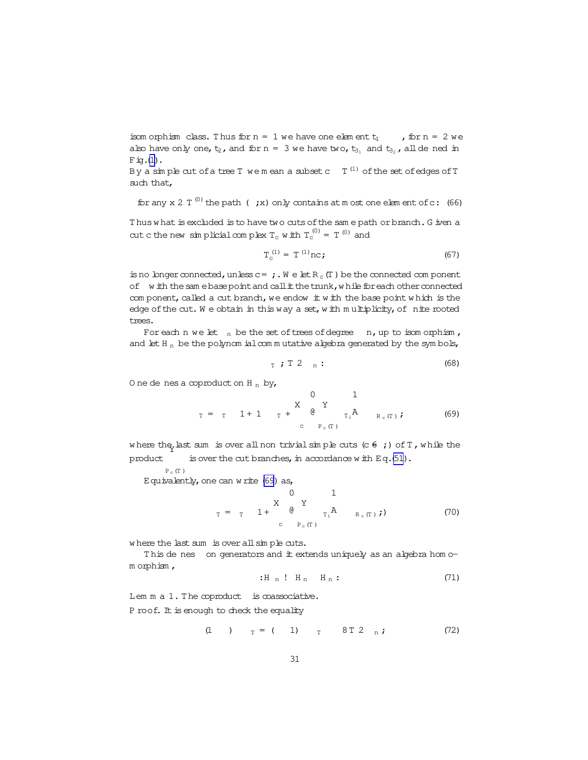isomorphism class. Thus for $n = 1$ we have one element $t_1$ , for $n = 2$ we also have only one, $t_2$, and for $n = 3$ we have two, $t_{3_1}$ and $t_{3_2}$, all defined in Fig.(1).

By a simple cut of a tree $T$ we mean a subset $c \subset T^{(1)}$ of the set of edges of $T$ such that,

$$\text{for any } x \in T^{(0)} \text{ the path } (\ast, x) \text{ only contains at most one element of } c. \quad (66)$$

Thus what is excluded is to have two cuts of the same path or branch. Given a cut $c$ the new simplicial complex $T_c$ with $T_c^{(0)} = T^{(0)}$ and

$$T_c^{(1)} = T^{(1)} \backslash c, \tag{67}$$

is no longer connected, unless $c = \emptyset$. We let $R_c(T)$ be the connected component of $\ast$ with the same base point and call it the trunk, while for each other connected component, called a cut branch, we endow it with the base point which is the edge of the cut. We obtain in this way a set, with multiplicity, of finite rooted trees.

For each $n$ we let $\mathcal{T}_n$ be the set of trees of degree $\leq n$, up to isomorphism, and let $\mathcal{H}_n$ be the polynomial commutative algebra generated by the symbols,

$$\delta_T \, ; \, T \in \mathcal{T}_n . \tag{68}$$

One defines a coproduct on $\mathcal{H}_n$ by,

$$\Delta \delta_T = \delta_T \otimes 1 + 1 \otimes \delta_T + \sum_c \left( \prod_{P_c(T)} \delta_{T_i} \right) \otimes \delta_{R_c(T)} , \tag{69}$$

where the last sum is over all non trivial simple cuts ($c \neq \emptyset$) of $T$, while the product $\prod_{P_c(T)}$ is over the cut branches, in accordance with Eq.(51).

Equivalently, one can write (69) as,

$$\Delta \delta_T = \delta_T \otimes 1 + \sum_c \left( \prod_{P_c(T)} \delta_{T_i} \right) \otimes \delta_{R_c(T)} ,) \tag{70}$$

where the last sum is over all simple cuts.

This defines $\Delta$ on generators and it extends uniquely as an algebra homomorphism,

$$\Delta : \mathcal{H}_n \to \mathcal{H}_n \otimes \mathcal{H}_n . \tag{71}$$

**Lemma 1.** The coproduct $\Delta$ is coassociative.

*Proof.* It is enough to check the equality

$$(1 \otimes \Delta) \Delta \delta_T = (\Delta \otimes 1) \Delta \delta_T \quad \forall T \in \mathcal{T}_n , \tag{72}$$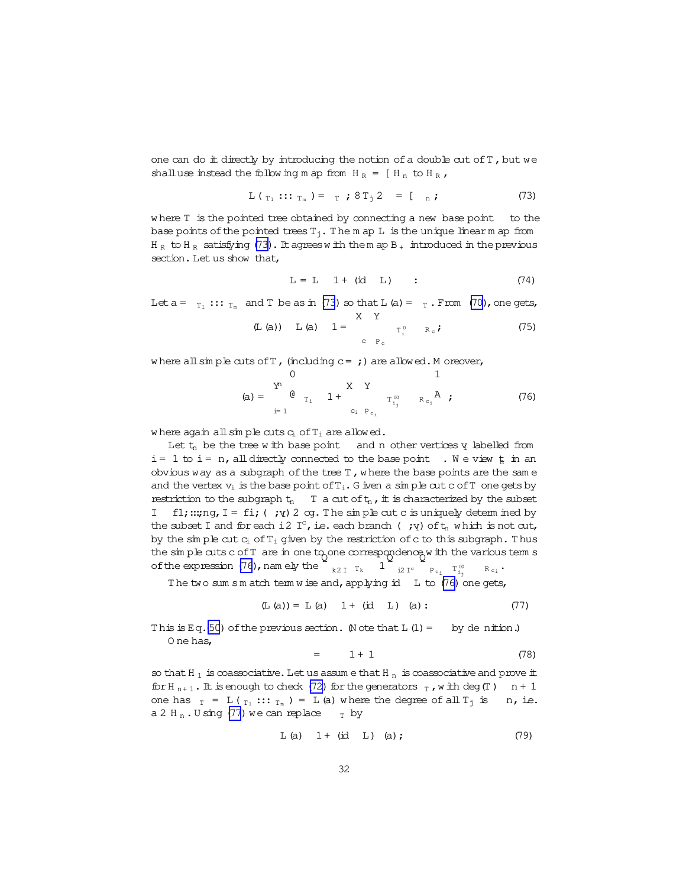one can do it directly by introducing the notion of a double cut of $T$, but we shall use instead the following map from $\mathcal{H}_R = \cup \mathcal{H}_n$ to $\mathcal{H}_R$,

$$L(\delta_{T_1} \ldots \delta_{T_m}) = \delta_T \; ; \; \forall T_j \in \Omega = \cup \Omega_n \, ; \tag{73}$$

where $T$ is the pointed tree obtained by connecting a new base point $*$ to the base points of the pointed trees $T_j$. The map $L$ is the unique linear map from $\mathcal{H}_R$ to $\mathcal{H}_R$ satisfying (73). It agrees with the map $B_+$ introduced in the previous section. Let us show that,

$$\Delta L = L \otimes 1 + (\mathrm{id} \otimes L)\,\Delta \, . \tag{74}$$

Let $a = \delta_{T_1} \ldots \delta_{T_m}$ and $T$ be as in (73) so that $L(a) = \delta_T$. From (70), one gets,

$$\Delta(L(a)) - L(a) \otimes 1 = \sum_c \prod_{P_c} \delta_{T_i^0} \otimes \delta_{R_c} \, ; \tag{75}$$

where all simple cuts of $T$, (including $c = \emptyset$) are allowed. Moreover,

$$\Delta(a) = \prod_{i=1}^n \left( \delta_{T_i} \otimes 1 + \sum_{c_i} \prod_{P_{c_i}} \delta_{T_{i_j}^{00}} \otimes \delta_{R_{c_i}} \right) ; \tag{76}$$

where again all simple cuts $c_i$ of $T_i$ are allowed.

Let $t_n$ be the tree with base point $*$ and $n$ other vertices $v_i$ labelled from $i = 1$ to $i = n$, all directly connected to the base point $*$. We view $t_n$ in an obvious way as a subgraph of the tree $T$, where the base points are the same and the vertex $v_i$ is the base point of $T_i$. Given a simple cut $c$ of $T$ one gets by restriction to the subgraph $t_n \subset T$ a cut of $t_n$, it is characterized by the subset $I \subset \{1, \ldots, n\}$, $I = \{i;\ (*, v_i) \in c\}$. The simple cut $c$ is uniquely determined by the subset $I$ and for each $i \in I^c$, i.e. each branch $(*, v_i)$ of $t_n$ which is not cut, by the simple cut $c_i$ of $T_i$ given by the restriction of $c$ to this subgraph. Thus the simple cuts $c$ of $T$ are in one to one correspondence with the various terms of the expression (76), namely the $\prod_{k \in I} \delta_{T_k} \otimes 1 \prod_{i \in I^c} \prod_{P_{c_i}} \delta_{T_{i_j}^{00}} \otimes \delta_{R_{c_i}}$.

The two sums match termwise and, applying $\mathrm{id} \otimes L$ to (76) one gets,

$$\Delta(L(a)) = L(a) \otimes 1 + (\mathrm{id} \otimes L)\,\Delta(a) \, . \tag{77}$$

This is Eq. (50) of the previous section. (Note that $L(1) = \delta_\bullet$ by definition.)

One has,

$$\Delta \delta_\bullet = \delta_\bullet \otimes 1 + 1 \otimes \delta_\bullet \tag{78}$$

so that $\mathcal{H}_1$ is coassociative. Let us assume that $\mathcal{H}_n$ is coassociative and prove it for $\mathcal{H}_{n+1}$. It is enough to check (72) for the generators $\delta_T$, with $\deg(T) \le n+1$ one has $\delta_T = L(\delta_{T_1} \ldots \delta_{T_m}) = L(a)$ where the degree of all $T_j$ is $\le n$, i.e. $a \in \mathcal{H}_n$. Using (77) we can replace $\Delta \delta_T$ by

$$L(a) \otimes 1 + (\mathrm{id} \otimes L)\,\Delta(a) \, ; \tag{79}$$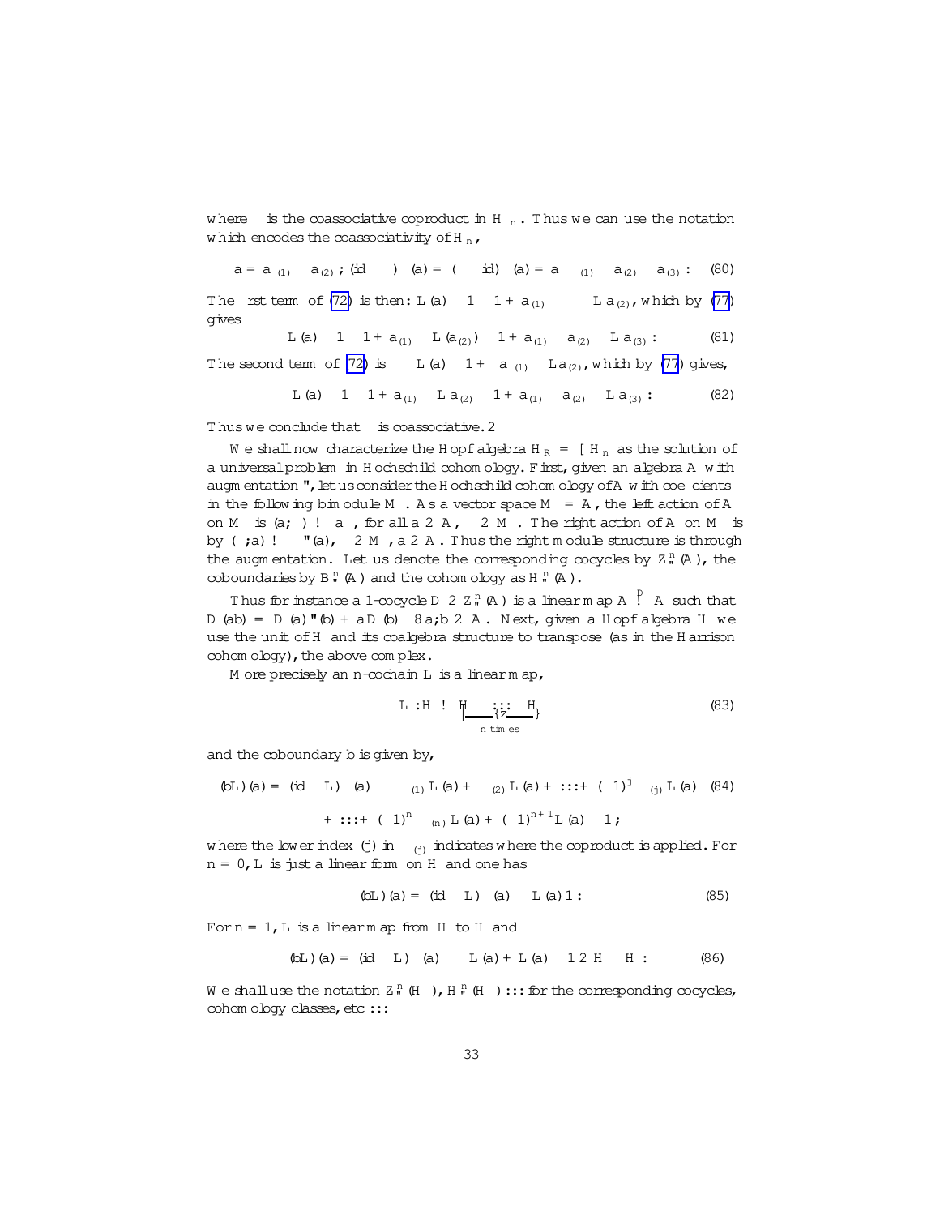where $\Delta$ is the coassociative coproduct in $\mathcal{H}_n$. Thus we can use the notation which encodes the coassociativity of $\mathcal{H}_n$,

$$\Delta a = a_{(1)} \otimes a_{(2)}\,;\ (\mathrm{id}\otimes \Delta)\,\Delta(a) = (\Delta\otimes \mathrm{id})\,\Delta(a) = a_{(1)}\otimes a_{(2)}\otimes a_{(3)}\,. \quad (80)$$

The first term of (72) is then: $\Delta L(a)\otimes 1 \otimes 1 + a_{(1)}\otimes \Delta L\, a_{(2)}$, which by (77) gives

$$L(a)\otimes 1\otimes 1 + a_{(1)}\otimes L(a_{(2)})\otimes 1 + a_{(1)}\otimes a_{(2)}\otimes L\, a_{(3)}\,. \quad (81)$$

The second term of (72) is $\Delta L(a)\otimes 1 + \Delta\, a_{(1)}\otimes L\, a_{(2)}$, which by (77) gives,

$$L(a)\otimes 1\otimes 1 + a_{(1)}\otimes L\, a_{(2)}\otimes 1 + a_{(1)}\otimes a_{(2)}\otimes L\, a_{(3)}\,. \quad (82)$$

Thus we conclude that $\Delta$ is coassociative. $\Box$

We shall now characterize the Hopf algebra $\mathcal{H}_R = \cup \mathcal{H}_n$ as the solution of a universal problem in Hochschild cohomology. First, given an algebra $\mathcal{A}$ with augmentation $\varepsilon$, let us consider the Hochschild cohomology of $\mathcal{A}$ with coefficients in the following bimodule $\mathcal{M}$. As a vector space $\mathcal{M} = \mathcal{A}$, the left action of $\mathcal{A}$ on $\mathcal{M}$ is $(a,\xi)\to a\,\xi$, for all $a\in \mathcal{A}$, $\xi\in\mathcal{M}$. The right action of $\mathcal{A}$ on $\mathcal{M}$ is by $(\xi, a)\to \xi\,\varepsilon(a)$, $\xi\in\mathcal{M}$, $a\in\mathcal{A}$. Thus the right module structure is through the augmentation. Let us denote the corresponding cocycles by $Z^n_\varepsilon(\mathcal{A})$, the coboundaries by $B^n_\varepsilon(\mathcal{A})$ and the cohomology as $H^n_\varepsilon(\mathcal{A})$.

Thus for instance a 1-cocycle $D\in Z^n_\varepsilon(\mathcal{A})$ is a linear map $\mathcal{A}\overset{D}{\to}\mathcal{A}$ such that $D(ab) = D(a)\,\varepsilon(b) + a\,D(b)\ \ \forall\, a,b\in\mathcal{A}$. Next, given a Hopf algebra $\mathcal{H}$ we use the unit of $\mathcal{H}$ and its coalgebra structure to transpose (as in the Harrison cohomology), the above complex.

More precisely an $n$-cochain $L$ is a linear map,

$$L:\mathcal{H}\to \underbrace{\mathcal{H}\otimes\cdots\otimes\mathcal{H}}_{n\ \text{times}} \quad (83)$$

and the coboundary $b$ is given by,

$$\begin{aligned}(bL)(a) = (\mathrm{id}\otimes L)\,\Delta(a) - \Delta_{(1)}\,L(a) + \Delta_{(2)}\,L(a) + \cdots + (-1)^j\,\Delta_{(j)}\,L(a) \quad (84)\\ + \cdots + (-1)^n\,\Delta_{(n)}\,L(a) + (-1)^{n+1}L(a)\otimes 1\,;\end{aligned}$$

where the lower index $(j)$ in $\Delta_{(j)}$ indicates where the coproduct is applied. For $n=0$, $L$ is just a linear form on $\mathcal{H}$ and one has

$$(bL)(a) = (\mathrm{id}\otimes L)\,\Delta(a) - L(a)\,1\,. \quad (85)$$

For $n=1$, $L$ is a linear map from $\mathcal{H}$ to $\mathcal{H}$ and

$$(bL)(a) = (\mathrm{id}\otimes L)\,\Delta(a) - \Delta L(a) + L(a)\otimes 1\in \mathcal{H}\otimes\mathcal{H}\,. \quad (86)$$

We shall use the notation $Z^n_\varepsilon(\mathcal{H})$, $H^n_\varepsilon(\mathcal{H})\dots$ for the corresponding cocycles, cohomology classes, etc $\dots$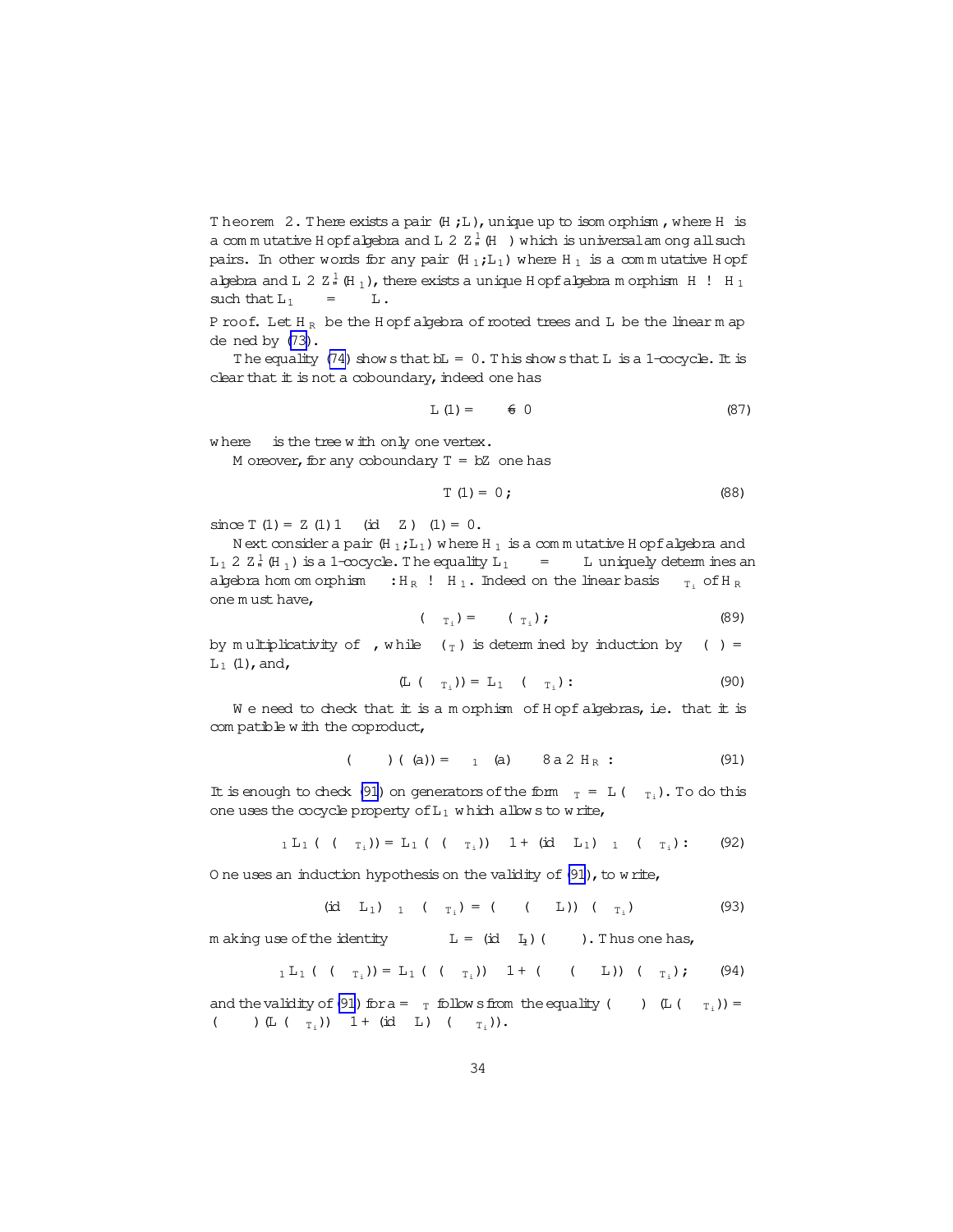**Theorem 2.** There exists a pair $(\mathcal{H}, L)$, unique up to isomorphism, where $\mathcal{H}$ is a commutative Hopf algebra and $L \in Z_\varepsilon^1(\mathcal{H})$ which is universal among all such pairs. In other words for any pair $(\mathcal{H}_1, L_1)$ where $\mathcal{H}_1$ is a commutative Hopf algebra and $L \in Z_\varepsilon^1(\mathcal{H}_1)$, there exists a unique Hopf algebra morphism $\rho : \mathcal{H} \to \mathcal{H}_1$ such that $L_1 \circ \rho = \rho \circ L$.

*Proof.* Let $\mathcal{H}_R$ be the Hopf algebra of rooted trees and $L$ be the linear map defined by (73).

The equality (74) shows that $bL = 0$. This shows that $L$ is a 1-cocycle. It is clear that it is not a coboundary, indeed one has

$$L(1) = \bullet \neq 0 \tag{87}$$

where $\bullet$ is the tree with only one vertex.

Moreover, for any coboundary $T = bZ$ one has

$$T(1) = 0, \tag{88}$$

since $T(1) = Z(1)\,1 - (\mathrm{id} \otimes Z)\,\Delta(1) = 0$.

Next consider a pair $(\mathcal{H}_1, L_1)$ where $\mathcal{H}_1$ is a commutative Hopf algebra and $L_1 \in Z_\varepsilon^1(\mathcal{H}_1)$ is a 1-cocycle. The equality $L_1 \circ \rho = \rho \circ L$ uniquely determines an algebra homomorphism $\rho : \mathcal{H}_R \to \mathcal{H}_1$. Indeed on the linear basis $\prod \delta_{T_i}$ of $\mathcal{H}_R$ one must have,

$$\rho\left(\prod \delta_{T_i}\right) = \prod \rho(\delta_{T_i}), \tag{89}$$

by multiplicativity of $\rho$, while $\rho(\delta_T)$ is determined by induction by $\rho(\bullet) = L_1(1)$, and,

$$\rho\left(L\left(\prod \delta_{T_i}\right)\right) = L_1\left(\rho\left(\prod \delta_{T_i}\right)\right). \tag{90}$$

We need to check that it is a morphism of Hopf algebras, i.e. that it is compatible with the coproduct,

$$(\rho \otimes \rho)(\Delta(a)) = \Delta_1\, \rho(a) \qquad \forall a \in \mathcal{H}_R. \tag{91}$$

It is enough to check (91) on generators of the form $\delta_T = L\left(\prod \delta_{T_i}\right)$. To do this one uses the cocycle property of $L_1$ which allows to write,

$$\Delta_1 L_1\left(\rho\left(\prod \delta_{T_i}\right)\right) = L_1\left(\rho\left(\prod \delta_{T_i}\right)\right) \otimes 1 + (\mathrm{id} \otimes L_1)\,\Delta_1\left(\rho\left(\prod \delta_{T_i}\right)\right). \tag{92}$$

One uses an induction hypothesis on the validity of (91), to write,

$$(\mathrm{id} \otimes L_1)\,\Delta_1\left(\rho\left(\prod \delta_{T_i}\right)\right) = (\rho \otimes (\rho \circ L))\,\Delta\left(\prod \delta_{T_i}\right) \tag{93}$$

making use of the identity $\rho \otimes \rho \circ L = (\mathrm{id} \otimes L_1)(\rho \otimes \rho)$. Thus one has,

$$\Delta_1 L_1\left(\rho\left(\prod \delta_{T_i}\right)\right) = L_1\left(\rho\left(\prod \delta_{T_i}\right)\right) \otimes 1 + (\rho \otimes (\rho \circ L))\,\Delta\left(\prod \delta_{T_i}\right), \tag{94}$$

and the validity of (91) for $a = \delta_T$ follows from the equality $(\rho \otimes \rho)\,\Delta\left(L\left(\prod \delta_{T_i}\right)\right) = (\rho \otimes \rho)\left(L\left(\prod \delta_{T_i}\right)\right) \otimes 1 + (\mathrm{id} \otimes L)\,\Delta\left(\prod \delta_{T_i}\right)$.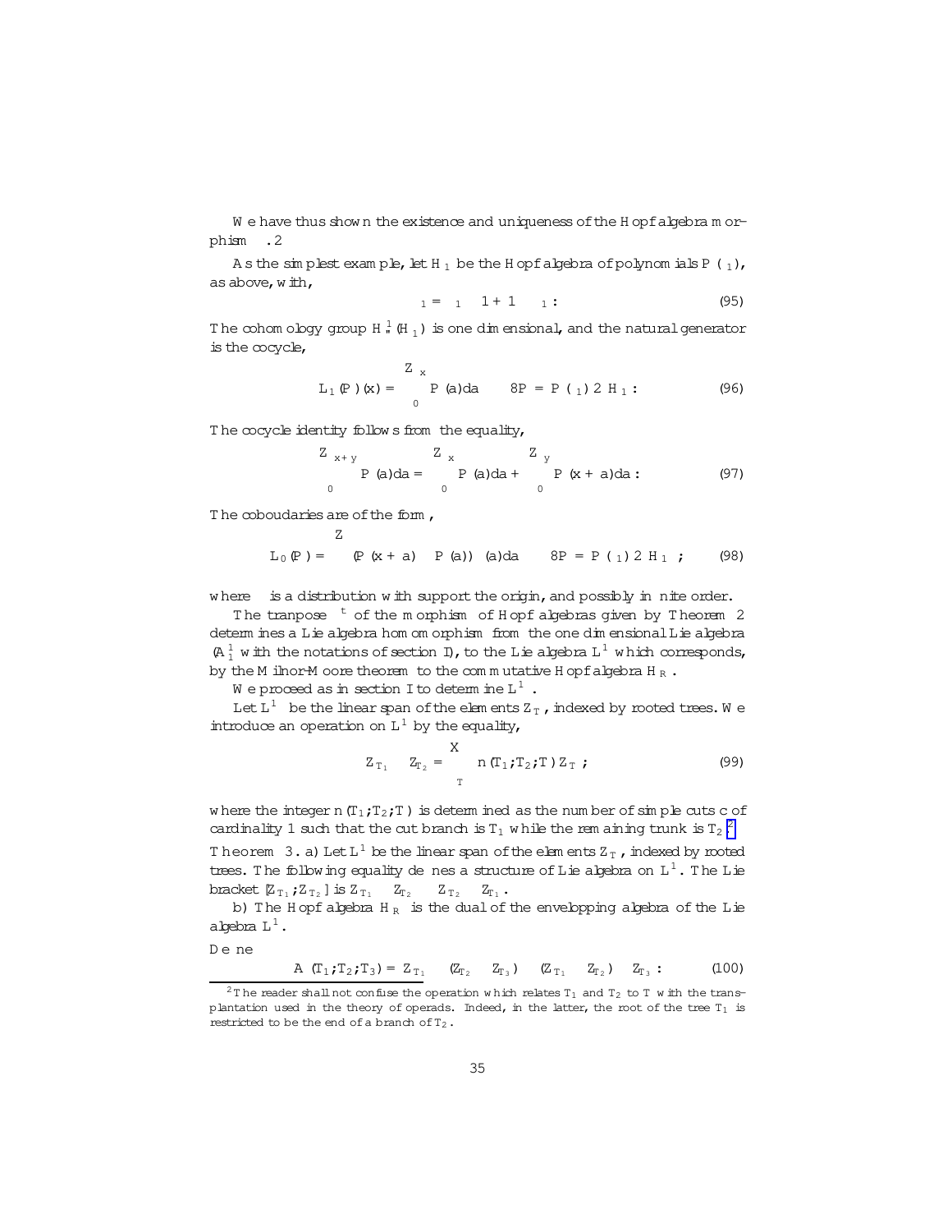We have thus shown the existence and uniqueness of the Hopf algebra morphism $\rho$. $\Box$

As the simplest example, let $H_1$ be the Hopf algebra of polynomials $P(\delta_1)$, as above, with,

$$\Delta \delta_1 = \delta_1 \otimes 1 + 1 \otimes \delta_1 \,. \tag{95}$$

The cohomology group $H_\varepsilon^1(H_1)$ is one dimensional, and the natural generator is the cocycle,

$$L_1(P)(x) = \int_0^x P(a)da \quad \forall P = P(\delta_1) \in H_1 \,. \tag{96}$$

The cocycle identity follows from the equality,

$$\int_0^{x+y} P(a)da = \int_0^x P(a)da + \int_0^y P(x+a)da \,. \tag{97}$$

The coboudaries are of the form,

$$L_0(P) = \int (P(x+a) - P(a))\, \mu(a)da \quad \forall P = P(\delta_1) \in H_1 \,; \tag{98}$$

where $\mu$ is a distribution with support the origin, and possibly infinite order.

The tranpose $\rho^t$ of the morphism of Hopf algebras given by Theorem 2 determines a Lie algebra homomorphism from the one dimensional Lie algebra ($A_1^1$ with the notations of section I), to the Lie algebra $L^1$ which corresponds, by the Milnor-Moore theorem to the commutative Hopf algebra $H_R$.

We proceed as in section I to determine $L^1$.

Let $L^1$ be the linear span of the elements $Z_T$, indexed by rooted trees. We introduce an operation on $L^1$ by the equality,

$$Z_{T_1} * Z_{T_2} = \sum_T n(T_1, T_2; T)\, Z_T \,; \tag{99}$$

where the integer $n(T_1, T_2; T)$ is determined as the number of simple cuts $c$ of cardinality 1 such that the cut branch is $T_1$ while the remaining trunk is $T_2$.[2]

**Theorem 3.** a) Let $L^1$ be the linear span of the elements $Z_T$, indexed by rooted trees. The following equality defines a structure of Lie algebra on $L^1$. The Lie bracket $[Z_{T_1}, Z_{T_2}]$ is $Z_{T_1} * Z_{T_2} - Z_{T_2} * Z_{T_1}$.

b) The Hopf algebra $H_R$ is the dual of the envelopping algebra of the Lie algebra $L^1$.

Define

$$A(T_1, T_2, T_3) = Z_{T_1} * (Z_{T_2} * Z_{T_3}) - (Z_{T_1} * Z_{T_2}) * Z_{T_3} \,. \tag{100}$$

---

[2] The reader shall not confuse the operation which relates $T_1$ and $T_2$ to $T$ with the transplantation used in the theory of operads. Indeed, in the latter, the root of the tree $T_1$ is restricted to be the end of a branch of $T_2$.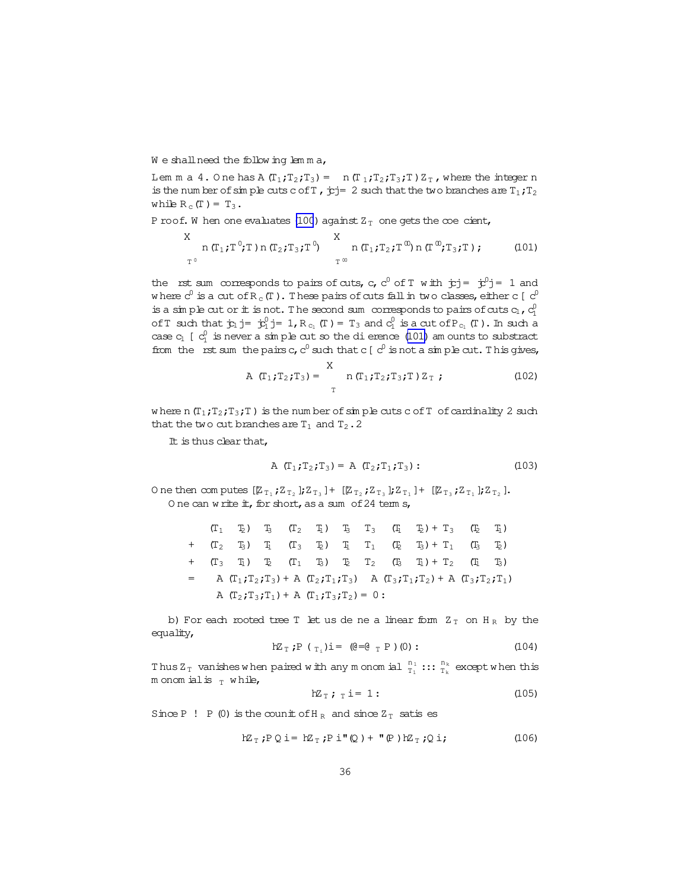We shall need the following lemma,

**Lemma 4.** One has $A(T_1;T_2;T_3) = \sum n(T_1;T_2;T_3;T)\,Z_T$, where the integer $n$ is the number of simple cuts $c$ of $T$, $|c| = 2$ such that the two branches are $T_1;T_2$ while $R_c(T) = T_3$.

Proof. When one evaluates (100) against $Z_T$ one gets the coefficient,

$$\sum_{T'} n(T_1;T';T)\,n(T_2;T_3;T') - \sum_{T''} n(T_1;T_2;T'')\,n(T'';T_3;T)\,; \tag{101}$$

the first sum corresponds to pairs of cuts, $c$, $c'$ of $T$ with $|c| = |c'| = 1$ and where $c'$ is a cut of $R_c(T)$. These pairs of cuts fall in two classes, either $c \cup c'$ is a simple cut or it is not. The second sum corresponds to pairs of cuts $c_1$, $c_1'$ of $T$ such that $|c_1| = |c_1'| = 1$, $R_{c_1}(T) = T_3$ and $c_1'$ is a cut of $P_{c_1}(T)$. In such a case $c_1 \cup c_1'$ is never a simple cut so the difference (101) amounts to substract from the first sum the pairs $c, c'$ such that $c \cup c'$ is not a simple cut. This gives,

$$A(T_1;T_2;T_3) = \sum_T n(T_1;T_2;T_3;T)\,Z_T\,; \tag{102}$$

where $n(T_1;T_2;T_3;T)$ is the number of simple cuts $c$ of $T$ of cardinality 2 such that the two cut branches are $T_1$ and $T_2$. $\Box$

It is thus clear that,

$$A(T_1;T_2;T_3) = A(T_2;T_1;T_3)\,. \tag{103}$$

One then computes $[[Z_{T_1},Z_{T_2}],Z_{T_3}] + [[Z_{T_2},Z_{T_3}],Z_{T_1}] + [[Z_{T_3},Z_{T_1}],Z_{T_2}]$.

One can write it, for short, as a sum of 24 terms,

$$\begin{aligned}
&(T_1 * T_2) * T_3 - (T_2 * T_1) * T_3 - T_3 * (T_1 * T_2) + T_3 * (T_2 * T_1) \\
+\;&(T_2 * T_3) * T_1 - (T_3 * T_2) * T_1 - T_1 * (T_2 * T_3) + T_1 * (T_3 * T_2) \\
+\;&(T_3 * T_1) * T_2 - (T_1 * T_3) * T_2 - T_2 * (T_3 * T_1) + T_2 * (T_1 * T_3) \\
=\;&A(T_1;T_2;T_3) + A(T_2;T_1;T_3) - A(T_3;T_1;T_2) + A(T_3;T_2;T_1) \\
&- A(T_2;T_3;T_1) + A(T_1;T_3;T_2) = 0\,.
\end{aligned}$$

b) For each rooted tree $T$ let us define a linear form $Z_T$ on $\mathcal{H}_R$ by the equality,

$$\langle Z_T, P(\delta_{T_i})\rangle = (\partial/\partial \delta_T\, P)(0)\,. \tag{104}$$

Thus $Z_T$ vanishes when paired with any monomial $\delta_{T_1}^{n_1} \ldots \delta_{T_k}^{n_k}$ except when this monomial is $\delta_T$ while,

$$\langle Z_T, \delta_T\rangle = 1\,. \tag{105}$$

Since $P \to P(0)$ is the counit of $\mathcal{H}_R$ and since $Z_T$ satisfies

$$\langle Z_T, PQ\rangle = \langle Z_T, P\rangle\, \varepsilon(Q) + \varepsilon(P)\,\langle Z_T, Q\rangle\,; \tag{106}$$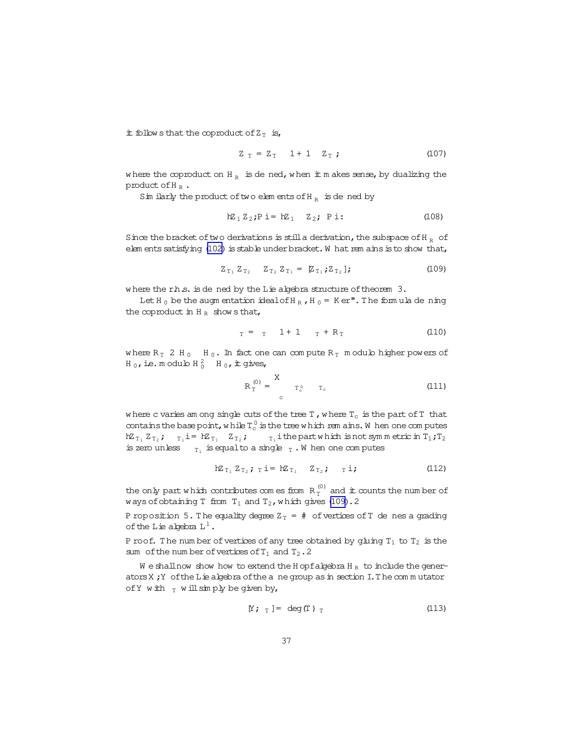it follows that the coproduct of $Z_T$ is,

$$\Delta Z_T = Z_T \otimes 1 + 1 \otimes Z_T; \tag{107}$$

where the coproduct on $H_R^*$ is defined, when it makes sense, by dualizing the product of $H_R$.

Similarly the product of two elements of $H_R^*$ is defined by

$$\langle Z_1 Z_2, P\rangle = \langle Z_1 \otimes Z_2, \Delta P\rangle. \tag{108}$$

Since the bracket of two derivations is still a derivation, the subspace of $H_R^*$ of elements satisfying (102) is stable under bracket. What remains is to show that,

$$Z_{T_1} Z_{T_2} - Z_{T_2} Z_{T_1} = [Z_{T_1}, Z_{T_2}]; \tag{109}$$

where the r.h.s. is defined by the Lie algebra structure of theorem 3.

Let $H_0$ be the augmentation ideal of $H_R$, $H_0 = \text{Ker}\,\varepsilon$. The formula defining the coproduct in $H_R$ shows that,

$$\Delta\delta_T = \delta_T \otimes 1 + 1 \otimes \delta_T + R_T \tag{110}$$

where $R_T \in H_0 \otimes H_0$. In fact one can compute $R_T$ modulo higher powers of $H_0$, i.e. modulo $H_0^2 \otimes H_0$, it gives,

$$R_T^{(0)} = \sum_c \delta_{T_c^0} \otimes \delta_{T_c} \tag{111}$$

where $c$ varies among single cuts of the tree $T$, where $T_c$ is the part of $T$ that contains the base point, while $T_c^0$ is the tree which remains. When one computes $\langle Z_{T_1} Z_{T_2}, \prod \delta_{T_i}\rangle = \langle Z_{T_1} \otimes Z_{T_2}, \Delta \prod \delta_{T_i}\rangle$ the part which is not symmetric in $T_1, T_2$ is zero unless $\prod \delta_{T_i}$ is equal to a single $\delta_T$. When one computes

$$\langle Z_{T_1} Z_{T_2}, \delta_T\rangle = \langle Z_{T_1} \otimes Z_{T_2}, \Delta\delta_T\rangle; \tag{112}$$

the only part which contributes comes from $R_T^{(0)}$ and it counts the number of ways of obtaining $T$ from $T_1$ and $T_2$, which gives (109). $\Box$

**Proposition 5.** *The equality degree $Z_T$ = # of vertices of $T$ defines a grading of the Lie algebra $L^1$.*

*Proof.* The number of vertices of any tree obtained by gluing $T_1$ to $T_2$ is the sum of the number of vertices of $T_1$ and $T_2$. $\Box$

We shall now show how to extend the Hopf algebra $H_R$ to include the generators $X, Y$ of the Lie algebra of the affine group as in section I. The commutator of $Y$ with $\delta_T$ will simply be given by,

$$[Y, \delta_T] = \deg(T)\,\delta_T \tag{113}$$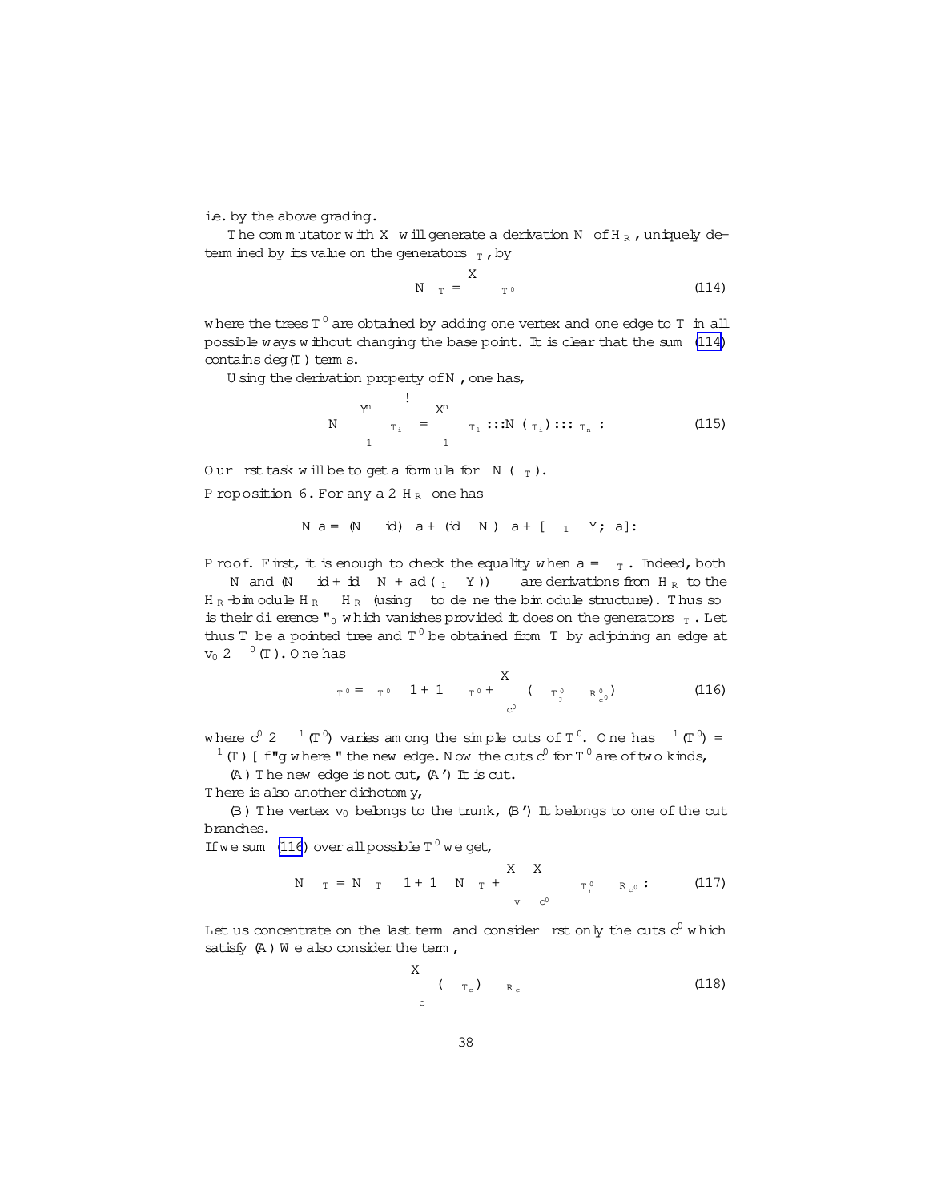i.e. by the above grading.

The commutator with $X$ will generate a derivation $N$ of $\mathcal{H}_R$, uniquely determined by its value on the generators $\delta_T$, by

$$N\,\delta_T = \sum \delta_{T'} \tag{114}$$

where the trees $T'$ are obtained by adding one vertex and one edge to $T$ in all possible ways without changing the base point. It is clear that the sum (114) contains $\deg(T)$ terms.

Using the derivation property of $N$, one has,

$$N\left(\prod_1^n \delta_{T_i}\right) = \sum_1^n \delta_{T_1} \ldots N(\delta_{T_i}) \ldots \delta_{T_n}\,. \tag{115}$$

Our first task will be to get a formula for $\Delta(N(\delta_T))$.

**Proposition 6.** For any $a \in \mathcal{H}_R$ one has

$$\Delta N a = (N \otimes \mathrm{id})\,\Delta a + (\mathrm{id} \otimes N)\,\Delta a + [\delta_1 \otimes Y, \Delta a]\,.$$

*Proof.* First, it is enough to check the equality when $a = \delta_T$. Indeed, both $\Delta\, N$ and $(N \otimes \mathrm{id} + \mathrm{id} \otimes N + \mathrm{ad}(\delta_1 \otimes Y))\,\Delta$ are derivations from $\mathcal{H}_R$ to the $\mathcal{H}_R$-bimodule $\mathcal{H}_R \otimes \mathcal{H}_R$ (using $\Delta$ to define the bimodule structure). Thus so is their difference $\varepsilon_0$ which vanishes provided it does on the generators $\delta_T$. Let thus $T$ be a pointed tree and $T'$ be obtained from $T$ by adjoining an edge at $v_0 \in \Delta^0(T)$. One has

$$\Delta\,\delta_{T'} = \delta_{T'} \otimes 1 + 1 \otimes \delta_{T'} + \sum_{c'} \left(\prod \delta_{T'_j} \otimes \delta_{R_{c'}}\right) \tag{116}$$

where $c' \in \Delta^1(T')$ varies among the simple cuts of $T'$. One has $\Delta^1(T') = \Delta^1(T) \cup \{\varepsilon\}$ where $\varepsilon$ the new edge. Now the cuts $c'$ for $T'$ are of two kinds,

(A) The new edge is not cut, (A') It is cut.

There is also another dichotomy,

(B) The vertex $v_0$ belongs to the trunk, (B') It belongs to one of the cut branches.

If we sum (116) over all possible $T'$ we get,

$$\Delta\,N\,\delta_T = N\,\delta_T \otimes 1 + 1 \otimes N\,\delta_T + \sum_v \sum_{c'} \prod \delta_{T_i^0} \otimes \delta_{R_{c'}}\,. \tag{117}$$

Let us concentrate on the last term and consider first only the cuts $c'$ which satisfy (A) We also consider the term,

$$\sum_c \left(\prod \delta_{T_c}\right) \otimes \delta_{R_c} \tag{118}$$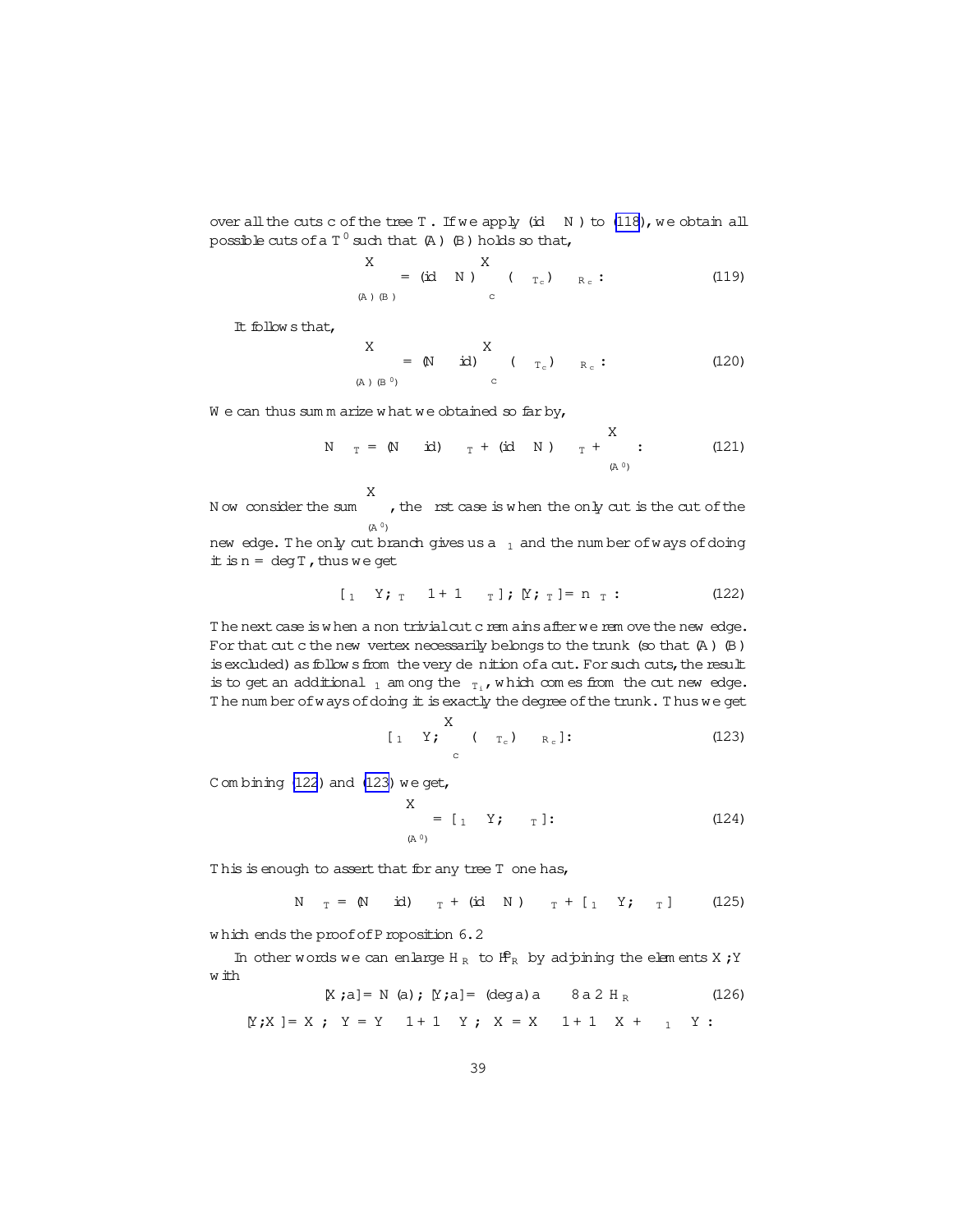over all the cuts $c$ of the tree $T$. If we apply $(\mathrm{id} \otimes N)$ to (118), we obtain all possible cuts of a $T'$ such that $(A)$ $(B)$ holds so that,

$$\sum_{(A)\,(B)} = (\mathrm{id} \otimes N) \sum_{c} \, (\,_{T_c}) \otimes \,_{R_c} : \tag{119}$$

It follows that,

$$\sum_{(A)\,(B')} = (N \otimes \mathrm{id}) \sum_{c} \, (\,_{T_c}) \otimes \,_{R_c} : \tag{120}$$

We can thus summarize what we obtained so far by,

$$N \,_T = (N \otimes \mathrm{id}) \,_T + (\mathrm{id} \otimes N) \,_T + \sum_{(A')} : \tag{121}$$

Now consider the sum $\sum_{(A')}$, the first case is when the only cut is the cut of the new edge. The only cut branch gives us a $_1$ and the number of ways of doing it is $n = \deg T$, thus we get

$$[\,_1 \otimes Y; \,_T \otimes 1 + 1 \otimes \,_T\,]; \; [Y; \,_T\,] = n \,_T : \tag{122}$$

The next case is when a non trivial cut $c$ remains after we remove the new edge. For that cut $c$ the new vertex necessarily belongs to the trunk (so that $(A)$ $(B)$ is excluded) as follows from the very definition of a cut. For such cuts, the result is to get an additional $_1$ among the $_{T_i}$, which comes from the cut new edge. The number of ways of doing it is exactly the degree of the trunk. Thus we get

$$[\,_1 \otimes Y; \sum_{c} \, (\,_{T_c}) \otimes \,_{R_c}\,]: \tag{123}$$

Combining (122) and (123) we get,

$$\sum_{(A')} = [\,_1 \otimes Y; \,_T\,]: \tag{124}$$

This is enough to assert that for any tree $T$ one has,

$$N \,_T = (N \otimes \mathrm{id}) \,_T + (\mathrm{id} \otimes N) \,_T + [\,_1 \otimes Y; \,_T\,] \tag{125}$$

which ends the proof of Proposition 6.2

In other words we can enlarge $H_R$ to $\tilde{H}_R$ by adjoining the elements $X; Y$ with

$$[X; a] = N(a); \; [Y; a] = (\deg a)\, a \quad \forall a \in H_R \tag{126}$$

$$[Y; X] = X; \quad Y = Y \otimes 1 + 1 \otimes Y; \quad X = X \otimes 1 + 1 \otimes X + \,_1 \otimes Y:$$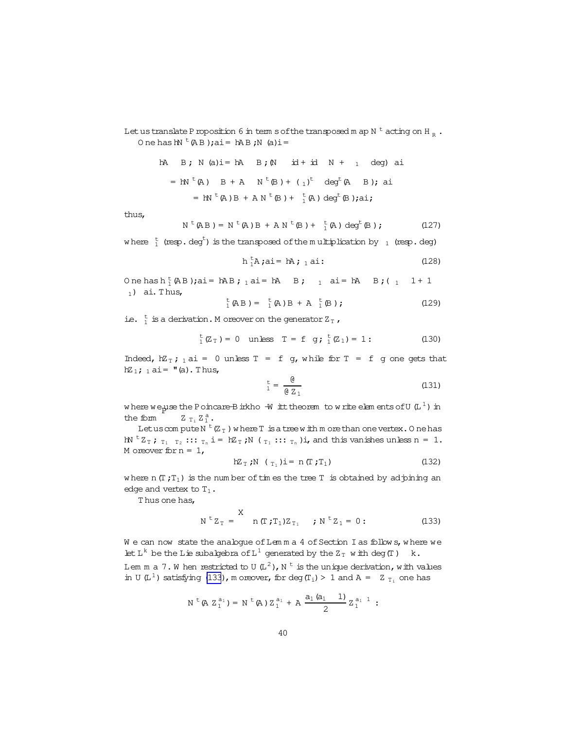Let us translate Proposition 6 in terms of the transposed map $N^t$ acting on $\mathcal{H}_R$.

One has $\langle N^t(AB), a\rangle = \langle A\otimes B, \Delta N(a)\rangle =$

$$
\begin{aligned}
\langle A\otimes B, \Delta N(a)\rangle &= \langle A\otimes B, (N\otimes \mathrm{id} + \mathrm{id}\otimes N + \delta_1\otimes \deg)\,\Delta a\rangle \\
&= \langle N^t(A)\otimes B + A\otimes N^t(B) + (\delta_1)^t\otimes \deg^t(A\otimes B), \Delta a\rangle \\
&= \langle N^t(A)B + A\,N^t(B) + \delta_1^t(A)\deg^t(B), a\rangle;
\end{aligned}
$$

thus,

$$
N^t(AB) = N^t(A)B + A\,N^t(B) + \delta_1^t(A)\deg^t(B); \tag{127}
$$

where $\delta_1^t$ (resp. $\deg^t$) is the transposed of the multiplication by $\delta_1$ (resp. deg)

$$
\langle \delta_1^t A, a\rangle = \langle A, \delta_1 a\rangle. \tag{128}
$$

One has $\langle \delta_1^t(AB), a\rangle = \langle AB, \delta_1 a\rangle = \langle A\otimes B, \Delta\delta_1 \Delta a\rangle = \langle A\otimes B, (\delta_1\otimes 1 + 1\otimes \delta_1)\Delta a\rangle$. Thus,

$$
\delta_1^t(AB) = \delta_1^t(A)B + A\,\delta_1^t(B); \tag{129}
$$

i.e. $\delta_1^t$ is a derivation. Moreover on the generator $Z_T$,

$$
\delta_1^t(Z_T) = 0 \quad \text{unless} \quad T = \{\bullet\}; \; \delta_1^t(Z_1) = 1. \tag{130}
$$

Indeed, $\langle Z_T, \delta_1 a\rangle = 0$ unless $T = \{\bullet\}$, while for $T = \{\bullet\}$ one gets that $\langle Z_1, \delta_1 a\rangle = \varepsilon(a)$. Thus,

$$
\delta_1^t = \frac{\partial}{\partial Z_1} \tag{131}
$$

where we use the Poincare-Birkhoff-Witt theorem to write elements of $U(\mathcal{L}^1)$ in the form $\sum \prod Z_{T_i} Z_1^a$.

Let us compute $N^t(Z_T)$ where $T$ is a tree with more than one vertex. One has $\langle N^t Z_T, \delta_{T_1}\delta_{T_2}\ldots\delta_{T_n}\rangle = \langle Z_T, N(\delta_{T_1}\ldots\delta_{T_n})\rangle$, and this vanishes unless $n = 1$. Moreover for $n = 1$,

$$
\langle Z_T, N(\delta_{T_1})\rangle = n(T, T_1) \tag{132}
$$

where $n(T, T_1)$ is the number of times the tree $T$ is obtained by adjoining an edge and vertex to $T_1$.

Thus one has,

$$
N^t Z_T = \sum n(T, T_1) Z_{T_1} \quad ; \; N^t Z_1 = 0. \tag{133}
$$

We can now state the analogue of Lemma 4 of Section I as follows, where we let $\mathcal{L}^k$ be the Lie subalgebra of $\mathcal{L}^1$ generated by the $Z_T$ with $\deg(T)\geq k$.

**Lemma 7.** When restricted to $U(\mathcal{L}^2)$, $N^t$ is the unique derivation, with values in $U(\mathcal{L}^1)$ satisfying (133), moreover, for $\deg(T_i) > 1$ and $A = \prod Z_{T_i}$ one has

$$
N^t(A Z_1^{a_1}) = N^t(A) Z_1^{a_1} + A\,\frac{a_1(a_1-1)}{2} Z_1^{a_1-1}.
$$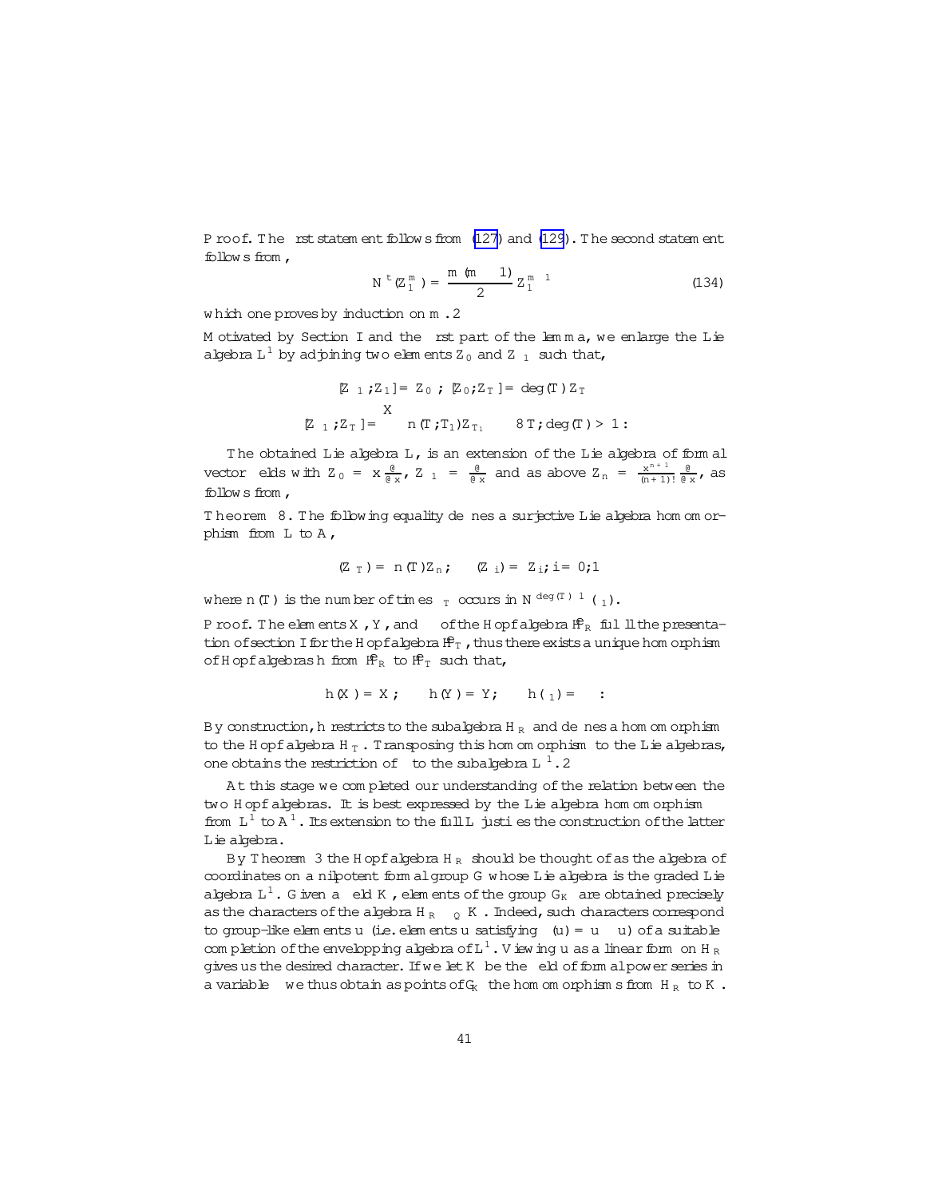Proof. The first statement follows from (127) and (129). The second statement follows from,

$$N^t(Z_1^m) = \frac{m(m-1)}{2} Z_1^{m-1} \tag{134}$$

which one proves by induction on $m$. □

Motivated by Section I and the first part of the lemma, we enlarge the Lie algebra $L^1$ by adjoining two elements $Z_0$ and $Z_{-1}$ such that,

$$[Z_{-1}, Z_1] = Z_0 \, ; \, [Z_0, Z_T] = \deg(T) Z_T$$

$$[Z_{-1}, Z_T] = \sum n(T, T_1) Z_{T_1} \quad \forall T, \deg(T) > 1 :$$

The obtained Lie algebra $L$, is an extension of the Lie algebra of formal vector fields with $Z_0 = x\frac{\partial}{\partial x}$, $Z_{-1} = \frac{\partial}{\partial x}$ and as above $Z_n = \frac{x^{n+1}}{(n+1)!}\frac{\partial}{\partial x}$, as follows from,

**Theorem 8.** The following equality defines a surjective Lie algebra homomorphism from $L$ to $A$,

$$\rho(Z_T) = n(T) Z_n \, ; \quad \rho(Z_i) = Z_i \, ; \, i = 0, 1$$

where $n(T)$ is the number of times $\delta_T$ occurs in $N^{\deg(T)-1}(\delta_1)$.

Proof. The elements $X$, $Y$, and $\delta$ of the Hopf algebra $\tilde{H}_R$ fulfill the presentation of section I for the Hopf algebra $\tilde{H}_T$, thus there exists a unique homorphism of Hopf algebras $h$ from $\tilde{H}_R$ to $\tilde{H}_T$ such that,

$$h(X) = X \, ; \quad h(Y) = Y \, ; \quad h(\delta_1) = \delta \; :$$

By construction, $h$ restricts to the subalgebra $H_R$ and defines a homomorphism to the Hopf algebra $H_T$. Transposing this homomorphism to the Lie algebras, one obtains the restriction of $\rho$ to the subalgebra $L^1$. □

At this stage we completed our understanding of the relation between the two Hopf algebras. It is best expressed by the Lie algebra homomorphism $\rho$ from $L^1$ to $A^1$. Its extension to the full $L$ justifies the construction of the latter Lie algebra.

By Theorem 3 the Hopf algebra $H_R$ should be thought of as the algebra of coordinates on a nilpotent formal group $G$ whose Lie algebra is the graded Lie algebra $L^1$. Given a field $K$, elements of the group $G_K$ are obtained precisely as the characters of the algebra $H_R \otimes_Q K$. Indeed, such characters correspond to group-like elements $u$ (i.e. elements $u$ satisfying $\Delta(u) = u \otimes u$) of a suitable completion of the envelopping algebra of $L^1$. Viewing $u$ as a linear form on $H_R$ gives us the desired character. If we let $K$ be the field of formal power series in a variable $\varepsilon$ we thus obtain as points of $G_K$ the homomorphisms from $H_R$ to $K$.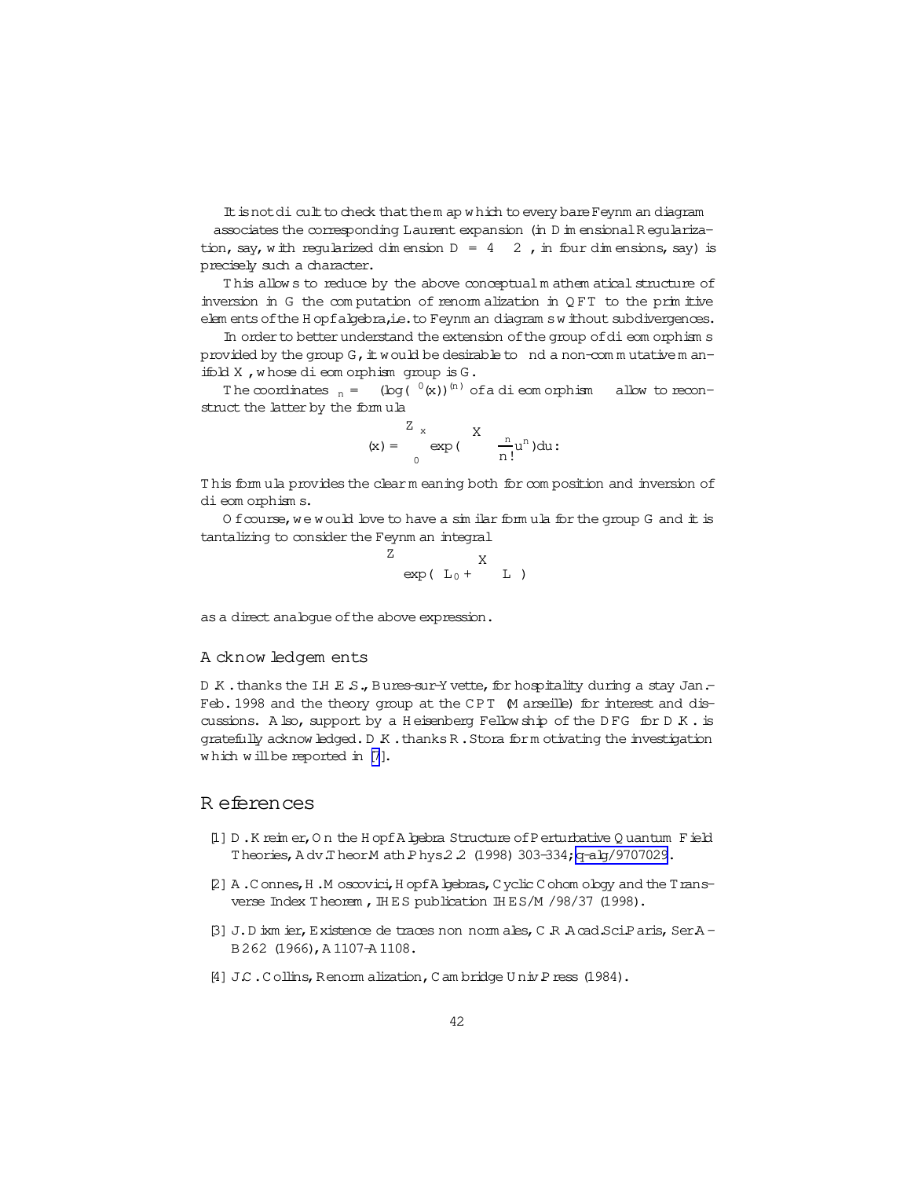It is not difficult to check that the map which to every bare Feynman diagram $\Gamma$ associates the corresponding Laurent expansion (in Dimensional Regularization, say, with regularized dimension $D = 4 - 2\epsilon$, in four dimensions, say) is precisely such a character.

This allows to reduce by the above conceptual mathematical structure of inversion in G the computation of renormalization in QFT to the primitive elements of the Hopf algebra, i.e. to Feynman diagrams without subdivergences.

In order to better understand the extension of the group of diffeomorphisms provided by the group G, it would be desirable to find a non-commutative manifold X, whose diffeomorphism group is G.

The coordinates $\delta_n = (\log(\psi'(x))^{(n)}$ of a diffeomorphism $\psi$ allow to reconstruct the latter by the formula

$$\psi(x) = \int_0^x \exp\left(\sum \frac{\delta_n}{n!} u^n\right) du.$$

This formula provides the clear meaning both for composition and inversion of diffeomorphisms.

Of course, we would love to have a similar formula for the group G and it is tantalizing to consider the Feynman integral

$$\int \exp\left(L_0 + \sum \delta_\Gamma L_\Gamma\right)$$

as a direct analogue of the above expression.

## Acknowledgements

D.K. thanks the I.H.E.S., Bures-sur-Yvette, for hospitality during a stay Jan.-Feb. 1998 and the theory group at the CPT (Marseille) for interest and discussions. Also, support by a Heisenberg Fellowship of the DFG for D.K. is gratefully acknowledged. D.K. thanks R. Stora for motivating the investigation which will be reported in [7].

# References

[1] D. Kreimer, On the Hopf Algebra Structure of Perturbative Quantum Field Theories, Adv. Theor. Math. Phys. 2.2 (1998) 303-334; q-alg/9707029.

[2] A. Connes, H. Moscovici, Hopf Algebras, Cyclic Cohomology and the Transverse Index Theorem, IHES publication IHES/M/98/37 (1998).

[3] J. Dixmier, Existence de traces non normales, C.R. Acad. Sci. Paris, Ser. A-B 262 (1966), A1107-A1108.

[4] J.C. Collins, Renormalization, Cambridge Univ. Press (1984).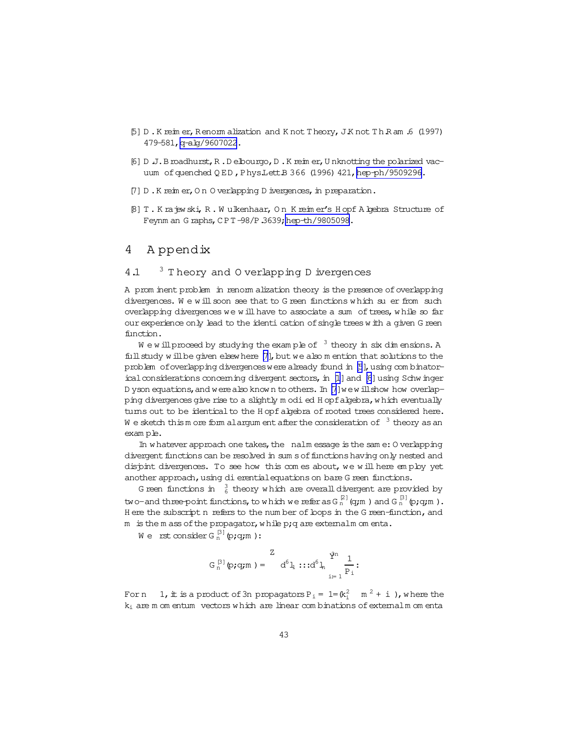[5] D. Kreimer, Renormalization and Knot Theory, J.Knot Th.Ram. 6 (1997) 479-581, q-alg/9607022.

[6] D.J. Broadhurst, R. Delbourgo, D. Kreimer, Unknotting the polarized vacuum of quenched QED, Phys.Lett.B 366 (1996) 421, hep-ph/9509296.

[7] D. Kreimer, On Overlapping Divergences, in preparation.

[8] T. Krajewski, R. Wulkenhaar, On Kreimer's Hopf Algebra Structure of Feynman Graphs, CPT-98/P.3639; hep-th/9805098.

# 4 Appendix

## 4.1 $\phi^3$ Theory and Overlapping Divergences

A prominent problem in renormalization theory is the presence of overlapping divergences. We will soon see that to Green functions which suffer from such overlapping divergences we will have to associate a sum of trees, while so far our experience only lead to the identification of single trees with a given Green function.

We will proceed by studying the example of $\phi^3$ theory in six dimensions. A full study will be given elsewhere [7], but we also mention that solutions to the problem of overlapping divergences were already found in [5], using combinatorical considerations concerning divergent sectors, in [1] and [6] using Schwinger Dyson equations, and were also known to others. In [7] we will show how overlapping divergences give rise to a slightly modified Hopf algebra, which eventually turns out to be identical to the Hopf algebra of rooted trees considered here. We sketch this more formal argument after the consideration of $\phi^3$ theory as an example.

In whatever approach one takes, the final message is the same: Overlapping divergent functions can be resolved in sums of functions having only nested and disjoint divergences. To see how this comes about, we will here employ yet another approach, using differential equations on bare Green functions.

Green functions in $\phi^3_6$ theory which are overall divergent are provided by two- and three-point functions, to which we refer as $G^{[2]}_n(q;m)$ and $G^{[3]}_n(p;q;m)$. Here the subscript $n$ refers to the number of loops in the Green-function, and $m$ is the mass of the propagator, while $p;q$ are external momenta.

We first consider $G^{[3]}_n(p;q;m)$:

$$G^{[3]}_n(p;q;m) = \int d^6l_1 \ldots d^6l_n \prod_{i=1}^{3n} \frac{1}{P_i}.$$

For $n \geq 1$, it is a product of $3n$ propagators $P_i = 1/(k_i^2 - m^2 + i\epsilon)$, where the $k_i$ are momentum vectors which are linear combinations of external momenta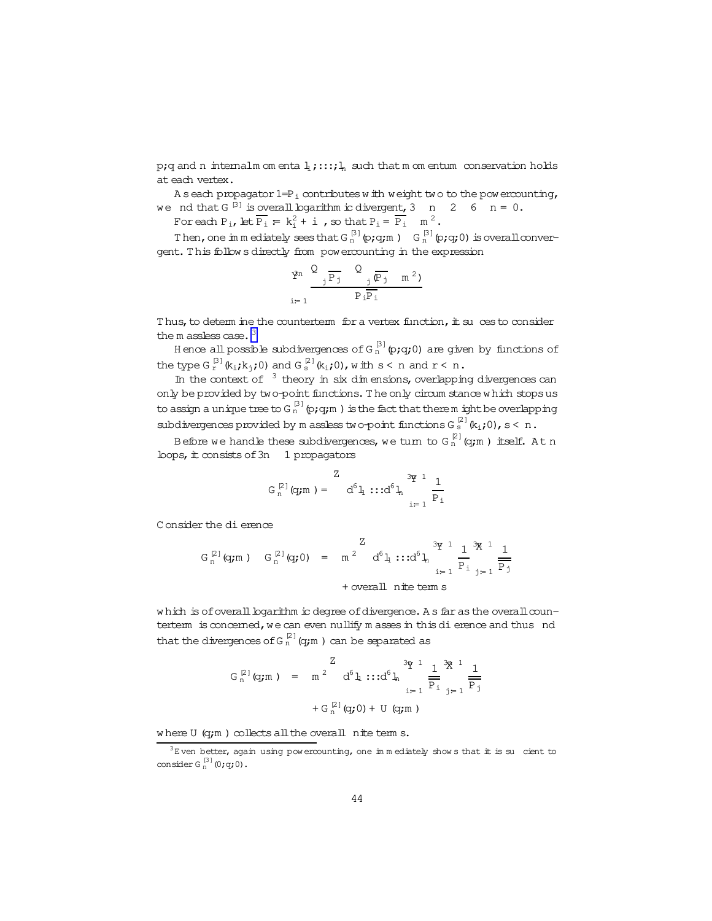$p, q$ and $n$ internal momenta $l_1, \ldots, l_n$ such that momentum conservation holds at each vertex.

As each propagator $1/P_i$ contributes with weight two to the powercounting, we find that $G^{[3]}$ is overall logarithmic divergent, $3n - 2 \cdot 6 \cdot n = 0$.

For each $P_i$, let $\overline{P_i} := k_i^2 + i\epsilon$, so that $P_i = \overline{P_i} - m^2$.

Then, one immediately sees that $G_n^{[3]}(p,q;m) - G_n^{[3]}(p,q;0)$ is overall convergent. This follows directly from powercounting in the expression

$$\sum_{i=1}^{3n} \frac{\prod_j \overline{P_j} - \prod_j (\overline{P_j} - m^2)}{P_i \overline{P_i}}$$

Thus, to determine the counterterm for a vertex function, it suffices to consider the massless case.[3]

Hence all possible subdivergences of $G_n^{[3]}(p,q;0)$ are given by functions of the type $G_r^{[3]}(k_i,k_j;0)$ and $G_s^{[2]}(k_i;0)$, with $s < n$ and $r < n$.

In the context of $\phi^3$ theory in six dimensions, overlapping divergences can only be provided by two-point functions. The only circumstance which stops us to assign a unique tree to $G_n^{[3]}(p,q;m)$ is the fact that there might be overlapping subdivergences provided by massless two-point functions $G_s^{[2]}(k_i;0)$, $s < n$.

Before we handle these subdivergences, we turn to $G_n^{[2]}(q;m)$ itself. At $n$ loops, it consists of $3n-1$ propagators

$$G_n^{[2]}(q;m) = \int d^6l_1 \ldots d^6l_n \prod_{i=1}^{3n-1} \frac{1}{P_i}$$

Consider the difference

$$G_n^{[2]}(q;m) - G_n^{[2]}(q;0) = m^2 \int d^6l_1 \ldots d^6l_n \prod_{i=1}^{3n-1} \frac{1}{P_i} \sum_{j=1}^{3n-1} \frac{1}{\overline{P_j}}$$
$$+ \text{ overall finite terms}$$

which is of overall logarithmic degree of divergence. As far as the overall counterterm is concerned, we can even nullify masses in this difference and thus find that the divergences of $G_n^{[2]}(q;m)$ can be separated as

$$G_n^{[2]}(q;m) = m^2 \int d^6l_1 \ldots d^6l_n \prod_{i=1}^{3n-1} \frac{1}{\overline{\overline{P_i}}} \sum_{j=1}^{3n-1} \frac{1}{\overline{\overline{P_j}}}$$
$$+ G_n^{[2]}(q;0) + U(q;m)$$

where $U(q;m)$ collects all the overall finite terms.

---

[3] Even better, again using powercounting, one immediately shows that it is sufficient to consider $G_n^{[3]}(0;q;0)$.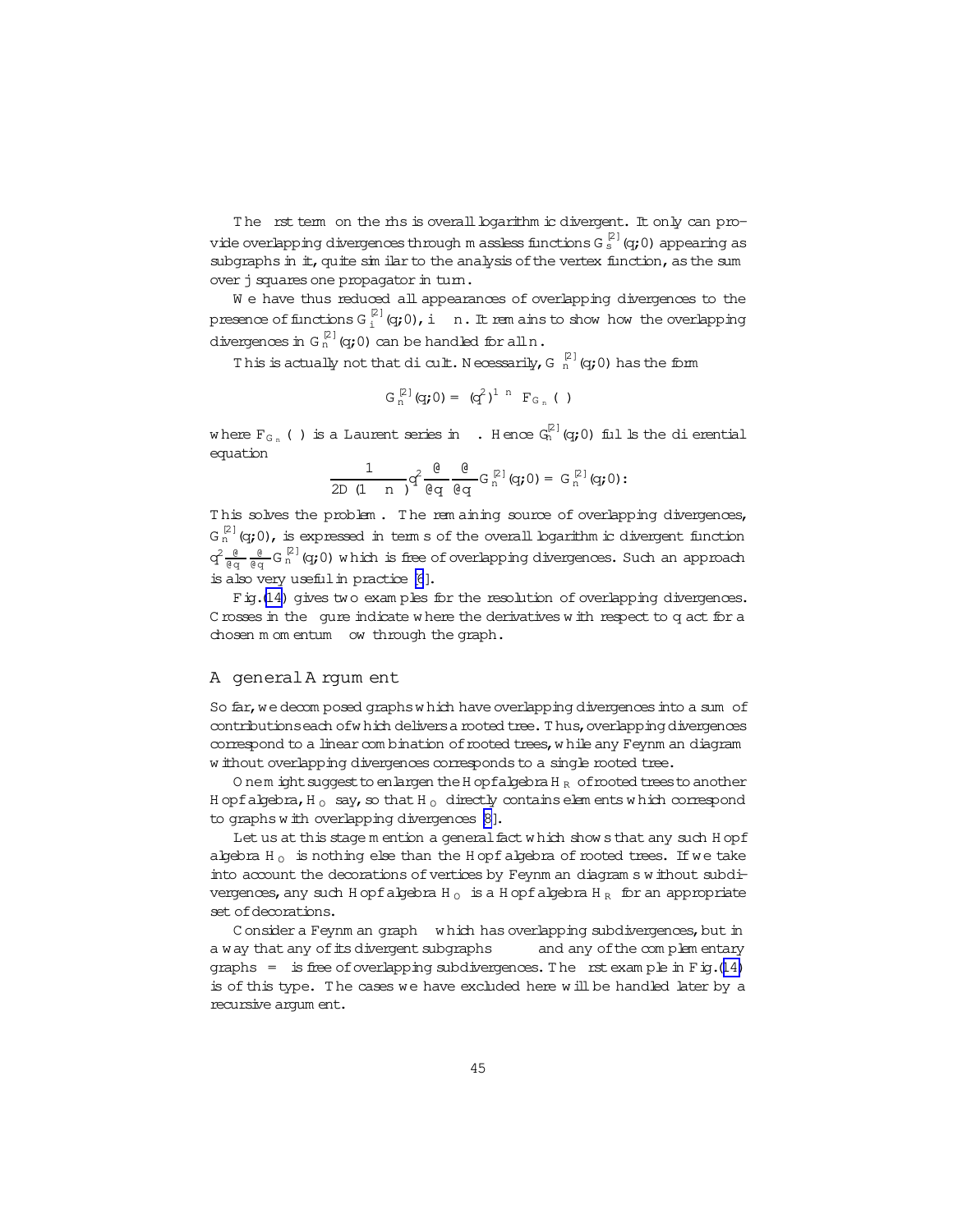The first term on the rhs is overall logarithmic divergent. It only can provide overlapping divergences through massless functions $G_s^{[2]}(q;0)$ appearing as subgraphs in it, quite similar to the analysis of the vertex function, as the sum over j squares one propagator in turn.

We have thus reduced all appearances of overlapping divergences to the presence of functions $G_i^{[2]}(q;0)$, $i \leq n$. It remains to show how the overlapping divergences in $G_n^{[2]}(q;0)$ can be handled for all $n$.

This is actually not that difficult. Necessarily, $G_n^{[2]}(q;0)$ has the form

$$G_n^{[2]}(q;0) = (q^2)^{1-n\epsilon} F_{G_n}(\epsilon)$$

where $F_{G_n}(\epsilon)$ is a Laurent series in $\epsilon$. Hence $G_n^{[2]}(q;0)$ fulfills the differential equation

$$\frac{1}{2D(1-n\epsilon)^{-1}} q^2 \frac{\partial}{\partial q_\mu} \frac{\partial}{\partial q^\mu} G_n^{[2]}(q;0) = G_n^{[2]}(q;0).$$

This solves the problem. The remaining source of overlapping divergences, $G_n^{[2]}(q;0)$, is expressed in terms of the overall logarithmic divergent function $q^2 \frac{\partial}{\partial q_\mu} \frac{\partial}{\partial q^\mu} G_n^{[2]}(q;0)$ which is free of overlapping divergences. Such an approach is also very useful in practice [6].

Fig.(14) gives two examples for the resolution of overlapping divergences. Crosses in the figure indicate where the derivatives with respect to q act for a chosen momentum flow through the graph.

## A general Argument

So far, we decomposed graphs which have overlapping divergences into a sum of contributions each of which delivers a rooted tree. Thus, overlapping divergences correspond to a linear combination of rooted trees, while any Feynman diagram without overlapping divergences corresponds to a single rooted tree.

One might suggest to enlargen the Hopf algebra $H_R$ of rooted trees to another Hopf algebra, $H_O$ say, so that $H_O$ directly contains elements which correspond to graphs with overlapping divergences [8].

Let us at this stage mention a general fact which shows that any such Hopf algebra $H_O$ is nothing else than the Hopf algebra of rooted trees. If we take into account the decorations of vertices by Feynman diagrams without subdivergences, any such Hopf algebra $H_O$ is a Hopf algebra $H_R$ for an appropriate set of decorations.

Consider a Feynman graph $\Gamma$ which has overlapping subdivergences, but in a way that any of its divergent subgraphs $\gamma \subset \Gamma$ and any of the complementary graphs $\Gamma/\gamma$ is free of overlapping subdivergences. The first example in Fig.(14) is of this type. The cases we have excluded here will be handled later by a recursive argument.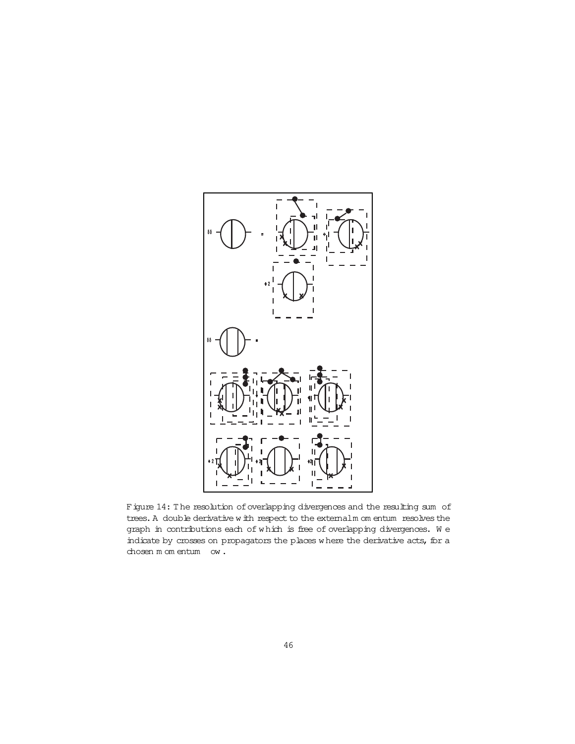Figure 14: The resolution of overlapping divergences and the resulting sum of trees. A double derivative with respect to the external momentum resolves the graph in contributions each of which is free of overlapping divergences. We indicate by crosses on propagators the places where the derivative acts, for a chosen momentum flow.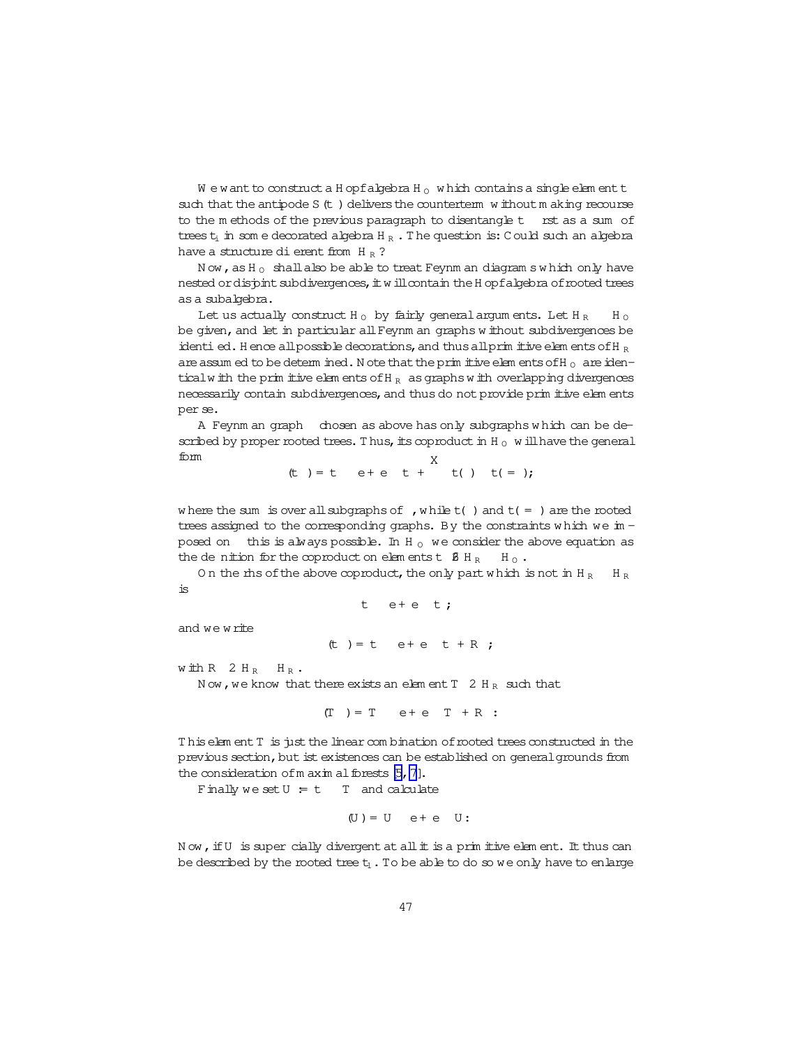We want to construct a Hopf algebra $H_O$ which contains a single element $t_\Gamma$ such that the antipode $S(t_\Gamma)$ delivers the counterterm without making recourse to the methods of the previous paragraph to disentangle $t_\Gamma$ first as a sum of trees $t_i$ in some decorated algebra $H_R$. The question is: Could such an algebra have a structure different from $H_R$?

Now, as $H_O$ shall also be able to treat Feynman diagrams which only have nested or disjoint subdivergences, it will contain the Hopf algebra of rooted trees as a subalgebra.

Let us actually construct $H_O$ by fairly general arguments. Let $H_R \subset H_O$ be given, and let in particular all Feynman graphs without subdivergences be identified. Hence all possible decorations, and thus all primitive elements of $H_R$ are assumed to be determined. Note that the primitive elements of $H_O$ are identical with the primitive elements of $H_R$ as graphs with overlapping divergences necessarily contain subdivergences, and thus do not provide primitive elements per se.

A Feynman graph $\Gamma$ chosen as above has only subgraphs which can be described by proper rooted trees. Thus, its coproduct in $H_O$ will have the general form

$$\Delta(t_\Gamma) = t_\Gamma \otimes e + e \otimes t_\Gamma + \sum_\gamma t(\gamma) \otimes t(\Gamma/\gamma);$$

where the sum is over all subgraphs of $\Gamma$, while $t(\gamma)$ and $t(\Gamma/\gamma)$ are the rooted trees assigned to the corresponding graphs. By the constraints which we imposed on $\Gamma$ this is always possible. In $H_O$ we consider the above equation as the definition for the coproduct on elements $t_\Gamma \notin H_R \subset H_O$.

On the rhs of the above coproduct, the only part which is not in $H_R \otimes H_R$ is

$$t_\Gamma \otimes e + e \otimes t_\Gamma;$$

and we write

$$\Delta(t_\Gamma) = t_\Gamma \otimes e + e \otimes t_\Gamma + R_\Gamma;$$

with $R_\Gamma \in H_R \otimes H_R$.

Now, we know that there exists an element $T_\Gamma \in H_R$ such that

$$\Delta(T_\Gamma) = T_\Gamma \otimes e + e \otimes T_\Gamma + R_\Gamma:$$

This element $T_\Gamma$ is just the linear combination of rooted trees constructed in the previous section, but ist existences can be established on general grounds from the consideration of maximal forests [5, 7].

Finally we set $U_\Gamma := t_\Gamma - T_\Gamma$ and calculate

$$\Delta(U_\Gamma) = U_\Gamma \otimes e + e \otimes U_\Gamma:$$

Now, if $U_\Gamma$ is superficially divergent at all it is a primitive element. It thus can be described by the rooted tree $t_1$. To be able to do so we only have to enlarge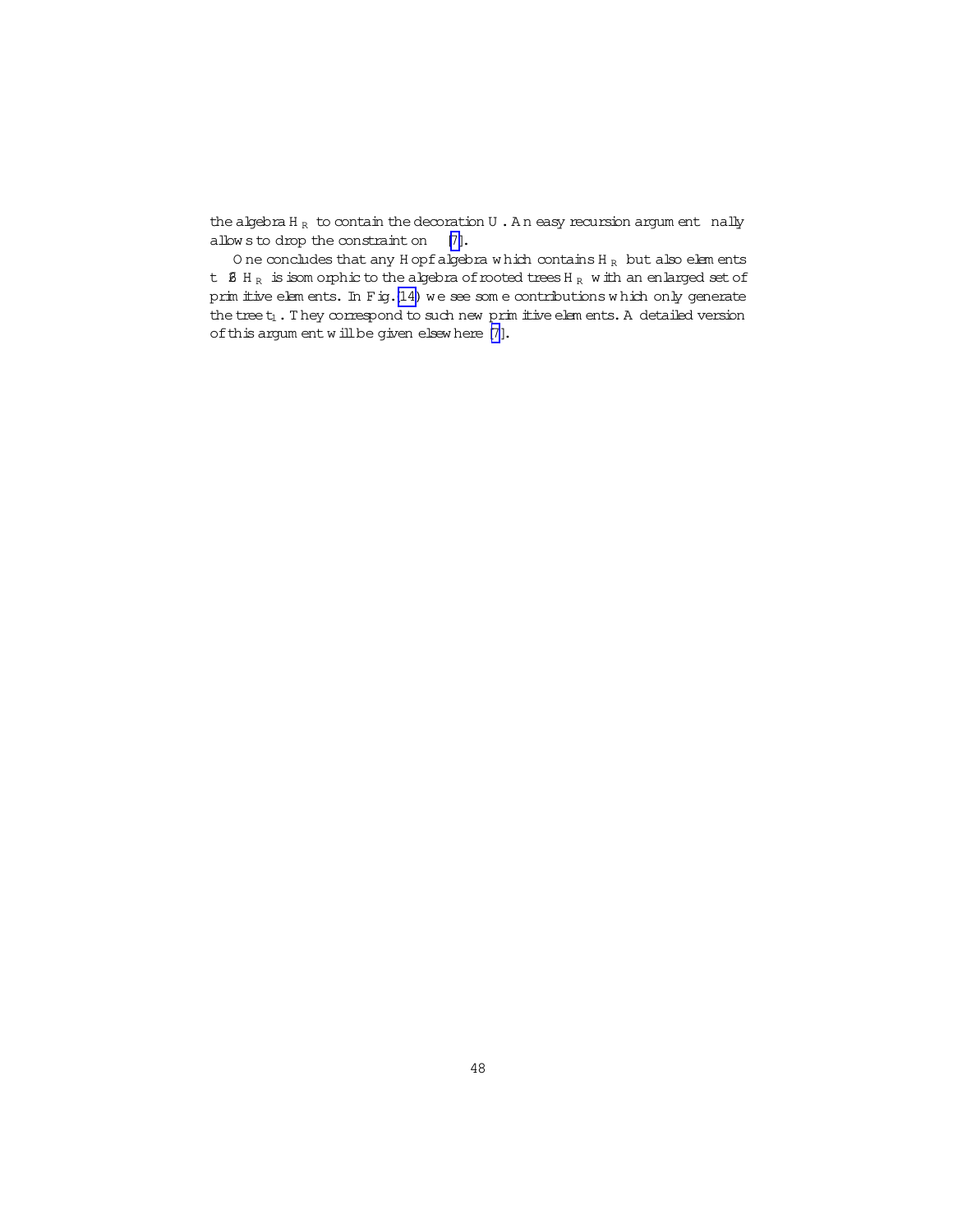the algebra $H_R$ to contain the decoration $U$. An easy recursion argument finally allows to drop the constraint on $\ $ [7].

One concludes that any Hopf algebra which contains $H_R$ but also elements $t \notin H_R$ is isomorphic to the algebra of rooted trees $H_R$ with an enlarged set of primitive elements. In Fig.(14) we see some contributions which only generate the tree $t_1$. They correspond to such new primitive elements. A detailed version of this argument will be given elsewhere [7].